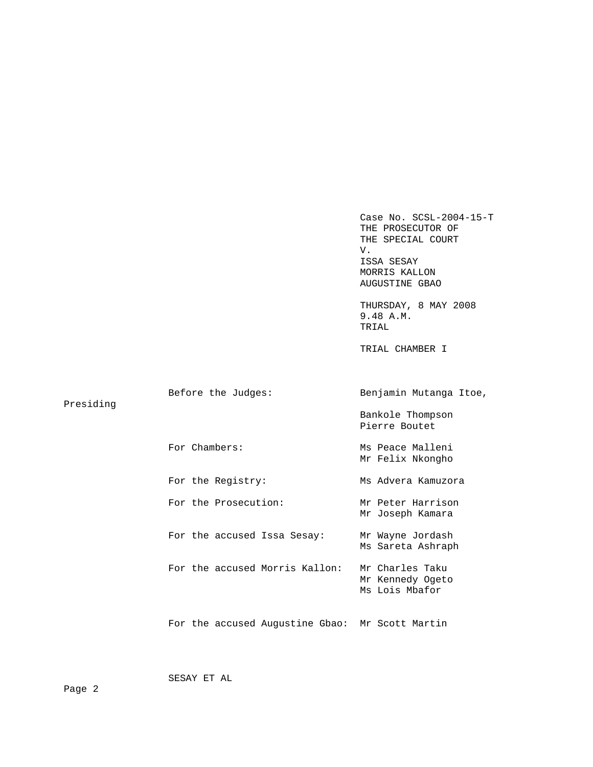Case No. SCSL-2004-15-T
THE PROSECUTOR OF
THE SPECIAL COURT
V.
ISSA SESAY
MORRIS KALLON
AUGUSTINE GBAO

THURSDAY, 8 MAY 2008
9.48 A.M.
TRIAL

TRIAL CHAMBER I

| | |
|---|---|
| Before the Judges: | Benjamin Mutanga Itoe, Presiding |
| | Bankole Thompson |
| | Pierre Boutet |
| For Chambers: | Ms Peace Malleni |
| | Mr Felix Nkongho |
| For the Registry: | Ms Advera Kamuzora |
| For the Prosecution: | Mr Peter Harrison |
| | Mr Joseph Kamara |
| For the accused Issa Sesay: | Mr Wayne Jordash |
| | Ms Sareta Ashraph |
| For the accused Morris Kallon: | Mr Charles Taku |
| | Mr Kennedy Ogeto |
| | Ms Lois Mbafor |
| For the accused Augustine Gbao: | Mr Scott Martin |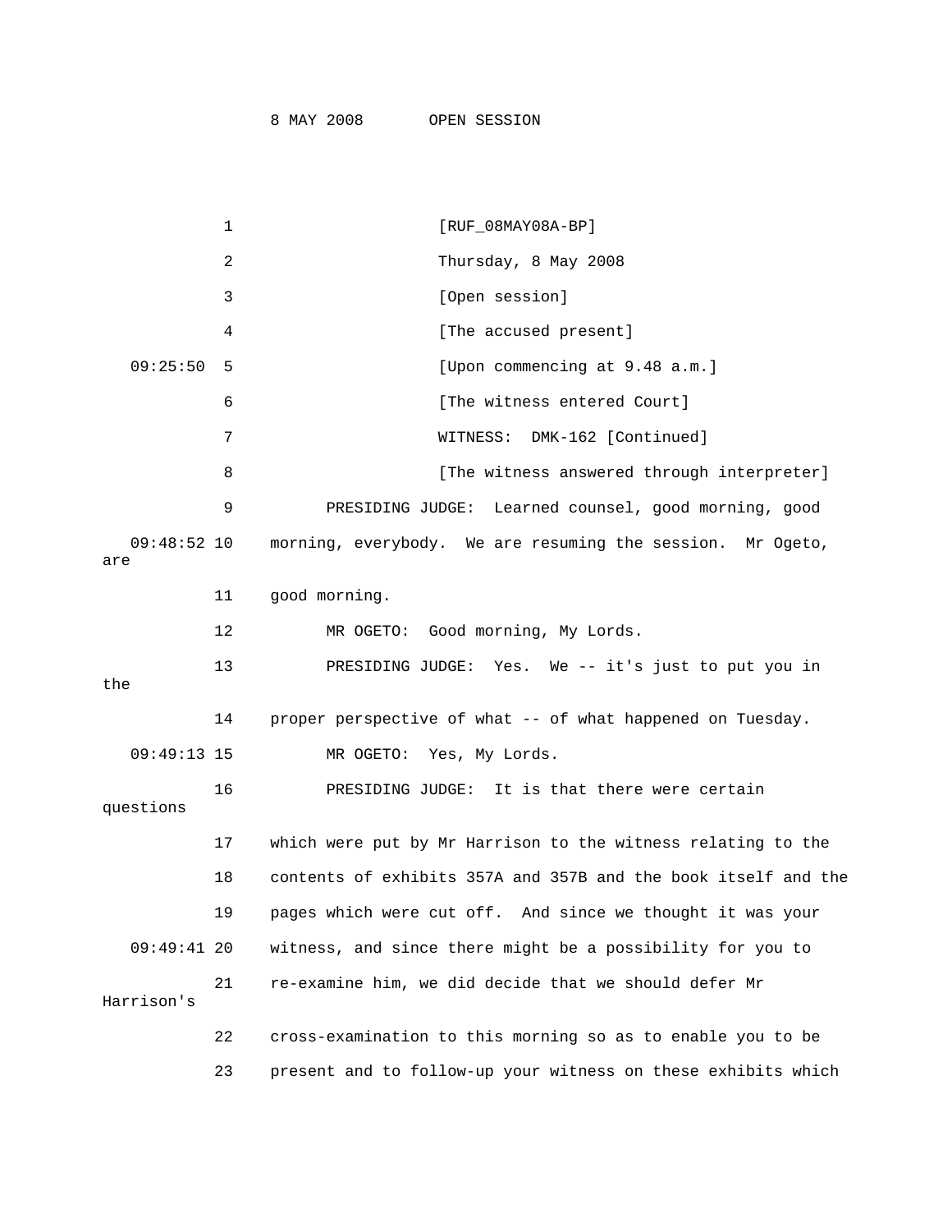[RUF_08MAY08A-BP]

Thursday, 8 May 2008

[Open session]

[The accused present]

[Upon commencing at 9.48 a.m.]

[The witness entered Court]

WITNESS: DMK-162 [Continued]

[The witness answered through interpreter]

PRESIDING JUDGE: Learned counsel, good morning, good morning, everybody. We are resuming the session. Mr Ogeto, are good morning.

MR OGETO: Good morning, My Lords.

PRESIDING JUDGE: Yes. We -- it's just to put you in the proper perspective of what -- of what happened on Tuesday.

MR OGETO: Yes, My Lords.

PRESIDING JUDGE: It is that there were certain questions which were put by Mr Harrison to the witness relating to the contents of exhibits 357A and 357B and the book itself and the pages which were cut off. And since we thought it was your witness, and since there might be a possibility for you to re-examine him, we did decide that we should defer Mr Harrison's cross-examination to this morning so as to enable you to be present and to follow-up your witness on these exhibits which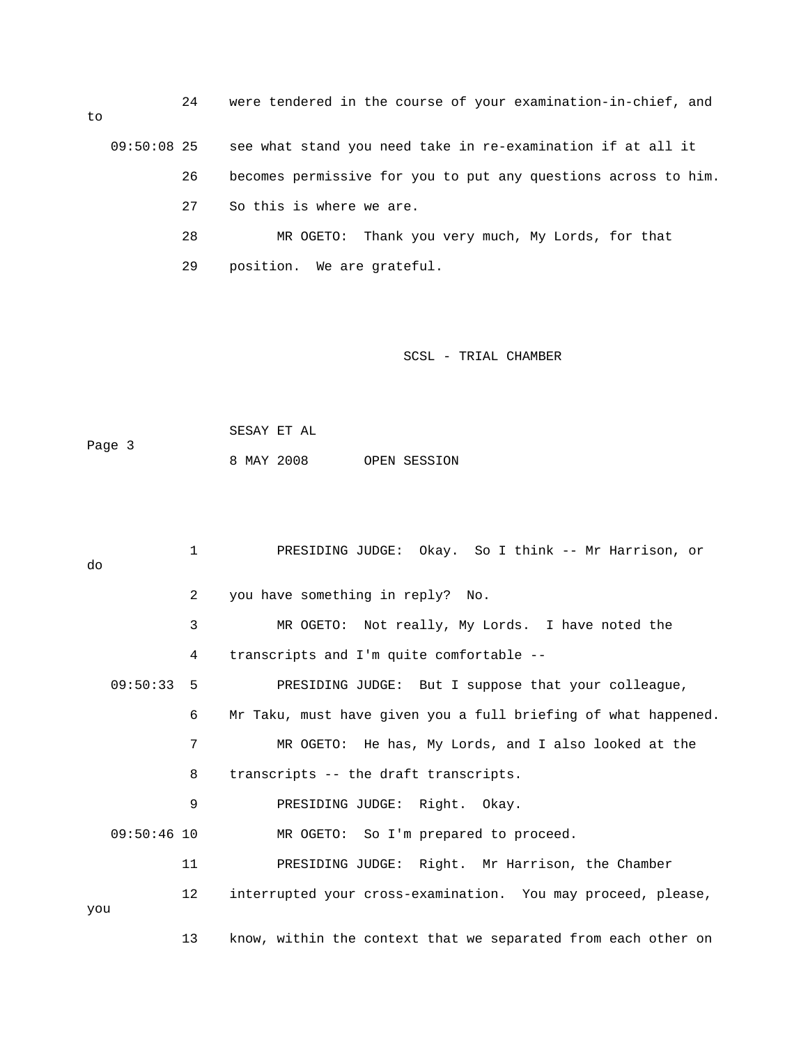24    were tendered in the course of your examination-in-chief, and to

09:50:08 25    see what stand you need take in re-examination if at all it

26    becomes permissive for you to put any questions across to him.

27    So this is where we are.

28          MR OGETO:  Thank you very much, My Lords, for that

29    position.  We are grateful.

SESAY ET AL

8 MAY 2008       OPEN SESSION

1          PRESIDING JUDGE:  Okay.  So I think -- Mr Harrison, or do

2    you have something in reply?  No.

3          MR OGETO:  Not really, My Lords.  I have noted the

4    transcripts and I'm quite comfortable --

09:50:33  5          PRESIDING JUDGE:  But I suppose that your colleague,

6    Mr Taku, must have given you a full briefing of what happened.

7          MR OGETO:  He has, My Lords, and I also looked at the

8    transcripts -- the draft transcripts.

9          PRESIDING JUDGE:  Right.  Okay.

09:50:46 10          MR OGETO:  So I'm prepared to proceed.

11          PRESIDING JUDGE:  Right.  Mr Harrison, the Chamber

12    interrupted your cross-examination.  You may proceed, please, you

13    know, within the context that we separated from each other on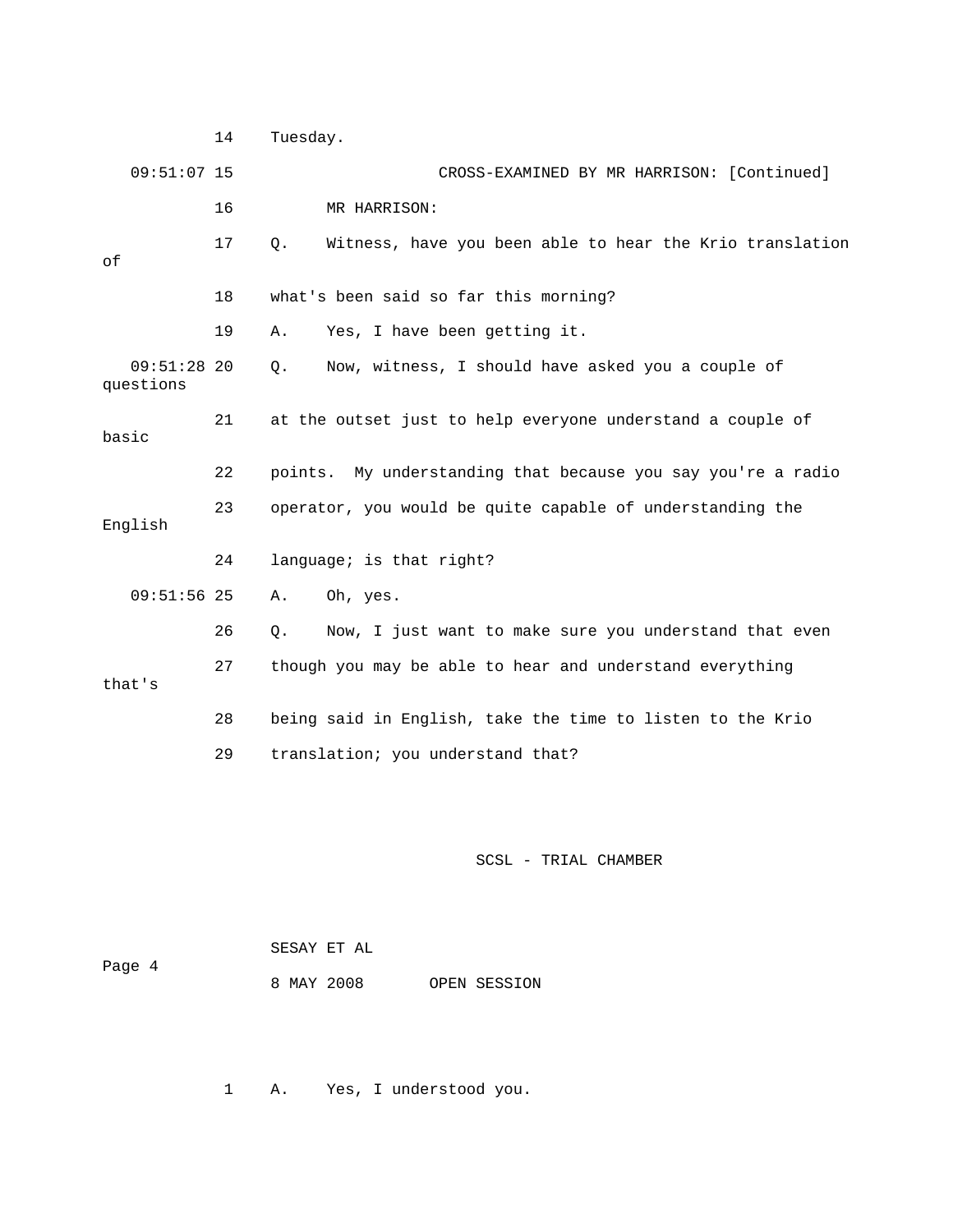14 Tuesday.

09:51:07 15 CROSS-EXAMINED BY MR HARRISON: [Continued]

16 MR HARRISON:

17 Q. Witness, have you been able to hear the Krio translation of

18 what's been said so far this morning?

19 A. Yes, I have been getting it.

09:51:28 20 Q. Now, witness, I should have asked you a couple of questions

21 at the outset just to help everyone understand a couple of basic

22 points. My understanding that because you say you're a radio

23 operator, you would be quite capable of understanding the English

24 language; is that right?

09:51:56 25 A. Oh, yes.

26 Q. Now, I just want to make sure you understand that even

27 though you may be able to hear and understand everything that's

28 being said in English, take the time to listen to the Krio

29 translation; you understand that?

1 A. Yes, I understood you.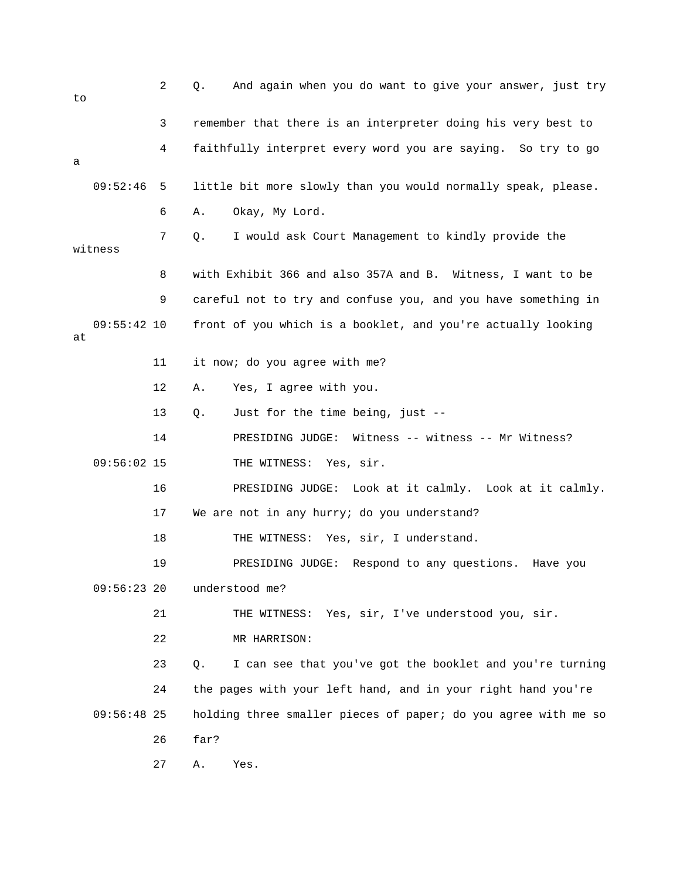2 Q. And again when you do want to give your answer, just try to

3 remember that there is an interpreter doing his very best to

4 faithfully interpret every word you are saying. So try to go a

09:52:46 5 little bit more slowly than you would normally speak, please.

6 A. Okay, My Lord.

7 Q. I would ask Court Management to kindly provide the witness

8 with Exhibit 366 and also 357A and B. Witness, I want to be

9 careful not to try and confuse you, and you have something in

09:55:42 10 front of you which is a booklet, and you're actually looking at

11 it now; do you agree with me?

12 A. Yes, I agree with you.

13 Q. Just for the time being, just --

14 PRESIDING JUDGE: Witness -- witness -- Mr Witness?

09:56:02 15 THE WITNESS: Yes, sir.

16 PRESIDING JUDGE: Look at it calmly. Look at it calmly.

17 We are not in any hurry; do you understand?

18 THE WITNESS: Yes, sir, I understand.

19 PRESIDING JUDGE: Respond to any questions. Have you

09:56:23 20 understood me?

21 THE WITNESS: Yes, sir, I've understood you, sir.

22 MR HARRISON:

23 Q. I can see that you've got the booklet and you're turning

24 the pages with your left hand, and in your right hand you're

09:56:48 25 holding three smaller pieces of paper; do you agree with me so

26 far?

27 A. Yes.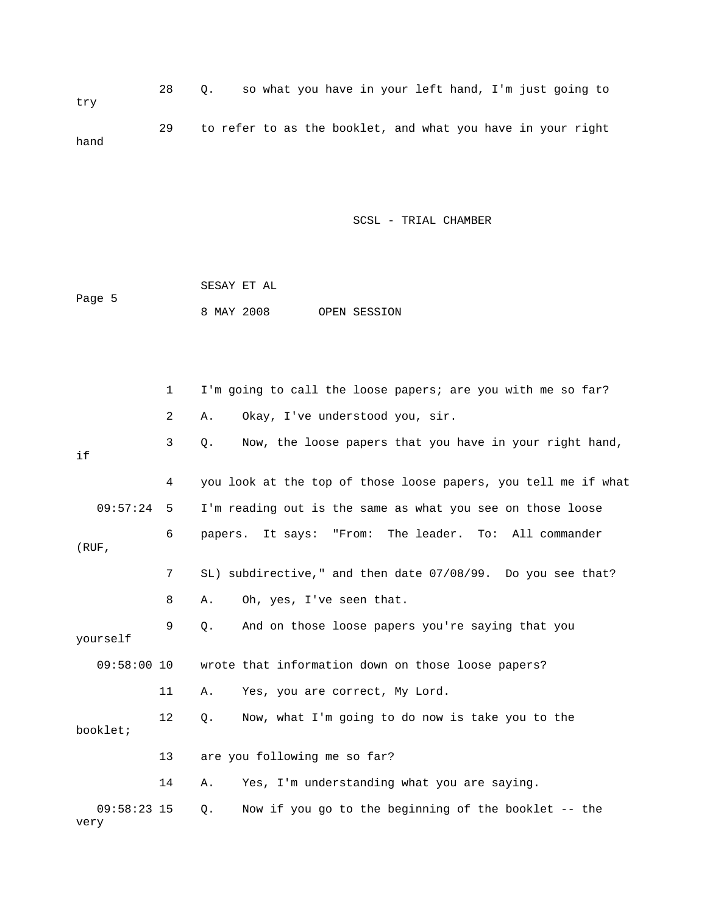28 Q. so what you have in your left hand, I'm just going to try

29 to refer to as the booklet, and what you have in your right hand

1 I'm going to call the loose papers; are you with me so far?

2 A. Okay, I've understood you, sir.

3 Q. Now, the loose papers that you have in your right hand, if

4 you look at the top of those loose papers, you tell me if what

09:57:24 5 I'm reading out is the same as what you see on those loose

6 papers. It says: "From: The leader. To: All commander (RUF,

7 SL) subdirective," and then date 07/08/99. Do you see that?

8 A. Oh, yes, I've seen that.

9 Q. And on those loose papers you're saying that you yourself

09:58:00 10 wrote that information down on those loose papers?

11 A. Yes, you are correct, My Lord.

12 Q. Now, what I'm going to do now is take you to the booklet;

13 are you following me so far?

14 A. Yes, I'm understanding what you are saying.

09:58:23 15 Q. Now if you go to the beginning of the booklet -- the very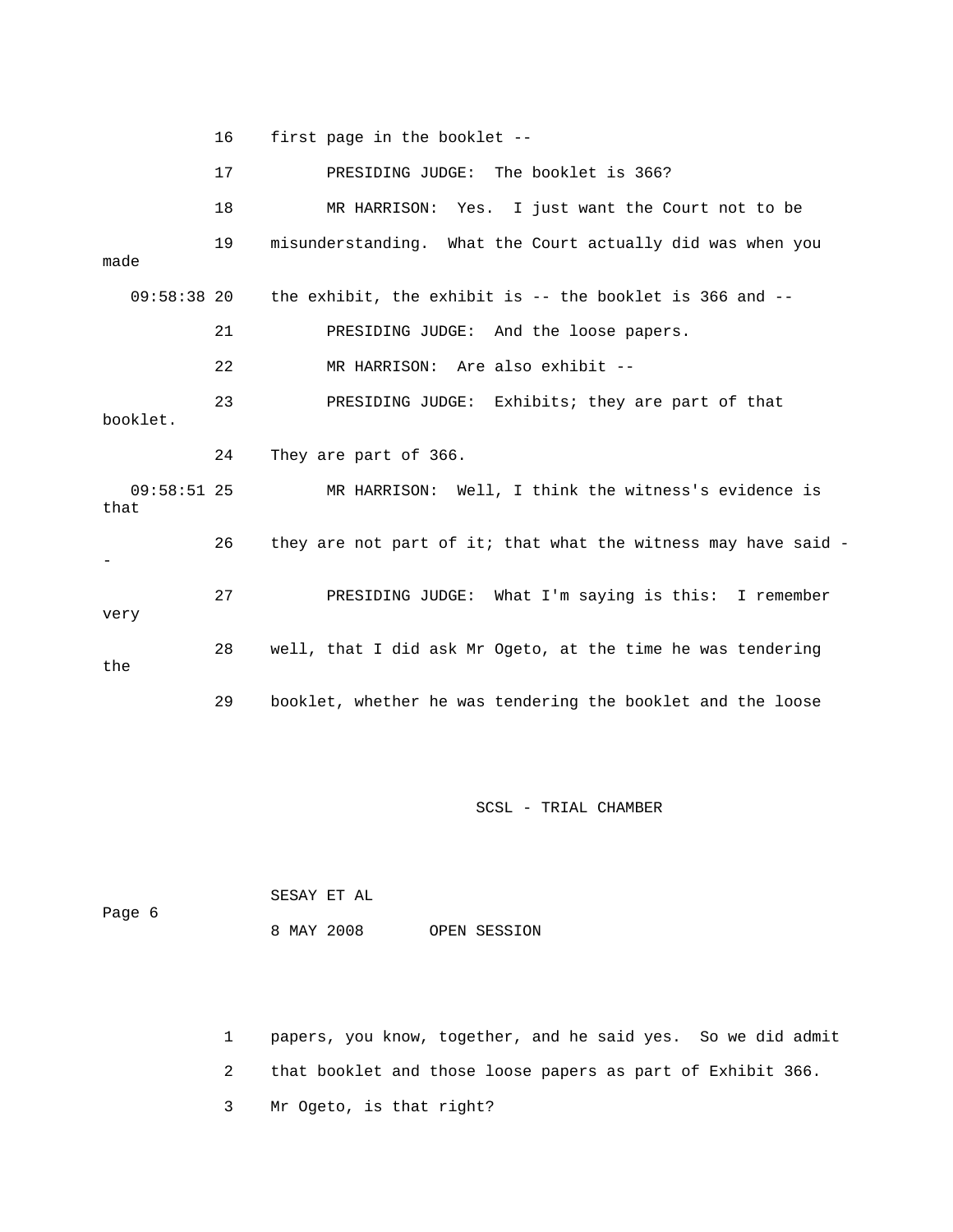16 first page in the booklet --

17 PRESIDING JUDGE: The booklet is 366?

18 MR HARRISON: Yes. I just want the Court not to be

19 misunderstanding. What the Court actually did was when you made

09:58:38 20 the exhibit, the exhibit is -- the booklet is 366 and --

21 PRESIDING JUDGE: And the loose papers.

22 MR HARRISON: Are also exhibit --

23 PRESIDING JUDGE: Exhibits; they are part of that booklet.

24 They are part of 366.

09:58:51 25 MR HARRISON: Well, I think the witness's evidence is that

26 they are not part of it; that what the witness may have said --

27 PRESIDING JUDGE: What I'm saying is this: I remember very

28 well, that I did ask Mr Ogeto, at the time he was tendering the

29 booklet, whether he was tendering the booklet and the loose

SCSL - TRIAL CHAMBER

SESAY ET AL

8 MAY 2008 OPEN SESSION

1 papers, you know, together, and he said yes. So we did admit

2 that booklet and those loose papers as part of Exhibit 366.

3 Mr Ogeto, is that right?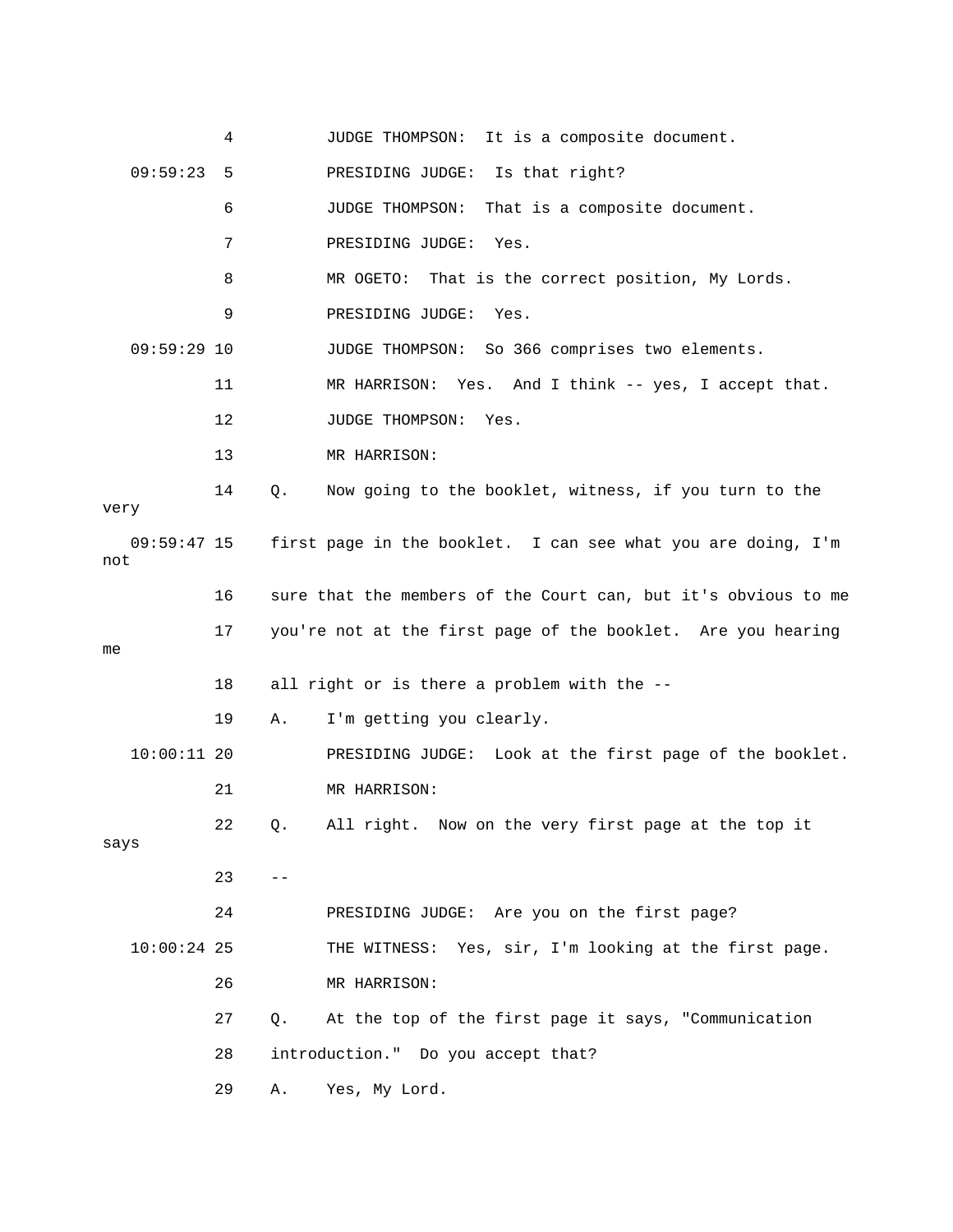4 JUDGE THOMPSON: It is a composite document.

09:59:23 5 PRESIDING JUDGE: Is that right?

6 JUDGE THOMPSON: That is a composite document.

7 PRESIDING JUDGE: Yes.

8 MR OGETO: That is the correct position, My Lords.

9 PRESIDING JUDGE: Yes.

09:59:29 10 JUDGE THOMPSON: So 366 comprises two elements.

11 MR HARRISON: Yes. And I think -- yes, I accept that.

12 JUDGE THOMPSON: Yes.

13 MR HARRISON:

14 Q. Now going to the booklet, witness, if you turn to the very

09:59:47 15 first page in the booklet. I can see what you are doing, I'm not

16 sure that the members of the Court can, but it's obvious to me

17 you're not at the first page of the booklet. Are you hearing me

18 all right or is there a problem with the --

19 A. I'm getting you clearly.

10:00:11 20 PRESIDING JUDGE: Look at the first page of the booklet.

21 MR HARRISON:

22 Q. All right. Now on the very first page at the top it says

23 --

24 PRESIDING JUDGE: Are you on the first page?

10:00:24 25 THE WITNESS: Yes, sir, I'm looking at the first page.

26 MR HARRISON:

27 Q. At the top of the first page it says, "Communication

28 introduction." Do you accept that?

29 A. Yes, My Lord.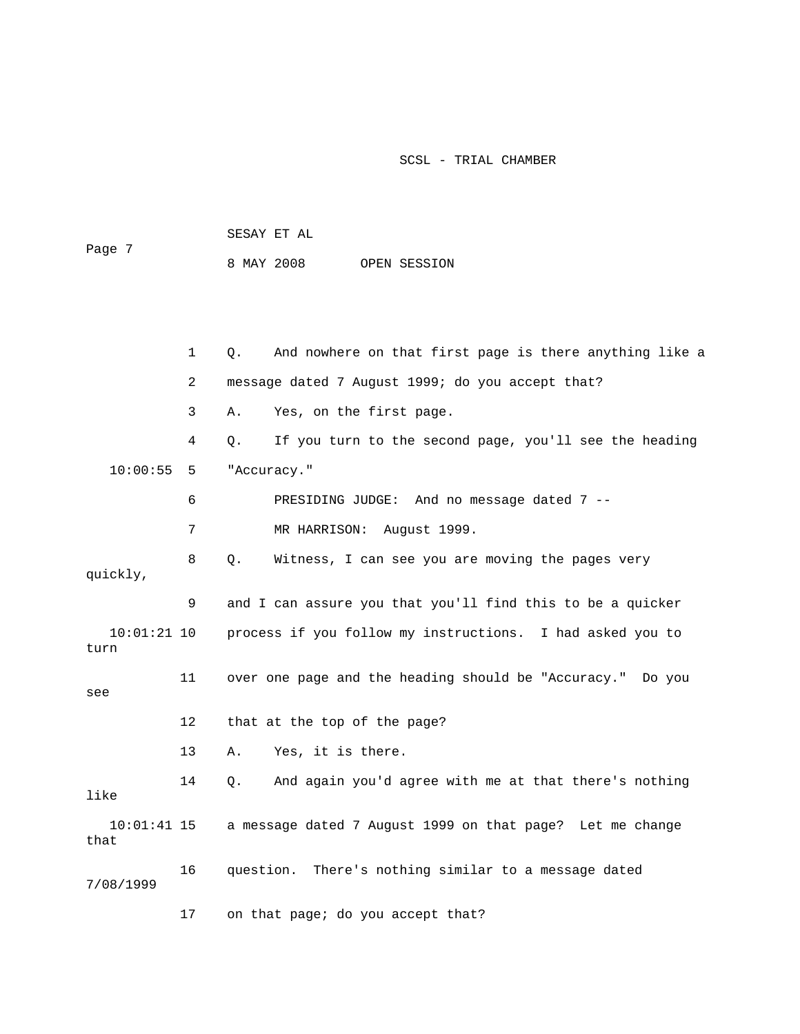1 Q. And nowhere on that first page is there anything like a

2 message dated 7 August 1999; do you accept that?

3 A. Yes, on the first page.

4 Q. If you turn to the second page, you'll see the heading

10:00:55 5 "Accuracy."

6 PRESIDING JUDGE: And no message dated 7 --

7 MR HARRISON: August 1999.

8 Q. Witness, I can see you are moving the pages very quickly,

9 and I can assure you that you'll find this to be a quicker

10:01:21 10 process if you follow my instructions. I had asked you to turn

11 over one page and the heading should be "Accuracy." Do you see

12 that at the top of the page?

13 A. Yes, it is there.

14 Q. And again you'd agree with me at that there's nothing like

10:01:41 15 a message dated 7 August 1999 on that page? Let me change that

16 question. There's nothing similar to a message dated 7/08/1999

17 on that page; do you accept that?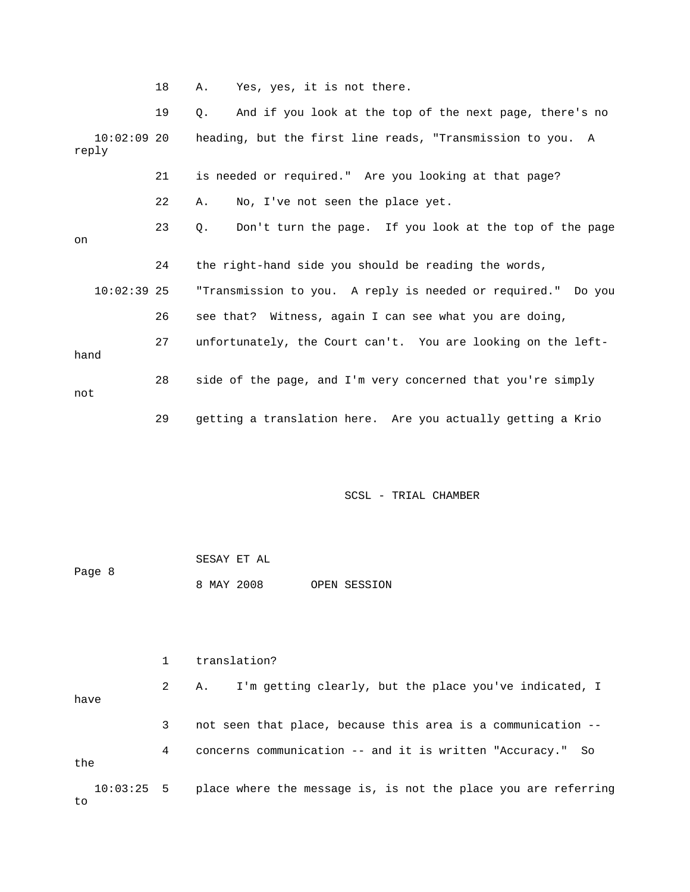18 A. Yes, yes, it is not there.

19 Q. And if you look at the top of the next page, there's no

10:02:09 20 heading, but the first line reads, "Transmission to you. A reply

21 is needed or required." Are you looking at that page?

22 A. No, I've not seen the place yet.

23 Q. Don't turn the page. If you look at the top of the page on

24 the right-hand side you should be reading the words,

10:02:39 25 "Transmission to you. A reply is needed or required." Do you

26 see that? Witness, again I can see what you are doing,

27 unfortunately, the Court can't. You are looking on the left-hand

28 side of the page, and I'm very concerned that you're simply not

29 getting a translation here. Are you actually getting a Krio

1 translation?

2 A. I'm getting clearly, but the place you've indicated, I have

3 not seen that place, because this area is a communication --

4 concerns communication -- and it is written "Accuracy." So the

10:03:25 5 place where the message is, is not the place you are referring to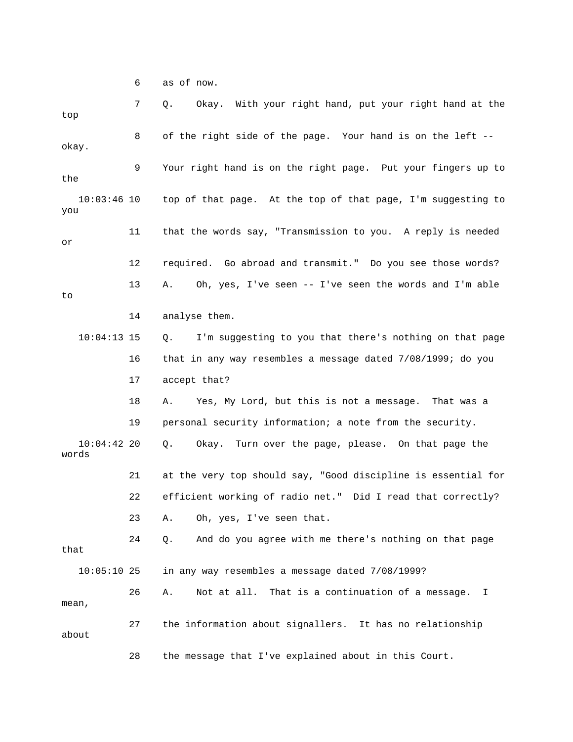6    as of now.

7    Q.    Okay.  With your right hand, put your right hand at the top

8    of the right side of the page.  Your hand is on the left -- okay.

9    Your right hand is on the right page.  Put your fingers up to the

10:03:46 10    top of that page.  At the top of that page, I'm suggesting to you

11    that the words say, "Transmission to you.  A reply is needed or

12    required.  Go abroad and transmit."  Do you see those words?

13    A.    Oh, yes, I've seen -- I've seen the words and I'm able to

14    analyse them.

10:04:13 15    Q.    I'm suggesting to you that there's nothing on that page

16    that in any way resembles a message dated 7/08/1999; do you

17    accept that?

18    A.    Yes, My Lord, but this is not a message.  That was a

19    personal security information; a note from the security.

10:04:42 20    Q.    Okay.  Turn over the page, please.  On that page the words

21    at the very top should say, "Good discipline is essential for

22    efficient working of radio net."  Did I read that correctly?

23    A.    Oh, yes, I've seen that.

24    Q.    And do you agree with me there's nothing on that page that

10:05:10 25    in any way resembles a message dated 7/08/1999?

26    A.    Not at all.  That is a continuation of a message.  I mean,

27    the information about signallers.  It has no relationship about

28    the message that I've explained about in this Court.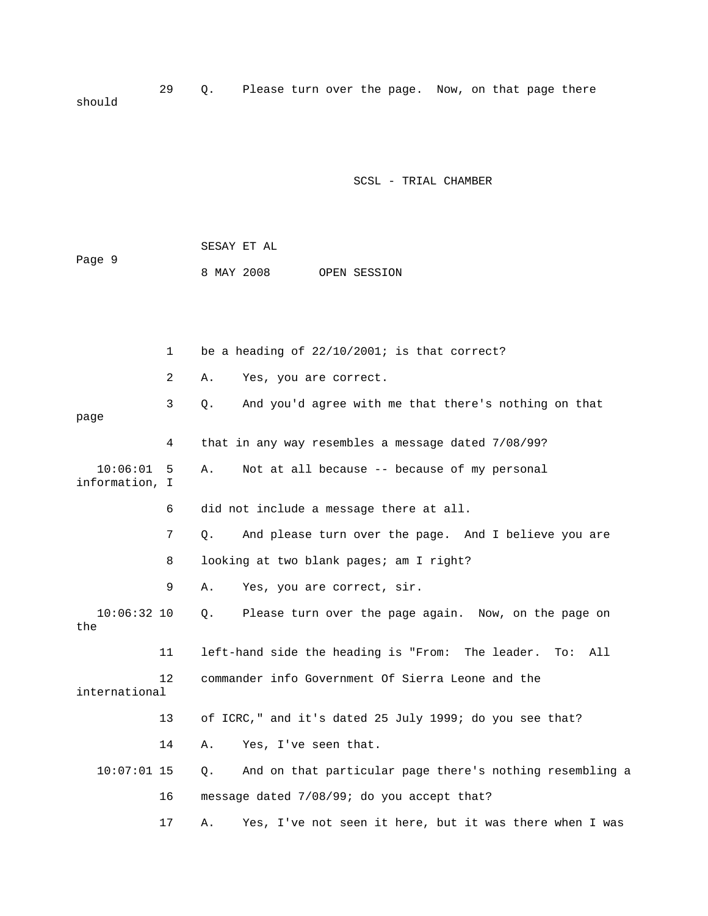29 Q. Please turn over the page. Now, on that page there should

1 be a heading of 22/10/2001; is that correct?

2 A. Yes, you are correct.

3 Q. And you'd agree with me that there's nothing on that page

4 that in any way resembles a message dated 7/08/99?

10:06:01 5 A. Not at all because -- because of my personal information, I

6 did not include a message there at all.

7 Q. And please turn over the page. And I believe you are

8 looking at two blank pages; am I right?

9 A. Yes, you are correct, sir.

10:06:32 10 Q. Please turn over the page again. Now, on the page on the

11 left-hand side the heading is "From: The leader. To: All

12 commander info Government Of Sierra Leone and the international

13 of ICRC," and it's dated 25 July 1999; do you see that?

14 A. Yes, I've seen that.

10:07:01 15 Q. And on that particular page there's nothing resembling a

16 message dated 7/08/99; do you accept that?

17 A. Yes, I've not seen it here, but it was there when I was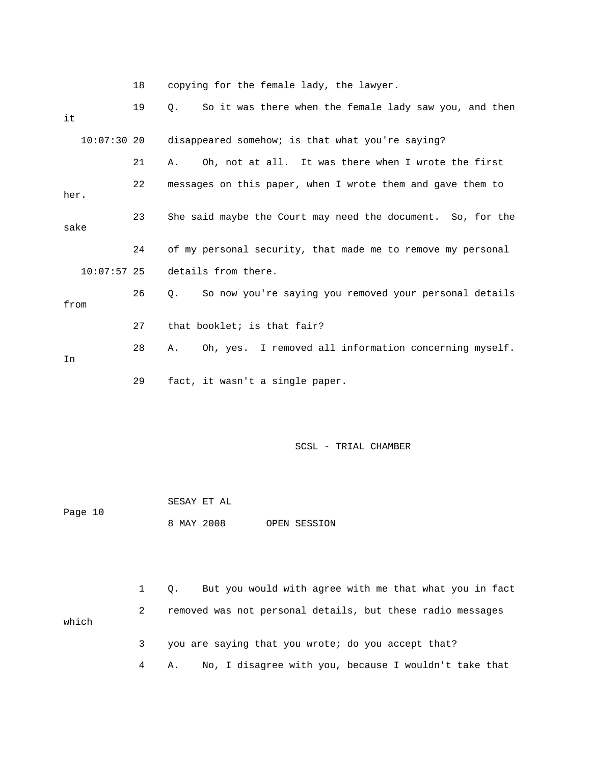18 copying for the female lady, the lawyer.

19 Q. So it was there when the female lady saw you, and then it

10:07:30 20 disappeared somehow; is that what you're saying?

21 A. Oh, not at all. It was there when I wrote the first

22 messages on this paper, when I wrote them and gave them to her.

23 She said maybe the Court may need the document. So, for the sake

24 of my personal security, that made me to remove my personal

10:07:57 25 details from there.

26 Q. So now you're saying you removed your personal details from

27 that booklet; is that fair?

28 A. Oh, yes. I removed all information concerning myself. In

29 fact, it wasn't a single paper.

SCSL - TRIAL CHAMBER

SESAY ET AL

8 MAY 2008 OPEN SESSION

1 Q. But you would with agree with me that what you in fact

2 removed was not personal details, but these radio messages which

3 you are saying that you wrote; do you accept that?

4 A. No, I disagree with you, because I wouldn't take that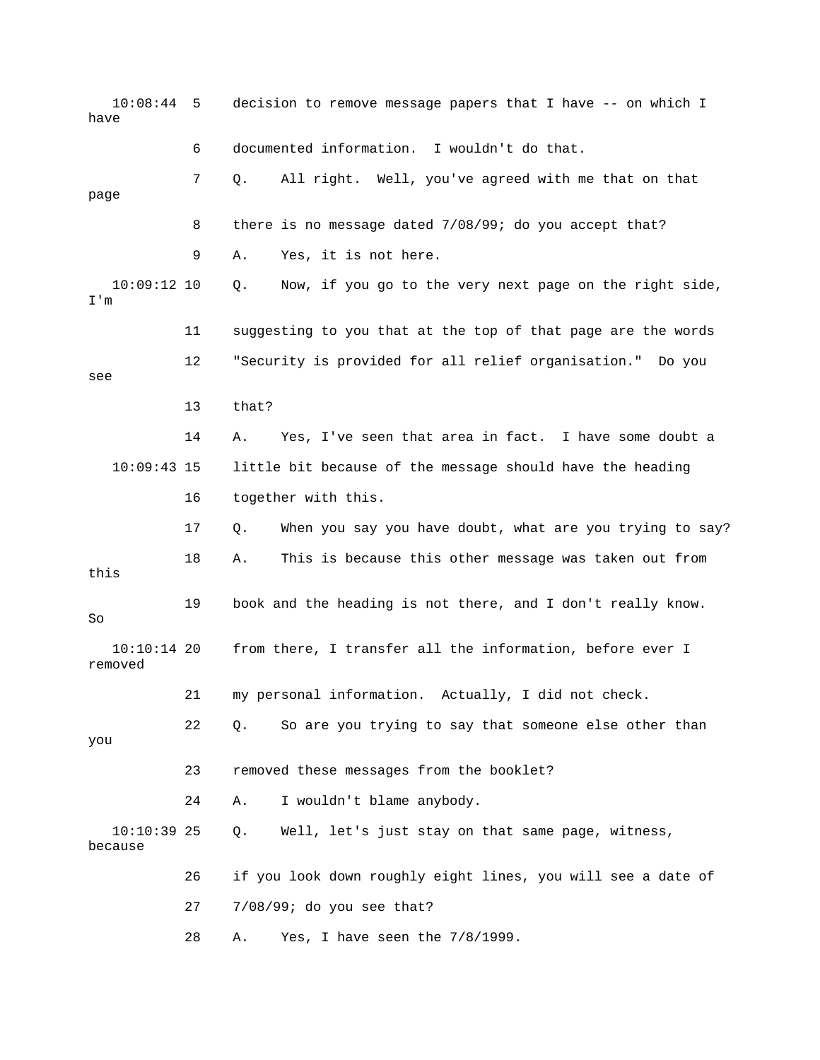10:08:44 5 decision to remove message papers that I have -- on which I have

6 documented information. I wouldn't do that.

7 Q. All right. Well, you've agreed with me that on that page

8 there is no message dated 7/08/99; do you accept that?

9 A. Yes, it is not here.

10:09:12 10 Q. Now, if you go to the very next page on the right side, I'm

11 suggesting to you that at the top of that page are the words

12 "Security is provided for all relief organisation." Do you see

13 that?

14 A. Yes, I've seen that area in fact. I have some doubt a

10:09:43 15 little bit because of the message should have the heading

16 together with this.

17 Q. When you say you have doubt, what are you trying to say?

18 A. This is because this other message was taken out from this

19 book and the heading is not there, and I don't really know. So

10:10:14 20 from there, I transfer all the information, before ever I removed

21 my personal information. Actually, I did not check.

22 Q. So are you trying to say that someone else other than you

23 removed these messages from the booklet?

24 A. I wouldn't blame anybody.

10:10:39 25 Q. Well, let's just stay on that same page, witness, because

26 if you look down roughly eight lines, you will see a date of

27 7/08/99; do you see that?

28 A. Yes, I have seen the 7/8/1999.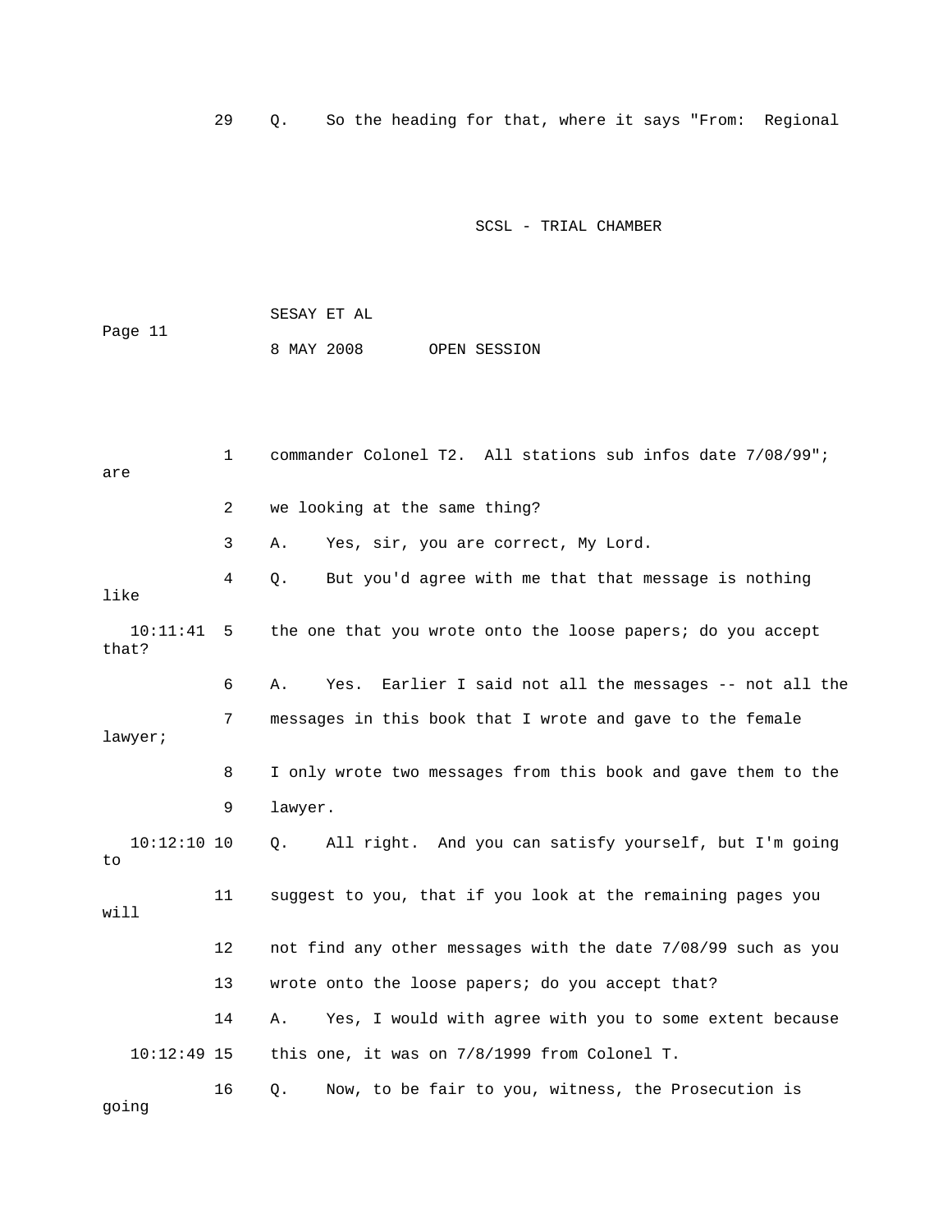29 Q. So the heading for that, where it says "From: Regional

1 commander Colonel T2. All stations sub infos date 7/08/99"; are

2 we looking at the same thing?

3 A. Yes, sir, you are correct, My Lord.

4 Q. But you'd agree with me that that message is nothing like

10:11:41 5 the one that you wrote onto the loose papers; do you accept that?

6 A. Yes. Earlier I said not all the messages -- not all the

7 messages in this book that I wrote and gave to the female lawyer;

8 I only wrote two messages from this book and gave them to the

9 lawyer.

10:12:10 10 Q. All right. And you can satisfy yourself, but I'm going to

11 suggest to you, that if you look at the remaining pages you will

12 not find any other messages with the date 7/08/99 such as you

13 wrote onto the loose papers; do you accept that?

14 A. Yes, I would with agree with you to some extent because

10:12:49 15 this one, it was on 7/8/1999 from Colonel T.

16 Q. Now, to be fair to you, witness, the Prosecution is going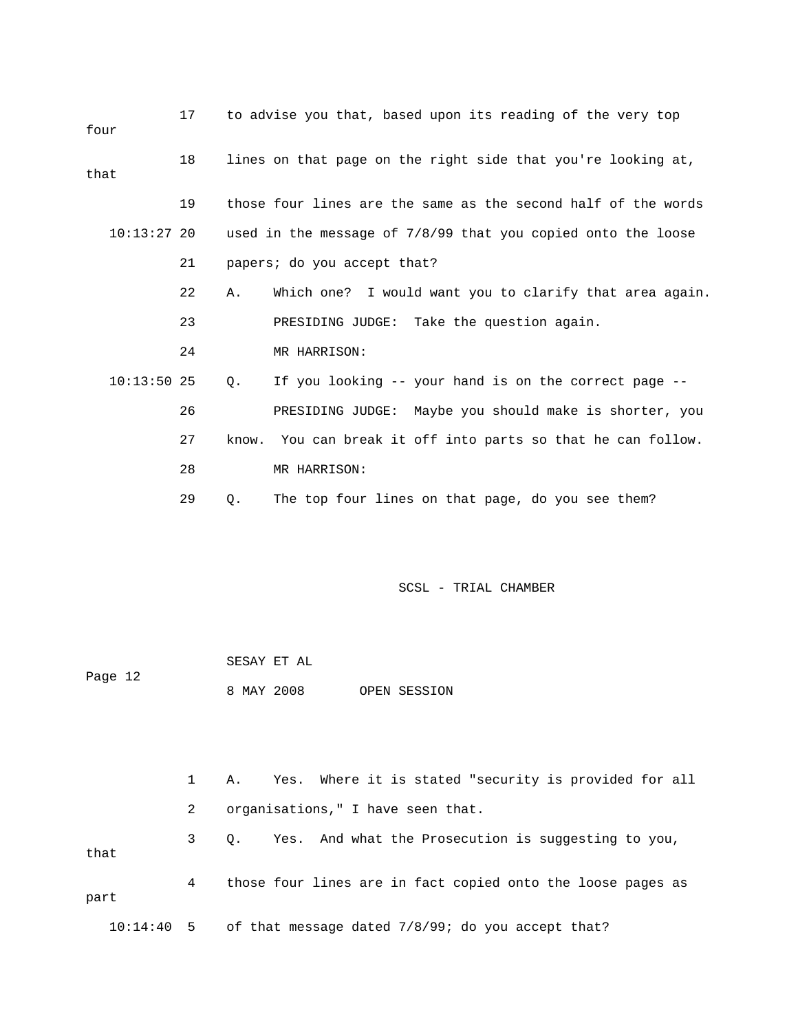17 to advise you that, based upon its reading of the very top four

18 lines on that page on the right side that you're looking at, that

19 those four lines are the same as the second half of the words

10:13:27 20 used in the message of 7/8/99 that you copied onto the loose

21 papers; do you accept that?

22 A. Which one? I would want you to clarify that area again.

23 PRESIDING JUDGE: Take the question again.

24 MR HARRISON:

10:13:50 25 Q. If you looking -- your hand is on the correct page --

26 PRESIDING JUDGE: Maybe you should make is shorter, you

27 know. You can break it off into parts so that he can follow.

28 MR HARRISON:

29 Q. The top four lines on that page, do you see them?

SCSL - TRIAL CHAMBER

SESAY ET AL

Page 12

8 MAY 2008 OPEN SESSION

1 A. Yes. Where it is stated "security is provided for all

2 organisations," I have seen that.

3 Q. Yes. And what the Prosecution is suggesting to you, that

4 those four lines are in fact copied onto the loose pages as part

10:14:40 5 of that message dated 7/8/99; do you accept that?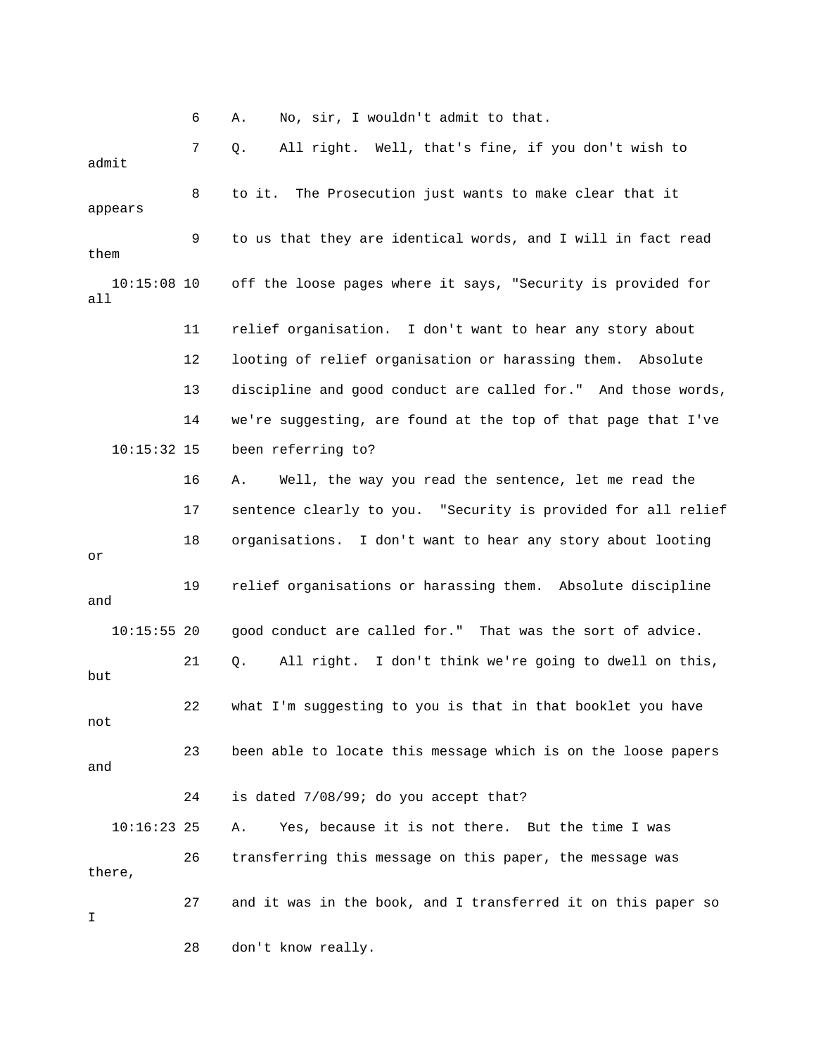6 A. No, sir, I wouldn't admit to that.

7 Q. All right. Well, that's fine, if you don't wish to admit

8 to it. The Prosecution just wants to make clear that it appears

9 to us that they are identical words, and I will in fact read them

10:15:08 10 off the loose pages where it says, "Security is provided for all

11 relief organisation. I don't want to hear any story about

12 looting of relief organisation or harassing them. Absolute

13 discipline and good conduct are called for." And those words,

14 we're suggesting, are found at the top of that page that I've

10:15:32 15 been referring to?

16 A. Well, the way you read the sentence, let me read the

17 sentence clearly to you. "Security is provided for all relief

18 organisations. I don't want to hear any story about looting or

19 relief organisations or harassing them. Absolute discipline and

10:15:55 20 good conduct are called for." That was the sort of advice.

21 Q. All right. I don't think we're going to dwell on this, but

22 what I'm suggesting to you is that in that booklet you have not

23 been able to locate this message which is on the loose papers and

24 is dated 7/08/99; do you accept that?

10:16:23 25 A. Yes, because it is not there. But the time I was

26 transferring this message on this paper, the message was there,

27 and it was in the book, and I transferred it on this paper so I

28 don't know really.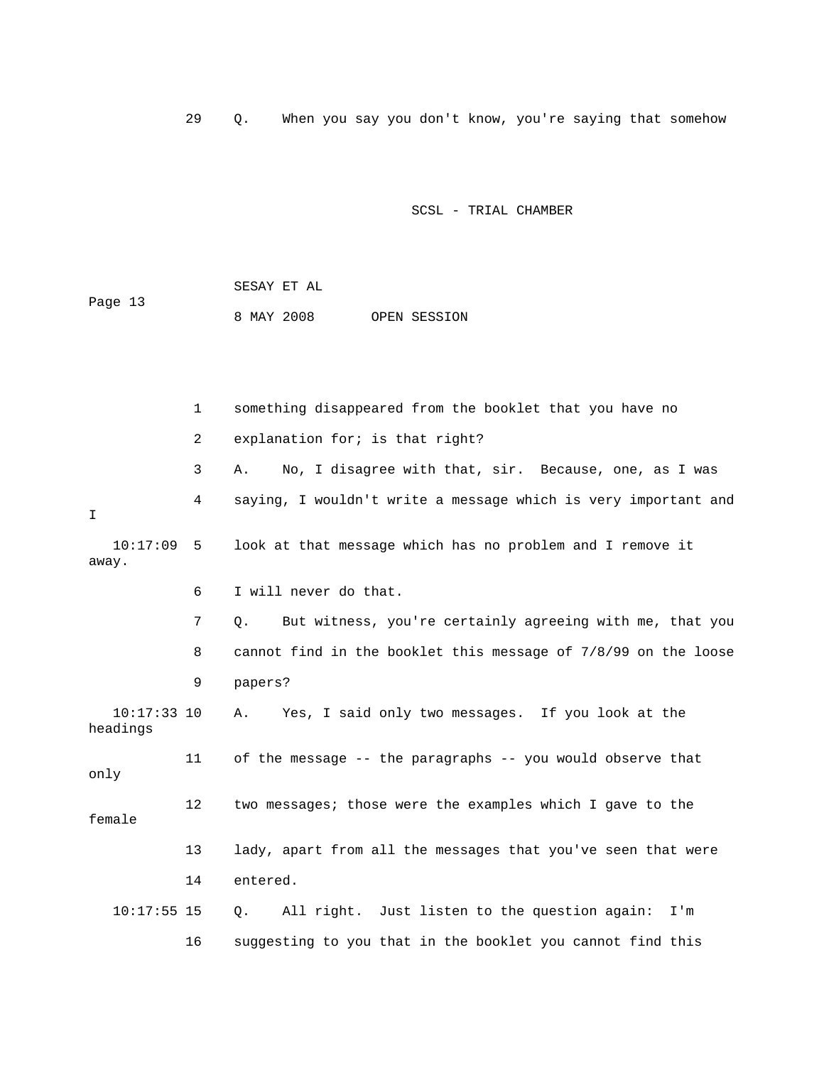29 Q. When you say you don't know, you're saying that somehow

1 something disappeared from the booklet that you have no

2 explanation for; is that right?

3 A. No, I disagree with that, sir. Because, one, as I was

4 saying, I wouldn't write a message which is very important and I

10:17:09 5 look at that message which has no problem and I remove it away.

6 I will never do that.

7 Q. But witness, you're certainly agreeing with me, that you

8 cannot find in the booklet this message of 7/8/99 on the loose

9 papers?

10:17:33 10 A. Yes, I said only two messages. If you look at the headings

11 of the message -- the paragraphs -- you would observe that only

12 two messages; those were the examples which I gave to the female

13 lady, apart from all the messages that you've seen that were

14 entered.

10:17:55 15 Q. All right. Just listen to the question again: I'm

16 suggesting to you that in the booklet you cannot find this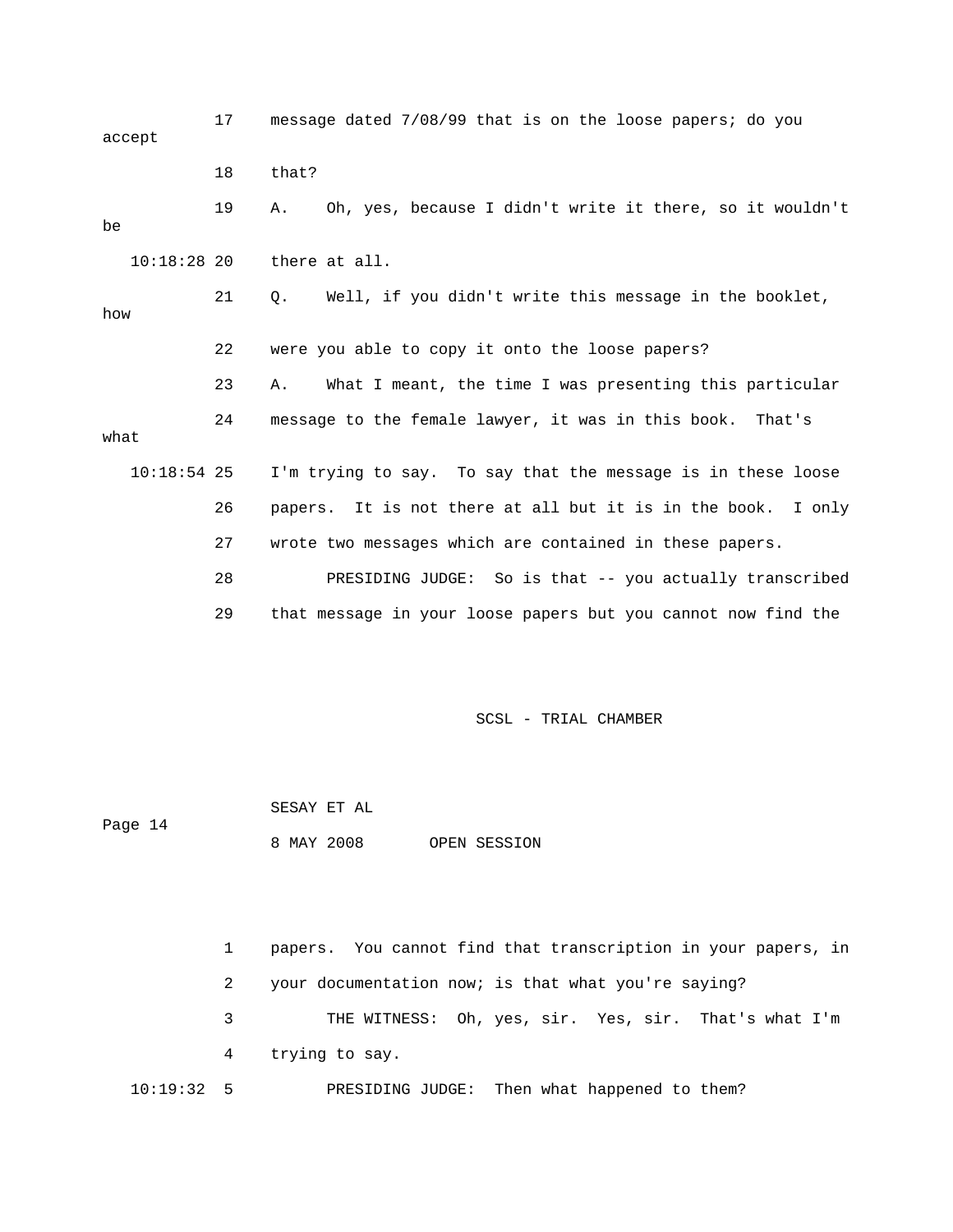17 message dated 7/08/99 that is on the loose papers; do you accept

18 that?

19 A. Oh, yes, because I didn't write it there, so it wouldn't be

10:18:28 20 there at all.

21 Q. Well, if you didn't write this message in the booklet, how

22 were you able to copy it onto the loose papers?

23 A. What I meant, the time I was presenting this particular

24 message to the female lawyer, it was in this book. That's what

10:18:54 25 I'm trying to say. To say that the message is in these loose

26 papers. It is not there at all but it is in the book. I only

27 wrote two messages which are contained in these papers.

28 PRESIDING JUDGE: So is that -- you actually transcribed

29 that message in your loose papers but you cannot now find the

1 papers. You cannot find that transcription in your papers, in

2 your documentation now; is that what you're saying?

3 THE WITNESS: Oh, yes, sir. Yes, sir. That's what I'm

4 trying to say.

10:19:32 5 PRESIDING JUDGE: Then what happened to them?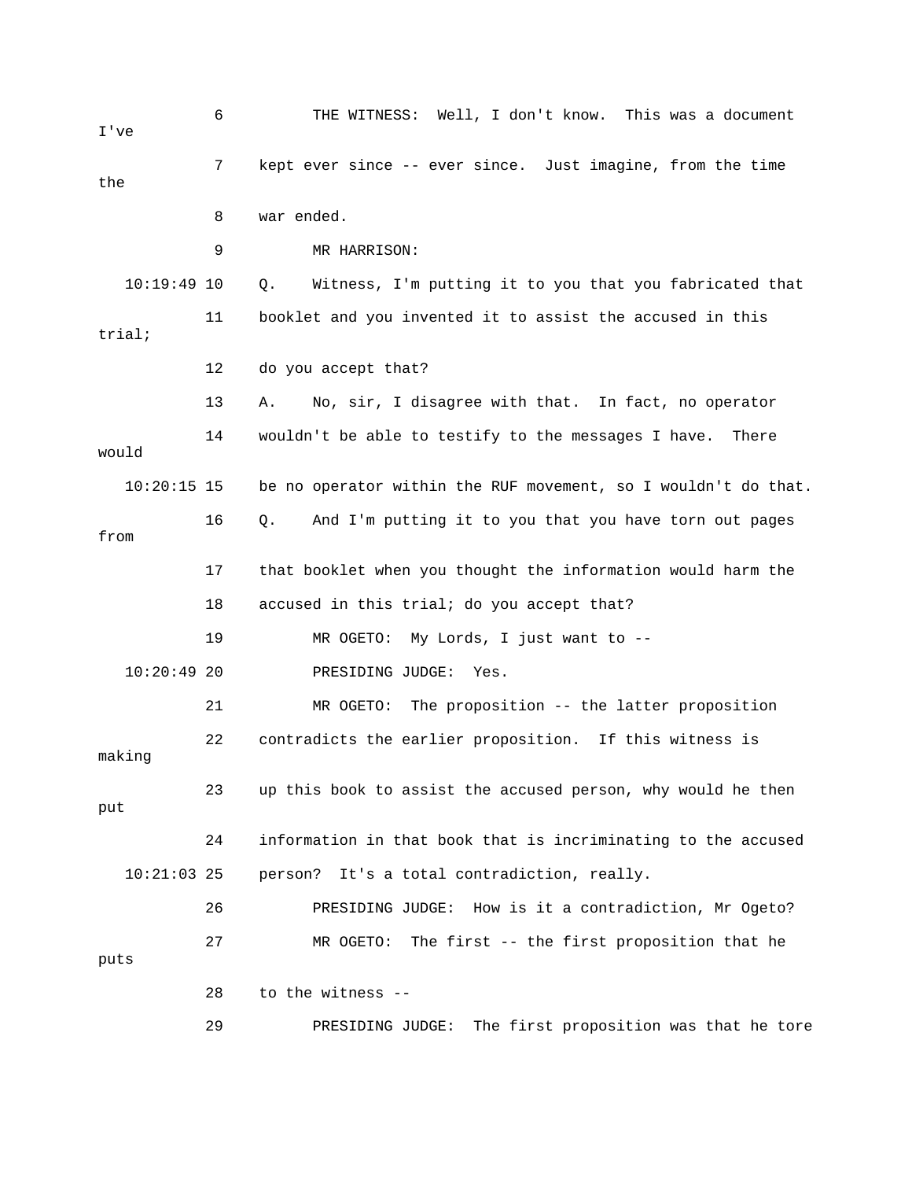6 THE WITNESS: Well, I don't know. This was a document I've

7 kept ever since -- ever since. Just imagine, from the time the

8 war ended.

9 MR HARRISON:

10:19:49 10 Q. Witness, I'm putting it to you that you fabricated that

11 booklet and you invented it to assist the accused in this trial;

12 do you accept that?

13 A. No, sir, I disagree with that. In fact, no operator

14 wouldn't be able to testify to the messages I have. There would

10:20:15 15 be no operator within the RUF movement, so I wouldn't do that.

16 Q. And I'm putting it to you that you have torn out pages from

17 that booklet when you thought the information would harm the

18 accused in this trial; do you accept that?

19 MR OGETO: My Lords, I just want to --

10:20:49 20 PRESIDING JUDGE: Yes.

21 MR OGETO: The proposition -- the latter proposition

22 contradicts the earlier proposition. If this witness is making

23 up this book to assist the accused person, why would he then put

24 information in that book that is incriminating to the accused

10:21:03 25 person? It's a total contradiction, really.

26 PRESIDING JUDGE: How is it a contradiction, Mr Ogeto?

27 MR OGETO: The first -- the first proposition that he puts

28 to the witness --

29 PRESIDING JUDGE: The first proposition was that he tore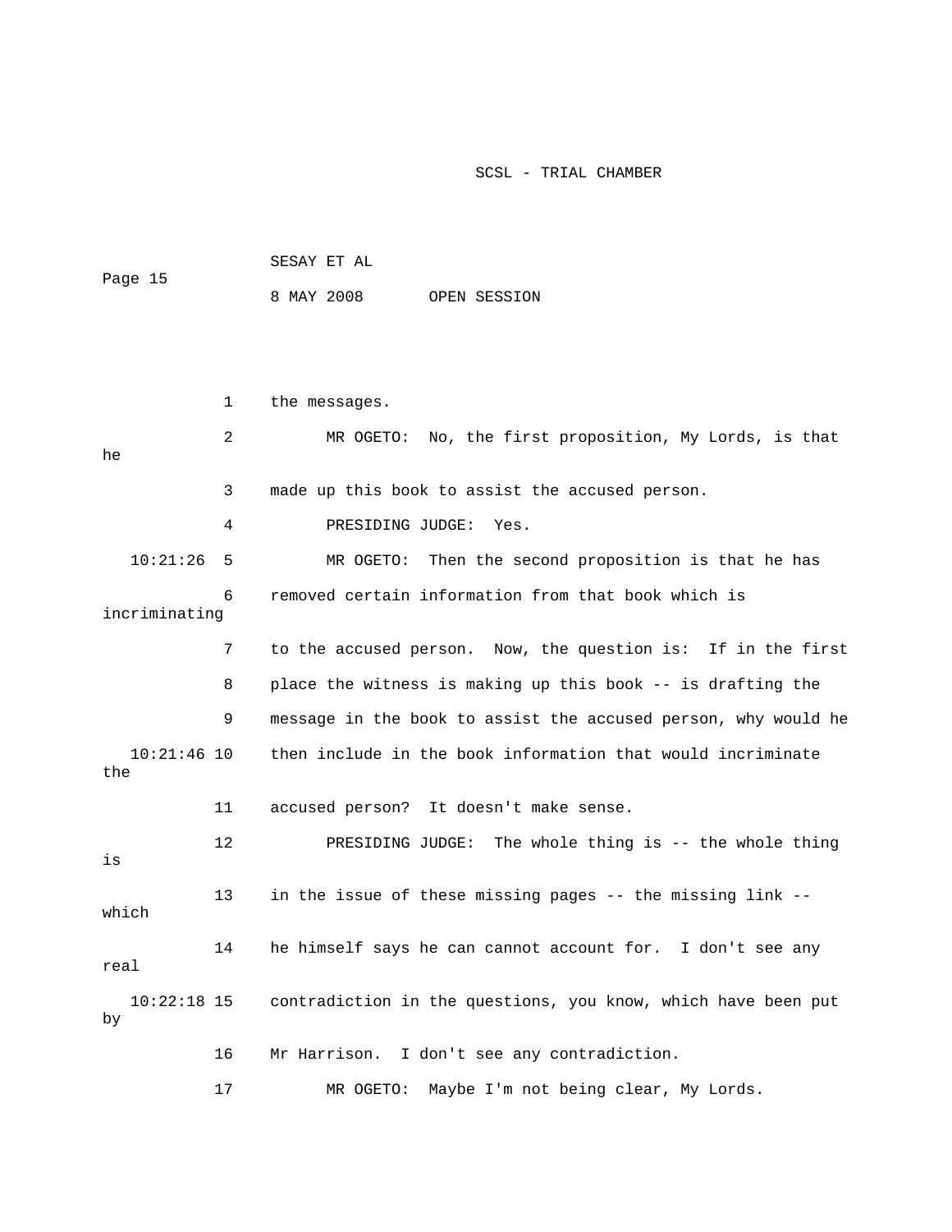the messages.

MR OGETO: No, the first proposition, My Lords, is that he made up this book to assist the accused person.

PRESIDING JUDGE: Yes.

MR OGETO: Then the second proposition is that he has removed certain information from that book which is incriminating to the accused person. Now, the question is: If in the first place the witness is making up this book -- is drafting the message in the book to assist the accused person, why would he then include in the book information that would incriminate the accused person? It doesn't make sense.

PRESIDING JUDGE: The whole thing is -- the whole thing is in the issue of these missing pages -- the missing link -- which he himself says he can cannot account for. I don't see any real contradiction in the questions, you know, which have been put by Mr Harrison. I don't see any contradiction.

MR OGETO: Maybe I'm not being clear, My Lords.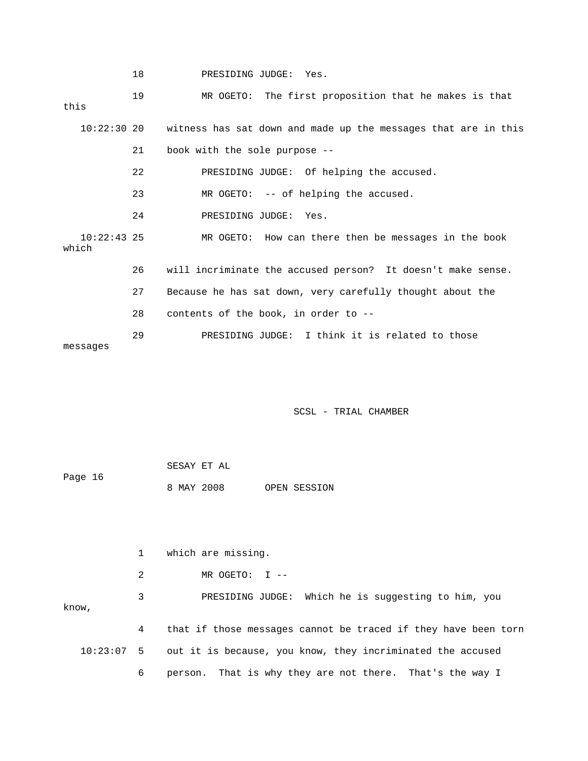PRESIDING JUDGE: Yes.

MR OGETO: The first proposition that he makes is that this witness has sat down and made up the messages that are in this book with the sole purpose --

PRESIDING JUDGE: Of helping the accused.

MR OGETO: -- of helping the accused.

PRESIDING JUDGE: Yes.

MR OGETO: How can there then be messages in the book which will incriminate the accused person? It doesn't make sense. Because he has sat down, very carefully thought about the contents of the book, in order to --

PRESIDING JUDGE: I think it is related to those messages which are missing.

MR OGETO: I --

PRESIDING JUDGE: Which he is suggesting to him, you know, that if those messages cannot be traced if they have been torn out it is because, you know, they incriminated the accused person. That is why they are not there. That's the way I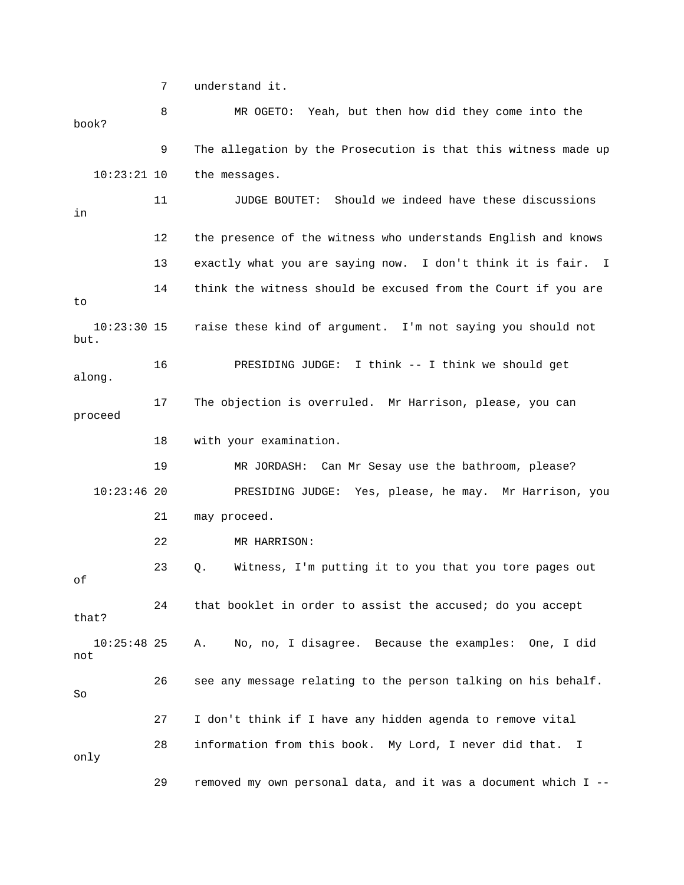7 understand it.

8 MR OGETO: Yeah, but then how did they come into the book?

9 The allegation by the Prosecution is that this witness made up

10:23:21 10 the messages.

11 JUDGE BOUTET: Should we indeed have these discussions in

12 the presence of the witness who understands English and knows

13 exactly what you are saying now. I don't think it is fair. I

14 think the witness should be excused from the Court if you are to

10:23:30 15 raise these kind of argument. I'm not saying you should not but.

16 PRESIDING JUDGE: I think -- I think we should get along.

17 The objection is overruled. Mr Harrison, please, you can proceed

18 with your examination.

19 MR JORDASH: Can Mr Sesay use the bathroom, please?

10:23:46 20 PRESIDING JUDGE: Yes, please, he may. Mr Harrison, you

21 may proceed.

22 MR HARRISON:

23 Q. Witness, I'm putting it to you that you tore pages out of

24 that booklet in order to assist the accused; do you accept that?

10:25:48 25 A. No, no, I disagree. Because the examples: One, I did not

26 see any message relating to the person talking on his behalf. So

27 I don't think if I have any hidden agenda to remove vital

28 information from this book. My Lord, I never did that. I only

29 removed my own personal data, and it was a document which I --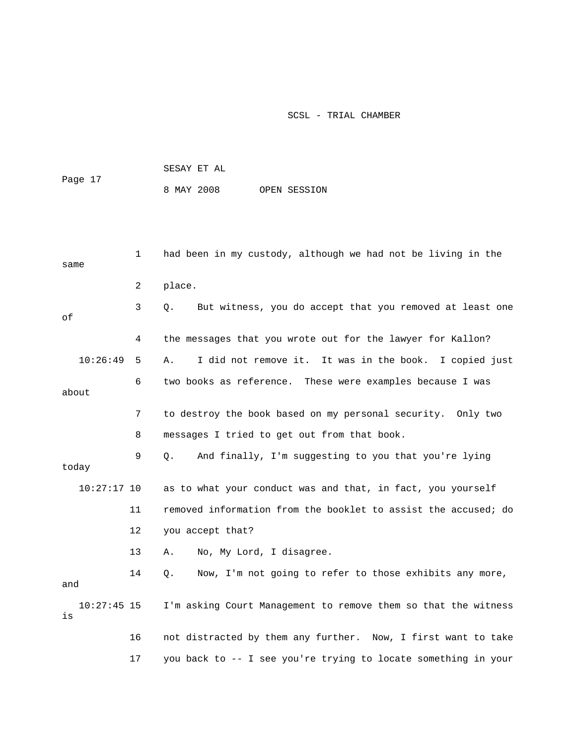1 had been in my custody, although we had not be living in the same

2 place.

3 Q. But witness, you do accept that you removed at least one of

4 the messages that you wrote out for the lawyer for Kallon?

10:26:49 5 A. I did not remove it. It was in the book. I copied just

6 two books as reference. These were examples because I was about

7 to destroy the book based on my personal security. Only two

8 messages I tried to get out from that book.

9 Q. And finally, I'm suggesting to you that you're lying today

10:27:17 10 as to what your conduct was and that, in fact, you yourself

11 removed information from the booklet to assist the accused; do

12 you accept that?

13 A. No, My Lord, I disagree.

14 Q. Now, I'm not going to refer to those exhibits any more, and

10:27:45 15 I'm asking Court Management to remove them so that the witness is

16 not distracted by them any further. Now, I first want to take

17 you back to -- I see you're trying to locate something in your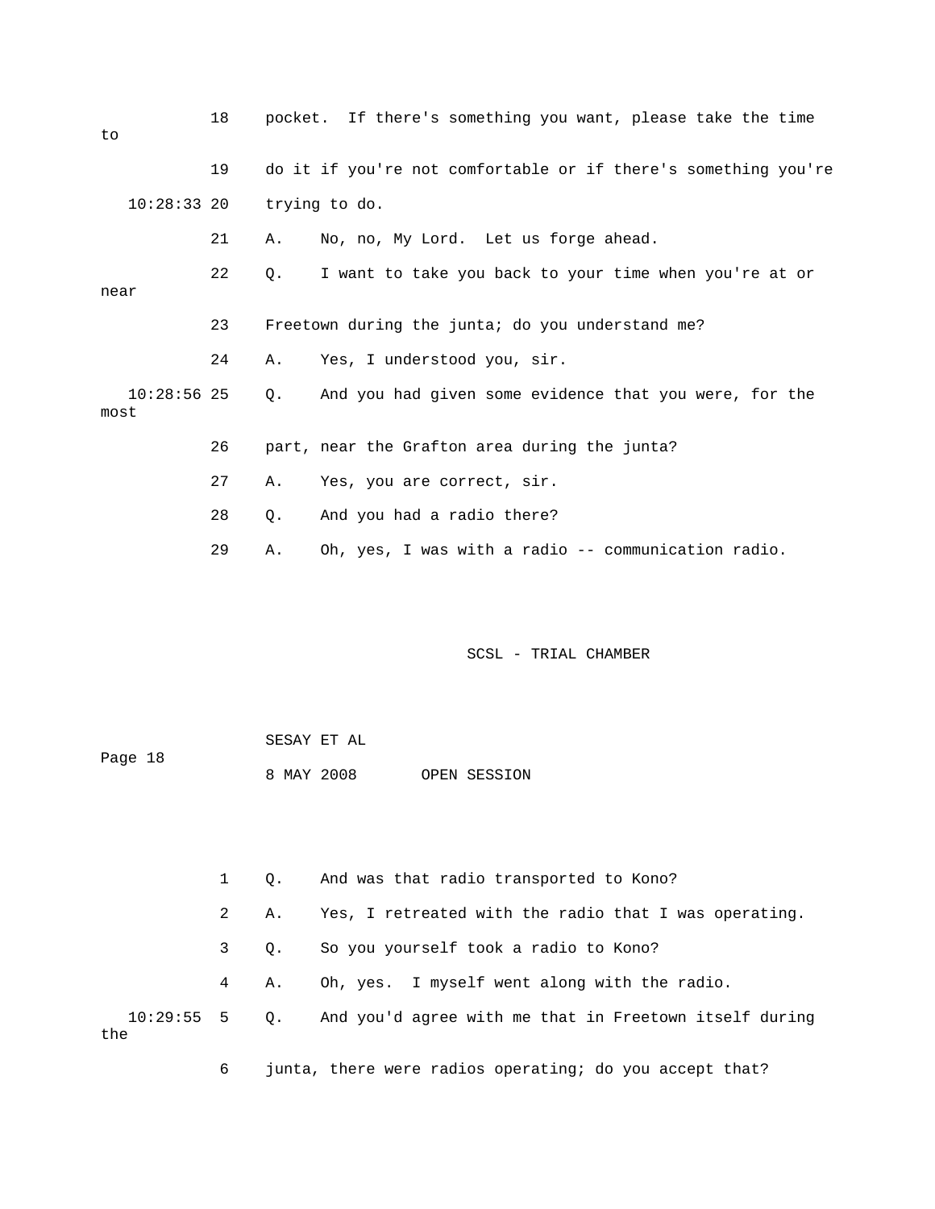18 pocket. If there's something you want, please take the time to

19 do it if you're not comfortable or if there's something you're

10:28:33 20 trying to do.

21 A. No, no, My Lord. Let us forge ahead.

22 Q. I want to take you back to your time when you're at or near

23 Freetown during the junta; do you understand me?

24 A. Yes, I understood you, sir.

10:28:56 25 Q. And you had given some evidence that you were, for the most

26 part, near the Grafton area during the junta?

27 A. Yes, you are correct, sir.

28 Q. And you had a radio there?

29 A. Oh, yes, I was with a radio -- communication radio.

1 Q. And was that radio transported to Kono?

2 A. Yes, I retreated with the radio that I was operating.

3 Q. So you yourself took a radio to Kono?

4 A. Oh, yes. I myself went along with the radio.

10:29:55 5 Q. And you'd agree with me that in Freetown itself during the

6 junta, there were radios operating; do you accept that?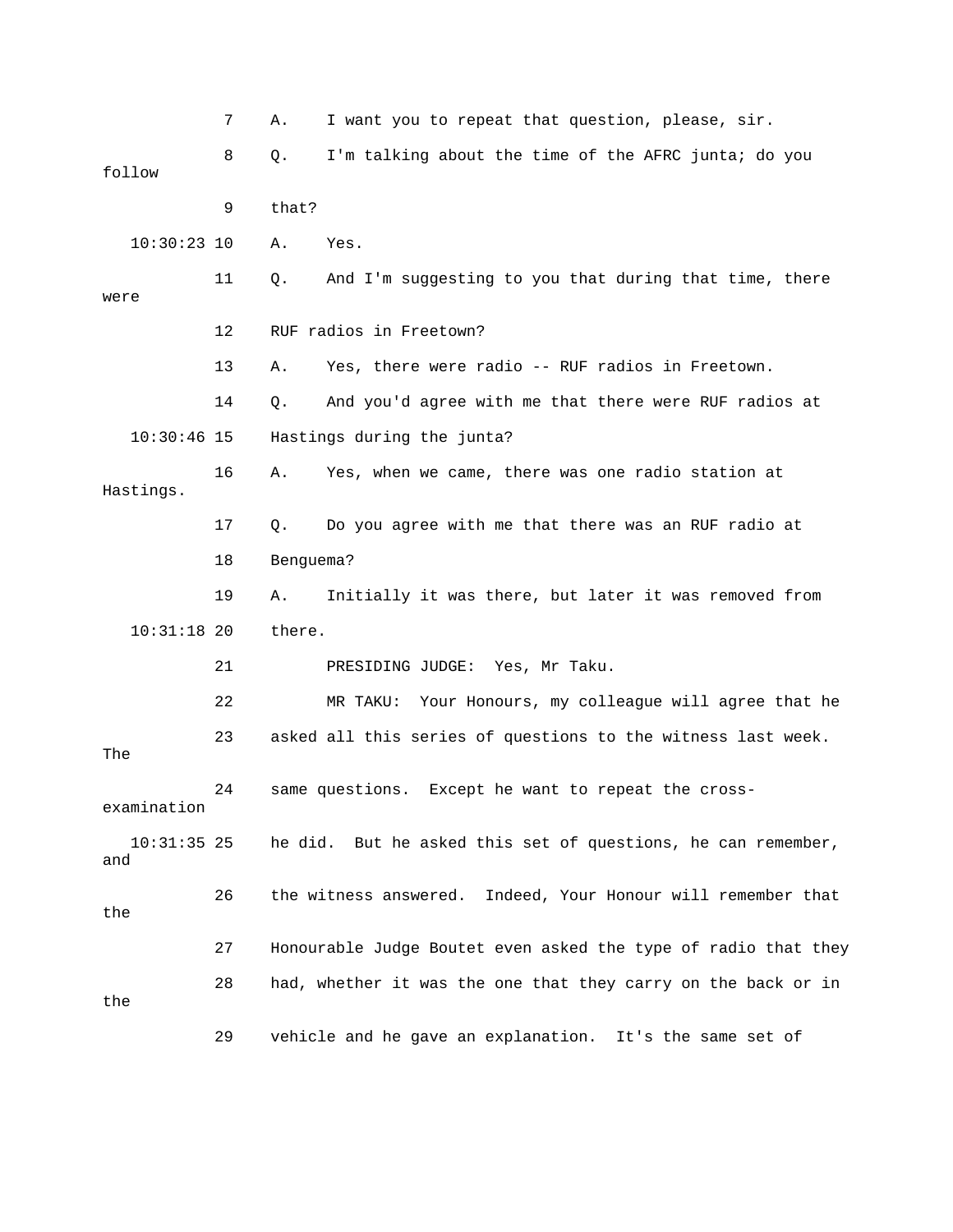7 A. I want you to repeat that question, please, sir.

8 Q. I'm talking about the time of the AFRC junta; do you follow

9 that?

10:30:23 10 A. Yes.

11 Q. And I'm suggesting to you that during that time, there were

12 RUF radios in Freetown?

13 A. Yes, there were radio -- RUF radios in Freetown.

14 Q. And you'd agree with me that there were RUF radios at

10:30:46 15 Hastings during the junta?

16 A. Yes, when we came, there was one radio station at Hastings.

17 Q. Do you agree with me that there was an RUF radio at

18 Benguema?

19 A. Initially it was there, but later it was removed from

10:31:18 20 there.

21 PRESIDING JUDGE: Yes, Mr Taku.

22 MR TAKU: Your Honours, my colleague will agree that he

23 asked all this series of questions to the witness last week. The

24 same questions. Except he want to repeat the cross-examination

10:31:35 25 he did. But he asked this set of questions, he can remember, and

26 the witness answered. Indeed, Your Honour will remember that the

27 Honourable Judge Boutet even asked the type of radio that they

28 had, whether it was the one that they carry on the back or in the

29 vehicle and he gave an explanation. It's the same set of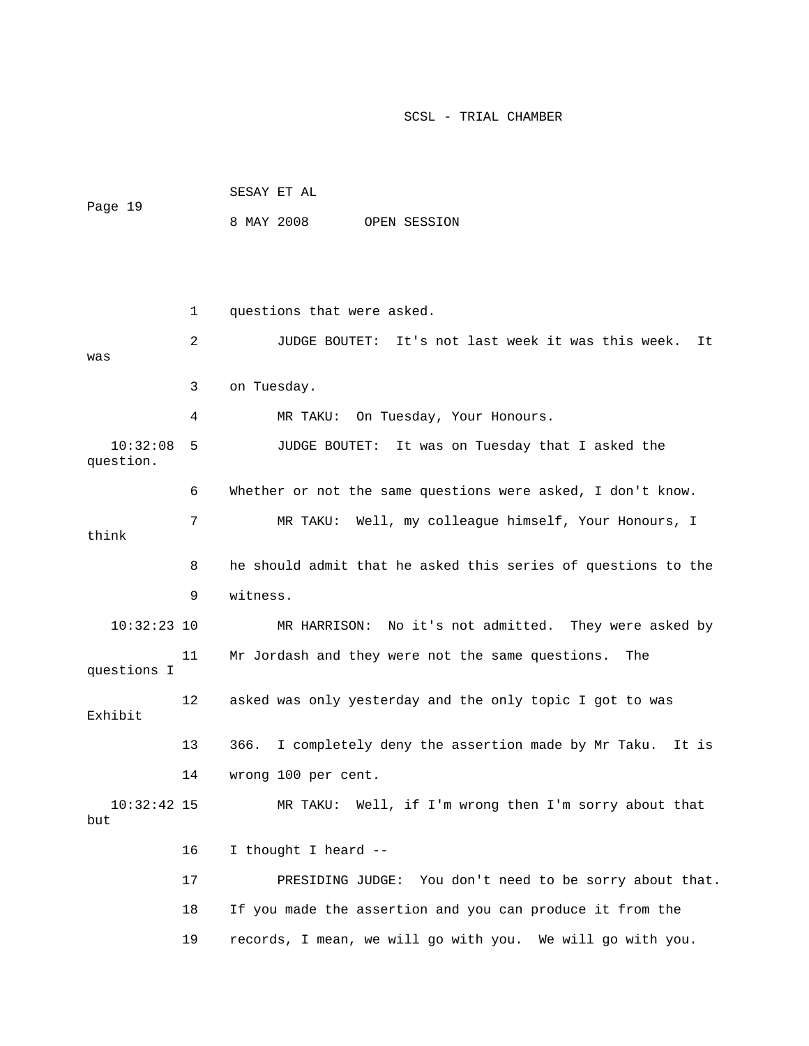1 questions that were asked.

2 JUDGE BOUTET: It's not last week it was this week. It was

3 on Tuesday.

4 MR TAKU: On Tuesday, Your Honours.

10:32:08 5 JUDGE BOUTET: It was on Tuesday that I asked the question.

6 Whether or not the same questions were asked, I don't know.

7 MR TAKU: Well, my colleague himself, Your Honours, I think

8 he should admit that he asked this series of questions to the

9 witness.

10:32:23 10 MR HARRISON: No it's not admitted. They were asked by

11 Mr Jordash and they were not the same questions. The questions I

12 asked was only yesterday and the only topic I got to was Exhibit

13 366. I completely deny the assertion made by Mr Taku. It is

14 wrong 100 per cent.

10:32:42 15 MR TAKU: Well, if I'm wrong then I'm sorry about that but

16 I thought I heard --

17 PRESIDING JUDGE: You don't need to be sorry about that.

18 If you made the assertion and you can produce it from the

19 records, I mean, we will go with you. We will go with you.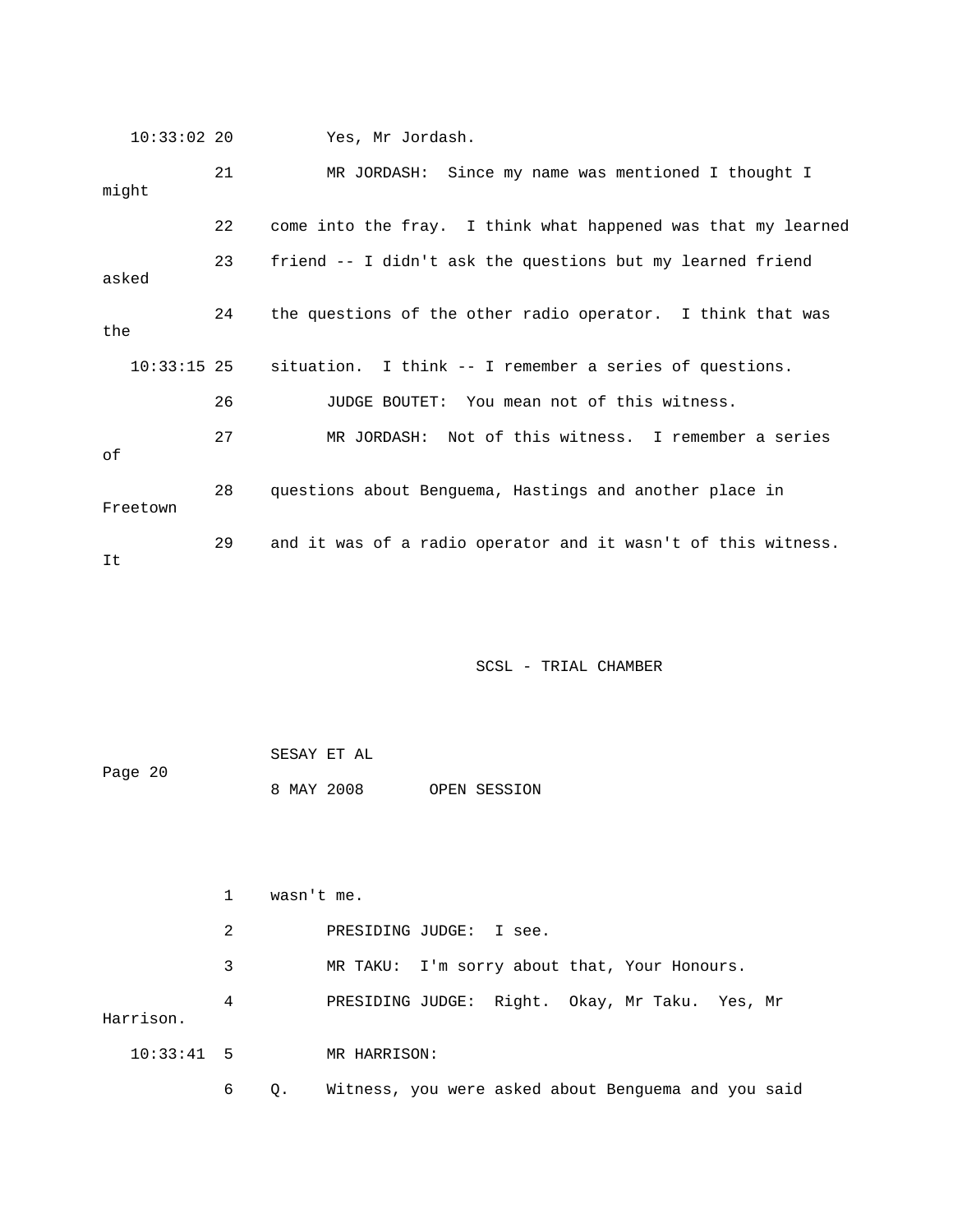10:33:02 20 Yes, Mr Jordash.

21 MR JORDASH: Since my name was mentioned I thought I might

22 come into the fray. I think what happened was that my learned

23 friend -- I didn't ask the questions but my learned friend asked

24 the questions of the other radio operator. I think that was the

10:33:15 25 situation. I think -- I remember a series of questions.

26 JUDGE BOUTET: You mean not of this witness.

27 MR JORDASH: Not of this witness. I remember a series of

28 questions about Benguema, Hastings and another place in Freetown

29 and it was of a radio operator and it wasn't of this witness. It

SCSL - TRIAL CHAMBER

SESAY ET AL

8 MAY 2008 OPEN SESSION

1 wasn't me.

2 PRESIDING JUDGE: I see.

3 MR TAKU: I'm sorry about that, Your Honours.

4 PRESIDING JUDGE: Right. Okay, Mr Taku. Yes, Mr Harrison.

10:33:41 5 MR HARRISON:

6 Q. Witness, you were asked about Benguema and you said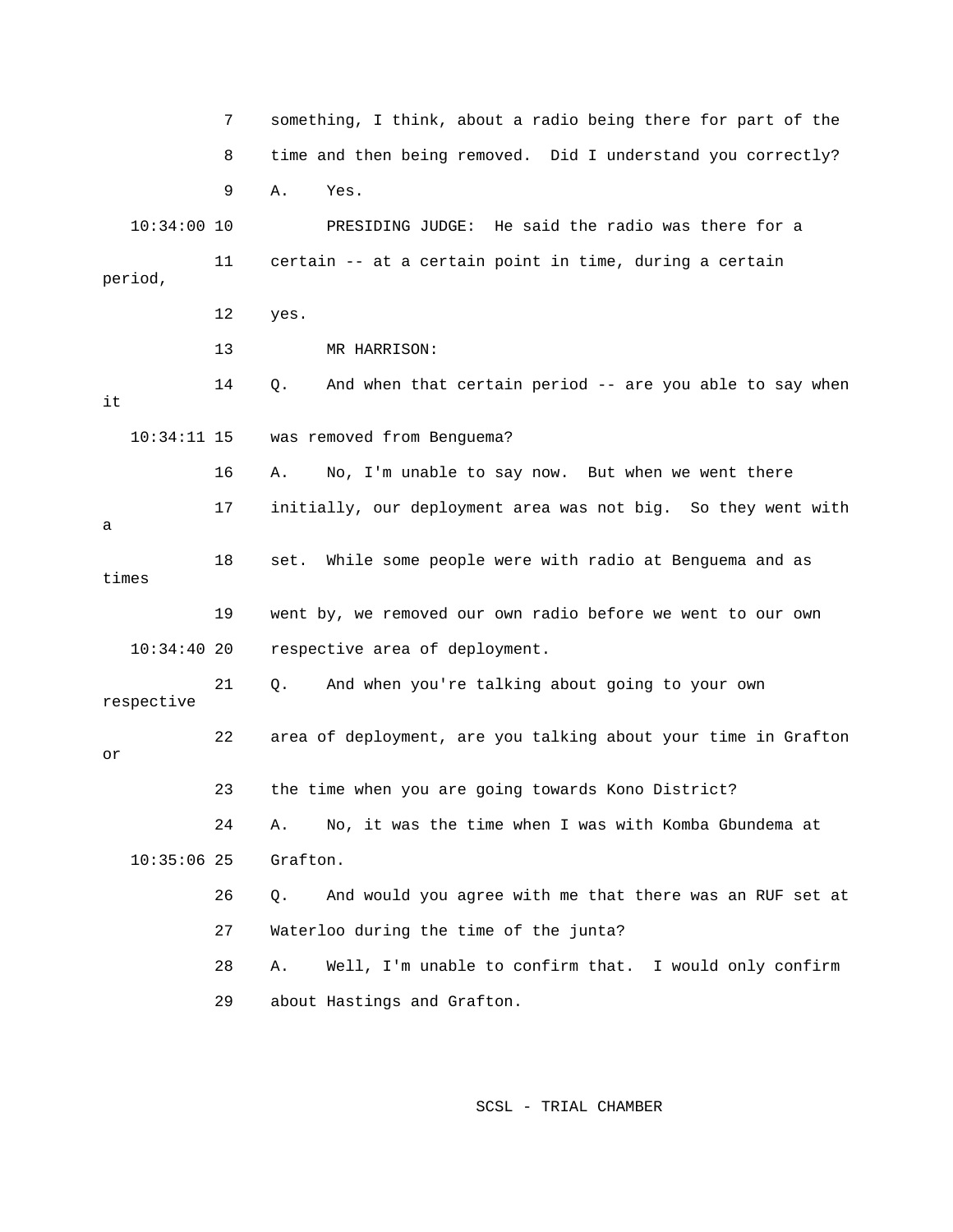7 something, I think, about a radio being there for part of the

8 time and then being removed. Did I understand you correctly?

9 A. Yes.

10:34:00 10 PRESIDING JUDGE: He said the radio was there for a

11 certain -- at a certain point in time, during a certain period,

12 yes.

13 MR HARRISON:

14 Q. And when that certain period -- are you able to say when it

10:34:11 15 was removed from Benguema?

16 A. No, I'm unable to say now. But when we went there

17 initially, our deployment area was not big. So they went with a

18 set. While some people were with radio at Benguema and as times

19 went by, we removed our own radio before we went to our own

10:34:40 20 respective area of deployment.

21 Q. And when you're talking about going to your own respective

22 area of deployment, are you talking about your time in Grafton or

23 the time when you are going towards Kono District?

24 A. No, it was the time when I was with Komba Gbundema at

10:35:06 25 Grafton.

26 Q. And would you agree with me that there was an RUF set at

27 Waterloo during the time of the junta?

28 A. Well, I'm unable to confirm that. I would only confirm

29 about Hastings and Grafton.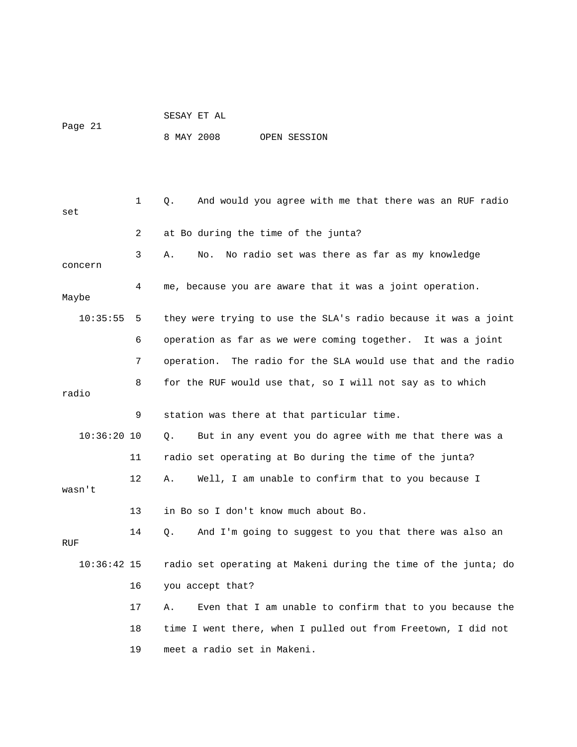1 Q. And would you agree with me that there was an RUF radio set

2 at Bo during the time of the junta?

3 A. No. No radio set was there as far as my knowledge concern

4 me, because you are aware that it was a joint operation. Maybe

10:35:55 5 they were trying to use the SLA's radio because it was a joint

6 operation as far as we were coming together. It was a joint

7 operation. The radio for the SLA would use that and the radio

8 for the RUF would use that, so I will not say as to which radio

9 station was there at that particular time.

10:36:20 10 Q. But in any event you do agree with me that there was a

11 radio set operating at Bo during the time of the junta?

12 A. Well, I am unable to confirm that to you because I wasn't

13 in Bo so I don't know much about Bo.

14 Q. And I'm going to suggest to you that there was also an RUF

10:36:42 15 radio set operating at Makeni during the time of the junta; do

16 you accept that?

17 A. Even that I am unable to confirm that to you because the

18 time I went there, when I pulled out from Freetown, I did not

19 meet a radio set in Makeni.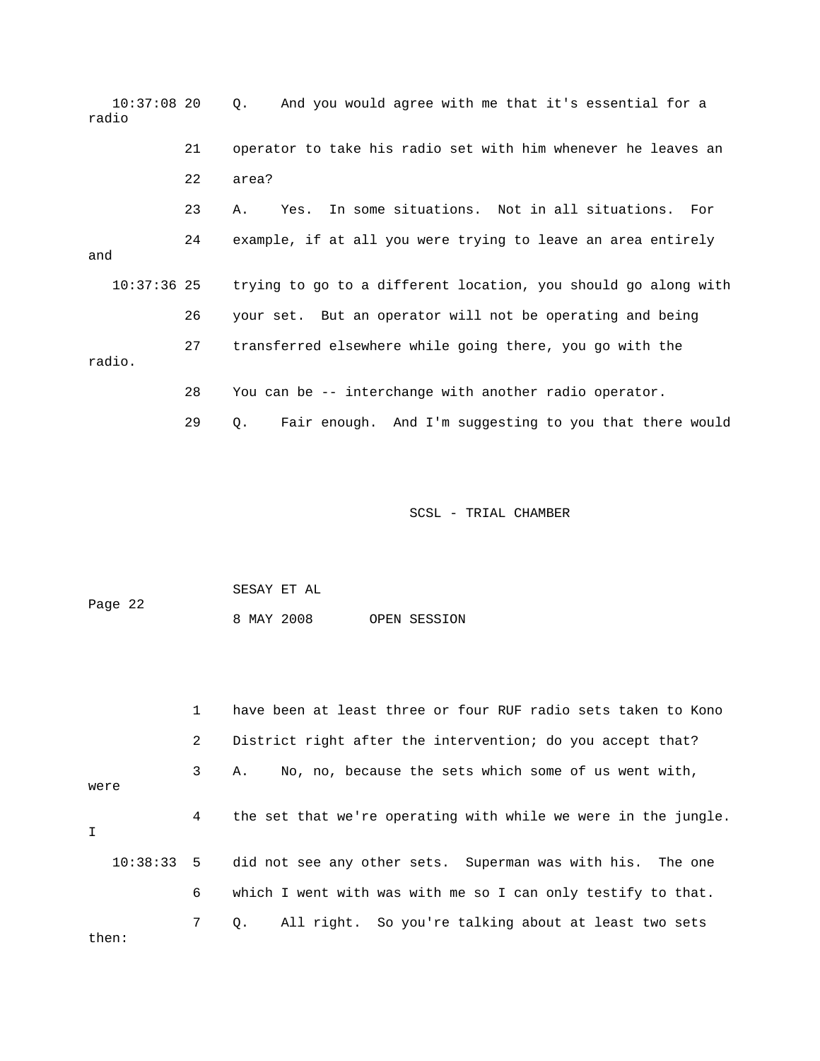10:37:08 20 Q. And you would agree with me that it's essential for a radio

21 operator to take his radio set with him whenever he leaves an

22 area?

23 A. Yes. In some situations. Not in all situations. For

24 example, if at all you were trying to leave an area entirely and

10:37:36 25 trying to go to a different location, you should go along with

26 your set. But an operator will not be operating and being

27 transferred elsewhere while going there, you go with the radio.

28 You can be -- interchange with another radio operator.

29 Q. Fair enough. And I'm suggesting to you that there would

1 have been at least three or four RUF radio sets taken to Kono

2 District right after the intervention; do you accept that?

3 A. No, no, because the sets which some of us went with, were

4 the set that we're operating with while we were in the jungle. I

10:38:33 5 did not see any other sets. Superman was with his. The one

6 which I went with was with me so I can only testify to that.

7 Q. All right. So you're talking about at least two sets then: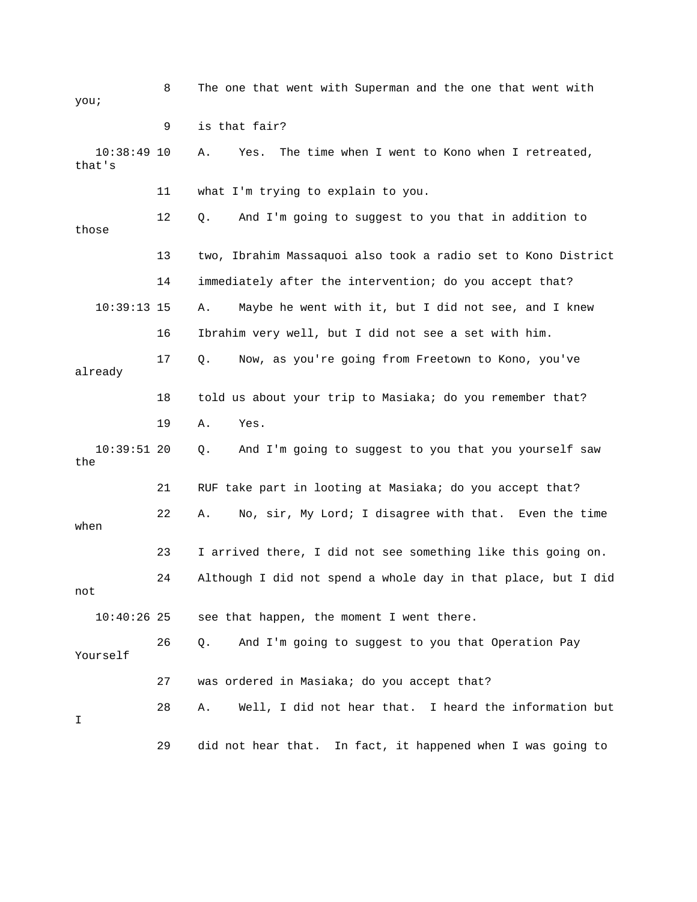8 The one that went with Superman and the one that went with you;

9 is that fair?

10:38:49 10 A. Yes. The time when I went to Kono when I retreated, that's

11 what I'm trying to explain to you.

12 Q. And I'm going to suggest to you that in addition to those

13 two, Ibrahim Massaquoi also took a radio set to Kono District

14 immediately after the intervention; do you accept that?

10:39:13 15 A. Maybe he went with it, but I did not see, and I knew

16 Ibrahim very well, but I did not see a set with him.

17 Q. Now, as you're going from Freetown to Kono, you've already

18 told us about your trip to Masiaka; do you remember that?

19 A. Yes.

10:39:51 20 Q. And I'm going to suggest to you that you yourself saw the

21 RUF take part in looting at Masiaka; do you accept that?

22 A. No, sir, My Lord; I disagree with that. Even the time when

23 I arrived there, I did not see something like this going on.

24 Although I did not spend a whole day in that place, but I did not

10:40:26 25 see that happen, the moment I went there.

26 Q. And I'm going to suggest to you that Operation Pay Yourself

27 was ordered in Masiaka; do you accept that?

28 A. Well, I did not hear that. I heard the information but I

29 did not hear that. In fact, it happened when I was going to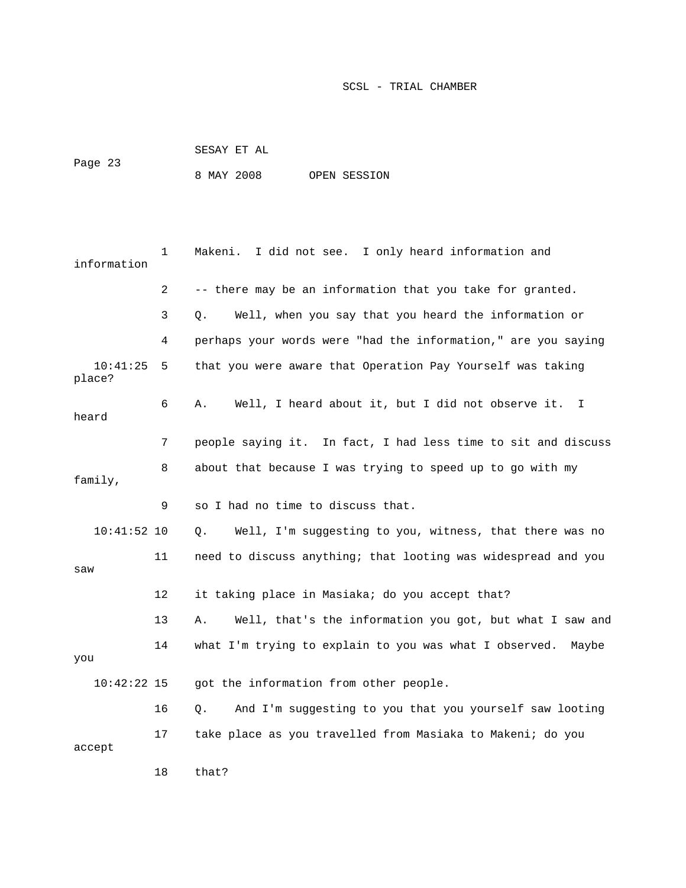Makeni. I did not see. I only heard information and information

-- there may be an information that you take for granted.

Q. Well, when you say that you heard the information or perhaps your words were "had the information," are you saying that you were aware that Operation Pay Yourself was taking place?

A. Well, I heard about it, but I did not observe it. I heard people saying it. In fact, I had less time to sit and discuss about that because I was trying to speed up to go with my family, so I had no time to discuss that.

Q. Well, I'm suggesting to you, witness, that there was no need to discuss anything; that looting was widespread and you saw it taking place in Masiaka; do you accept that?

A. Well, that's the information you got, but what I saw and what I'm trying to explain to you was what I observed. Maybe you got the information from other people.

Q. And I'm suggesting to you that you yourself saw looting take place as you travelled from Masiaka to Makeni; do you accept that?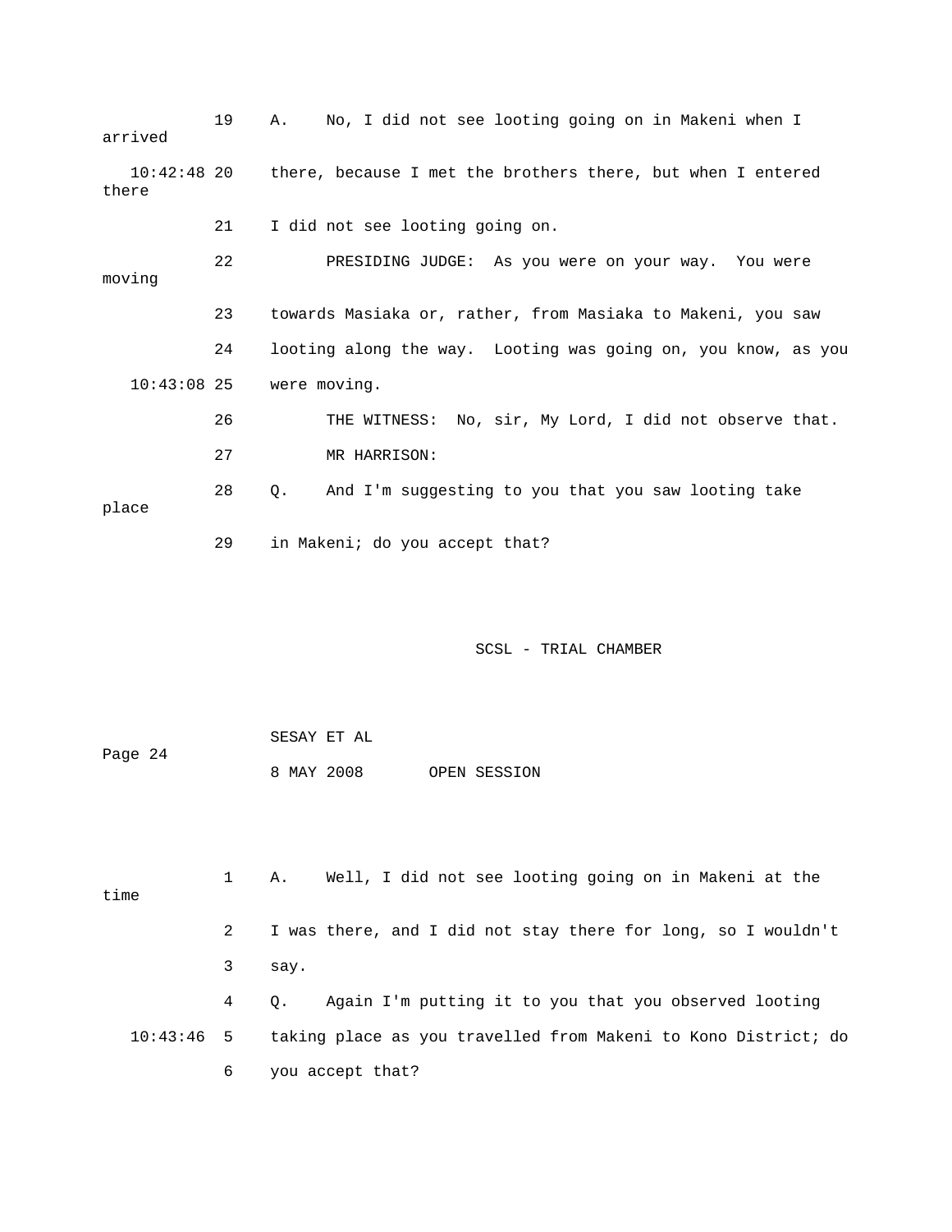19 A. No, I did not see looting going on in Makeni when I arrived

10:42:48 20 there, because I met the brothers there, but when I entered there

21 I did not see looting going on.

22 PRESIDING JUDGE: As you were on your way. You were moving

23 towards Masiaka or, rather, from Masiaka to Makeni, you saw

24 looting along the way. Looting was going on, you know, as you

10:43:08 25 were moving.

26 THE WITNESS: No, sir, My Lord, I did not observe that.

27 MR HARRISON:

28 Q. And I'm suggesting to you that you saw looting take place

29 in Makeni; do you accept that?

SESAY ET AL

8 MAY 2008 OPEN SESSION

1 A. Well, I did not see looting going on in Makeni at the time

2 I was there, and I did not stay there for long, so I wouldn't

3 say.

4 Q. Again I'm putting it to you that you observed looting

10:43:46 5 taking place as you travelled from Makeni to Kono District; do

6 you accept that?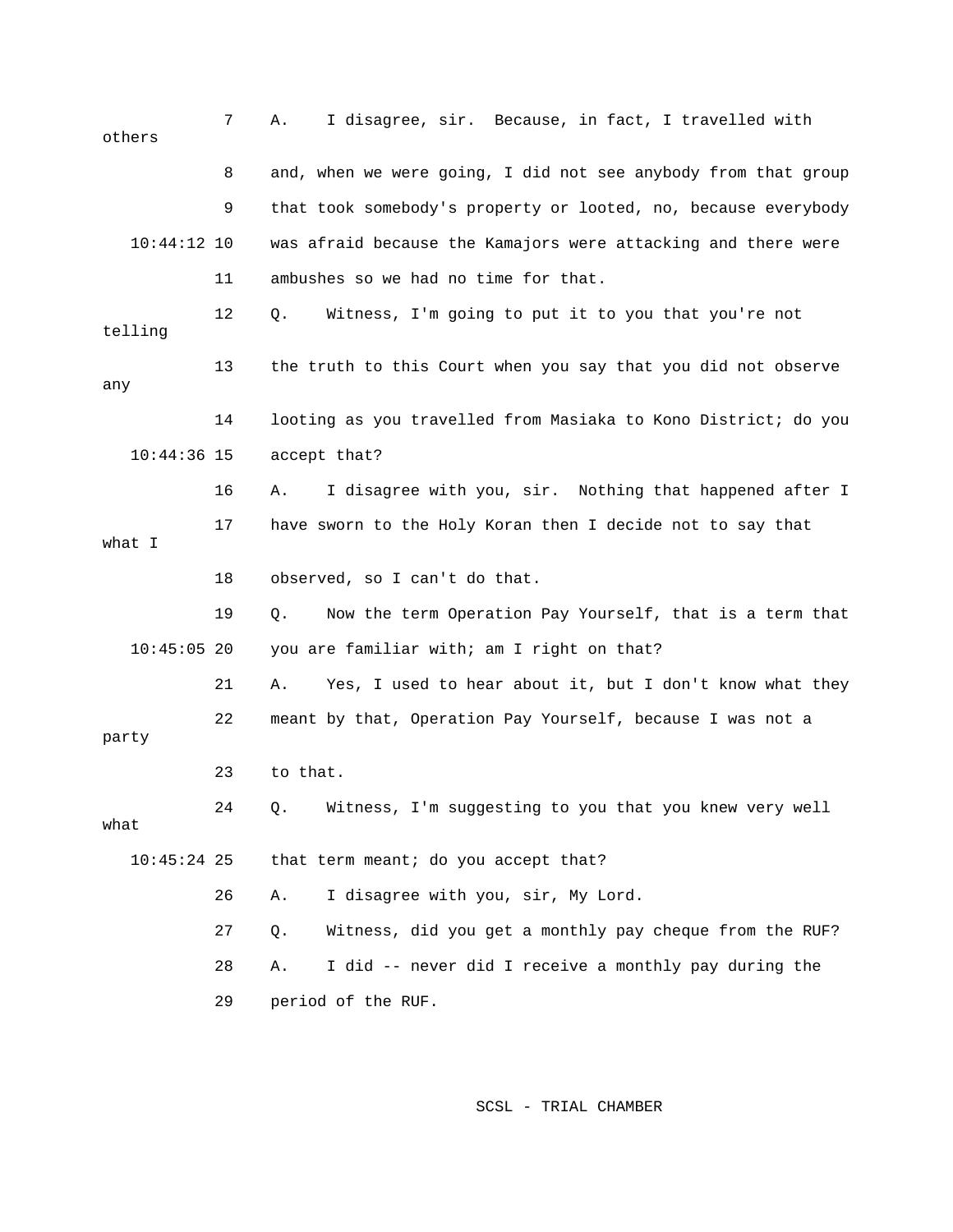7 A. I disagree, sir. Because, in fact, I travelled with others

8 and, when we were going, I did not see anybody from that group

9 that took somebody's property or looted, no, because everybody

10:44:12 10 was afraid because the Kamajors were attacking and there were

11 ambushes so we had no time for that.

12 Q. Witness, I'm going to put it to you that you're not telling

13 the truth to this Court when you say that you did not observe any

14 looting as you travelled from Masiaka to Kono District; do you

10:44:36 15 accept that?

16 A. I disagree with you, sir. Nothing that happened after I

17 have sworn to the Holy Koran then I decide not to say that what I

18 observed, so I can't do that.

19 Q. Now the term Operation Pay Yourself, that is a term that

10:45:05 20 you are familiar with; am I right on that?

21 A. Yes, I used to hear about it, but I don't know what they

22 meant by that, Operation Pay Yourself, because I was not a party

23 to that.

24 Q. Witness, I'm suggesting to you that you knew very well what

10:45:24 25 that term meant; do you accept that?

26 A. I disagree with you, sir, My Lord.

27 Q. Witness, did you get a monthly pay cheque from the RUF?

28 A. I did -- never did I receive a monthly pay during the

29 period of the RUF.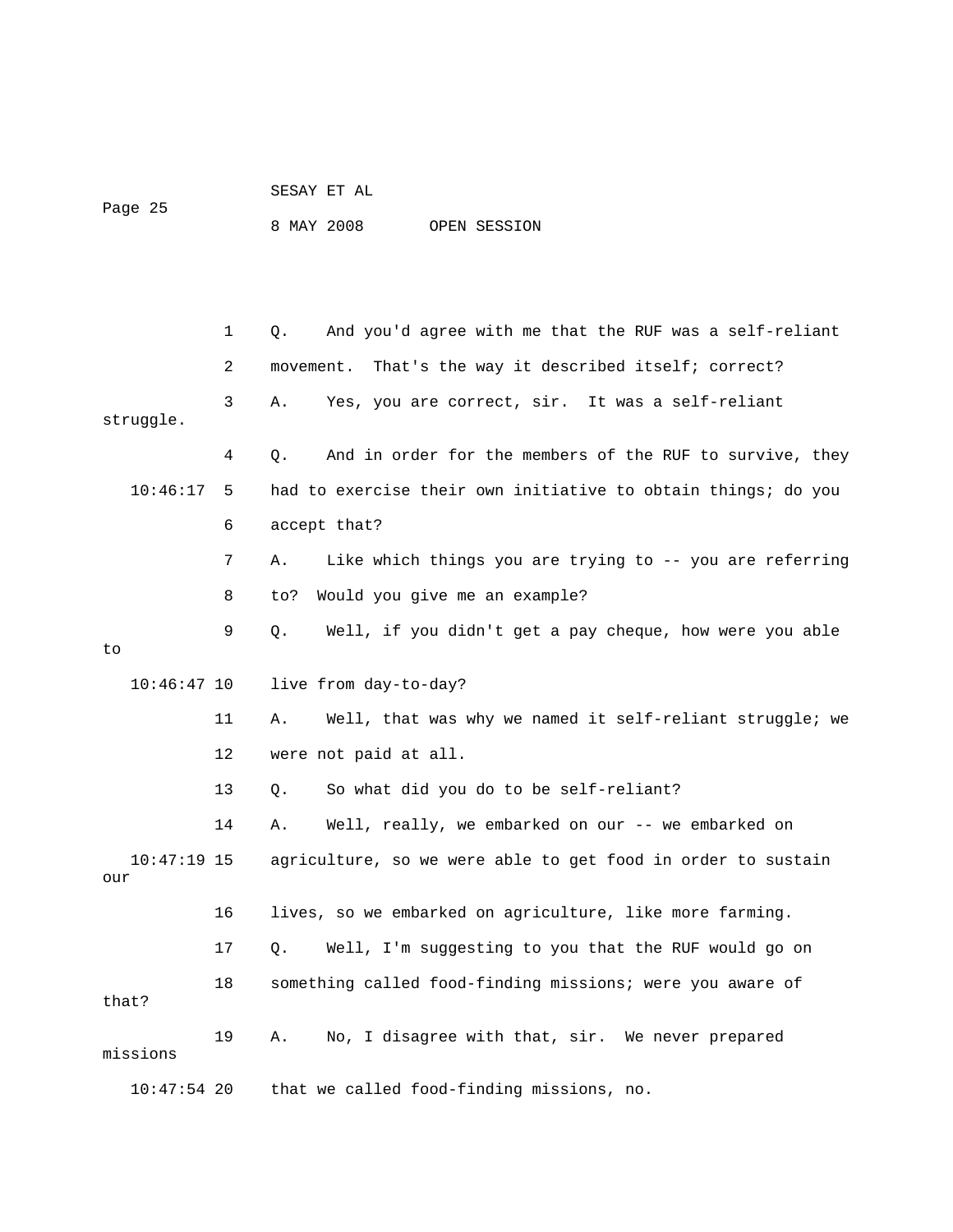1 Q. And you'd agree with me that the RUF was a self-reliant

2 movement. That's the way it described itself; correct?

3 A. Yes, you are correct, sir. It was a self-reliant struggle.

4 Q. And in order for the members of the RUF to survive, they

10:46:17 5 had to exercise their own initiative to obtain things; do you

6 accept that?

7 A. Like which things you are trying to -- you are referring

8 to? Would you give me an example?

9 Q. Well, if you didn't get a pay cheque, how were you able to

10:46:47 10 live from day-to-day?

11 A. Well, that was why we named it self-reliant struggle; we

12 were not paid at all.

13 Q. So what did you do to be self-reliant?

14 A. Well, really, we embarked on our -- we embarked on

10:47:19 15 agriculture, so we were able to get food in order to sustain our

16 lives, so we embarked on agriculture, like more farming.

17 Q. Well, I'm suggesting to you that the RUF would go on

18 something called food-finding missions; were you aware of that?

19 A. No, I disagree with that, sir. We never prepared missions

10:47:54 20 that we called food-finding missions, no.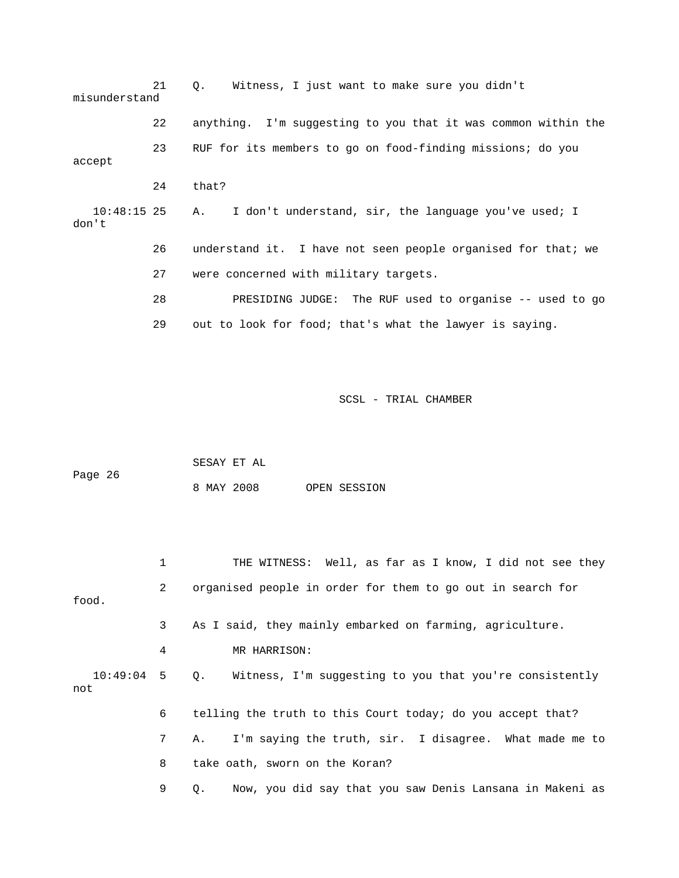21 Q. Witness, I just want to make sure you didn't misunderstand

22 anything. I'm suggesting to you that it was common within the

23 RUF for its members to go on food-finding missions; do you accept

24 that?

10:48:15 25 A. I don't understand, sir, the language you've used; I don't

26 understand it. I have not seen people organised for that; we

27 were concerned with military targets.

28 PRESIDING JUDGE: The RUF used to organise -- used to go

29 out to look for food; that's what the lawyer is saying.

1 THE WITNESS: Well, as far as I know, I did not see they

2 organised people in order for them to go out in search for food.

3 As I said, they mainly embarked on farming, agriculture.

4 MR HARRISON:

10:49:04 5 Q. Witness, I'm suggesting to you that you're consistently not

6 telling the truth to this Court today; do you accept that?

7 A. I'm saying the truth, sir. I disagree. What made me to

8 take oath, sworn on the Koran?

9 Q. Now, you did say that you saw Denis Lansana in Makeni as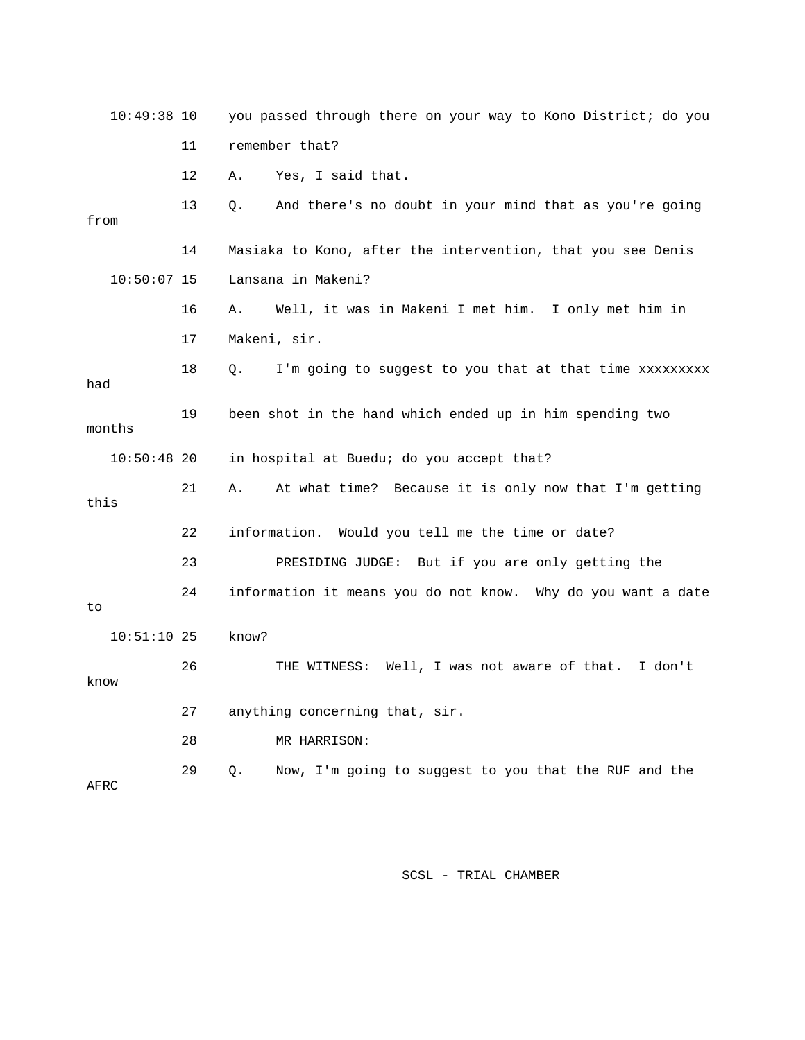10:49:38 10 you passed through there on your way to Kono District; do you

11 remember that?

12 A. Yes, I said that.

13 Q. And there's no doubt in your mind that as you're going from

14 Masiaka to Kono, after the intervention, that you see Denis

10:50:07 15 Lansana in Makeni?

16 A. Well, it was in Makeni I met him. I only met him in

17 Makeni, sir.

18 Q. I'm going to suggest to you that at that time xxxxxxxxx had

19 been shot in the hand which ended up in him spending two months

10:50:48 20 in hospital at Buedu; do you accept that?

21 A. At what time? Because it is only now that I'm getting this

22 information. Would you tell me the time or date?

23 PRESIDING JUDGE: But if you are only getting the

24 information it means you do not know. Why do you want a date to

10:51:10 25 know?

26 THE WITNESS: Well, I was not aware of that. I don't know

27 anything concerning that, sir.

28 MR HARRISON:

29 Q. Now, I'm going to suggest to you that the RUF and the AFRC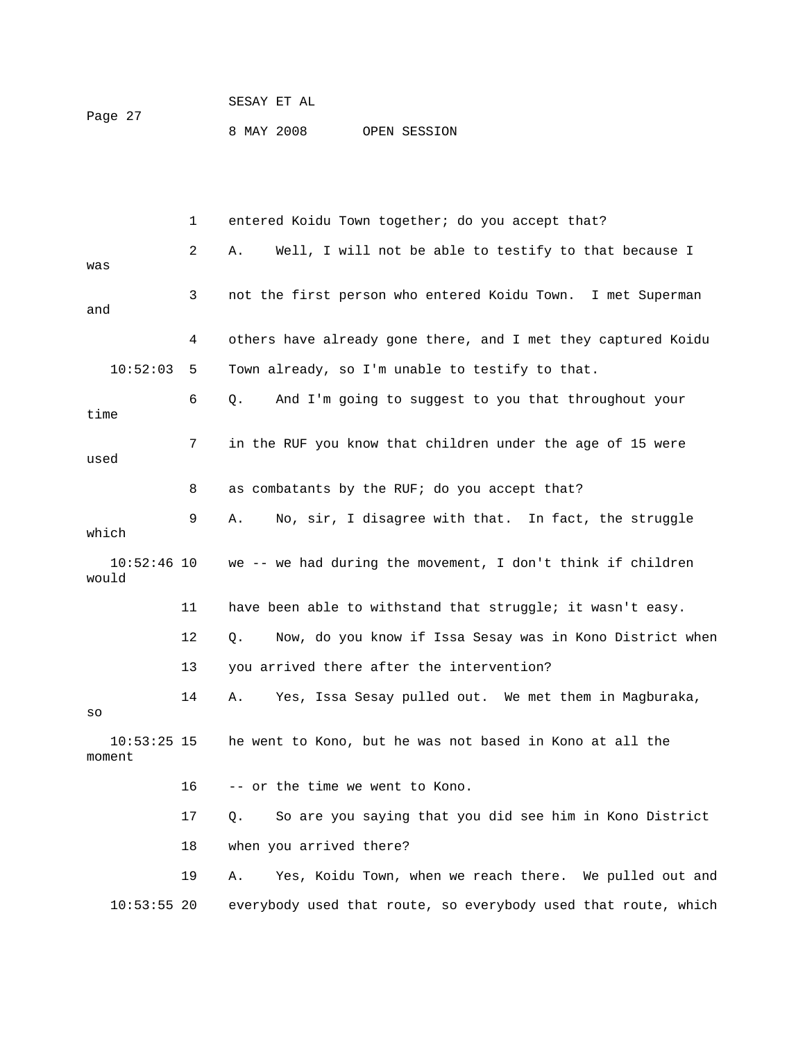entered Koidu Town together; do you accept that?

A. Well, I will not be able to testify to that because I was not the first person who entered Koidu Town. I met Superman and others have already gone there, and I met they captured Koidu Town already, so I'm unable to testify to that.

Q. And I'm going to suggest to you that throughout your time in the RUF you know that children under the age of 15 were used as combatants by the RUF; do you accept that?

A. No, sir, I disagree with that. In fact, the struggle which we -- we had during the movement, I don't think if children would have been able to withstand that struggle; it wasn't easy.

Q. Now, do you know if Issa Sesay was in Kono District when you arrived there after the intervention?

A. Yes, Issa Sesay pulled out. We met them in Magburaka, so he went to Kono, but he was not based in Kono at all the moment -- or the time we went to Kono.

Q. So are you saying that you did see him in Kono District when you arrived there?

A. Yes, Koidu Town, when we reach there. We pulled out and everybody used that route, so everybody used that route, which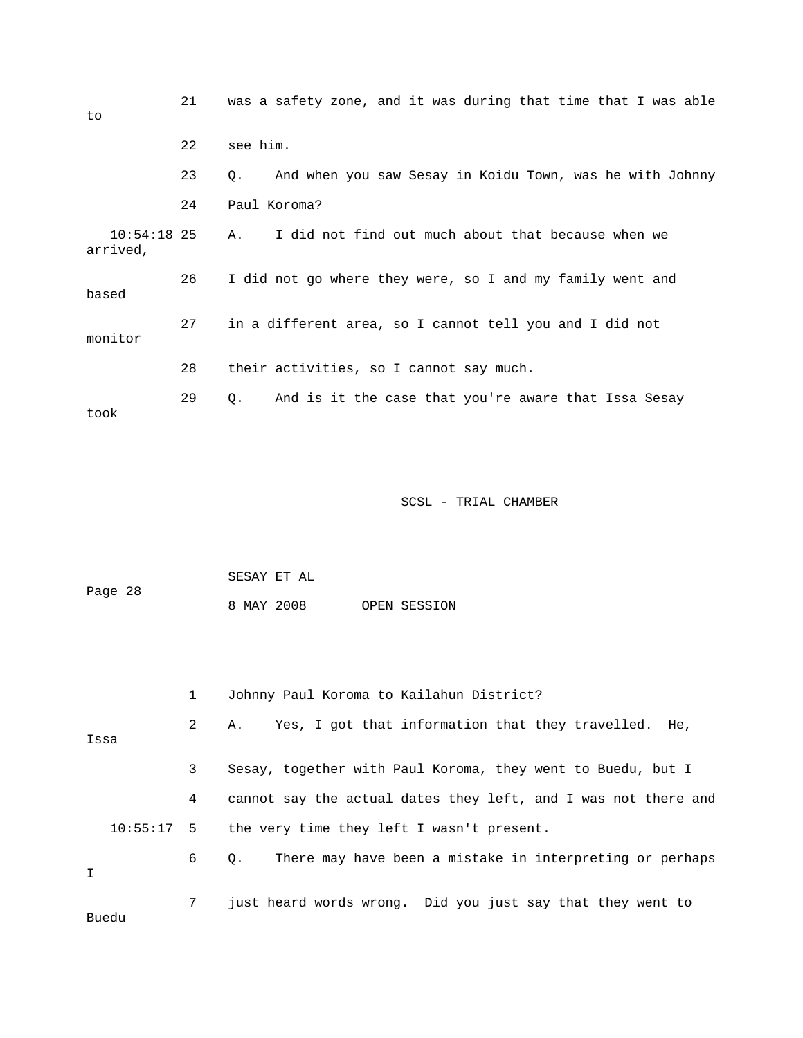21 was a safety zone, and it was during that time that I was able to

22 see him.

23 Q. And when you saw Sesay in Koidu Town, was he with Johnny

24 Paul Koroma?

10:54:18 25 A. I did not find out much about that because when we arrived,

26 I did not go where they were, so I and my family went and based

27 in a different area, so I cannot tell you and I did not monitor

28 their activities, so I cannot say much.

29 Q. And is it the case that you're aware that Issa Sesay took

1 Johnny Paul Koroma to Kailahun District?

2 A. Yes, I got that information that they travelled. He, Issa

3 Sesay, together with Paul Koroma, they went to Buedu, but I

4 cannot say the actual dates they left, and I was not there and

10:55:17 5 the very time they left I wasn't present.

6 Q. There may have been a mistake in interpreting or perhaps I

7 just heard words wrong. Did you just say that they went to Buedu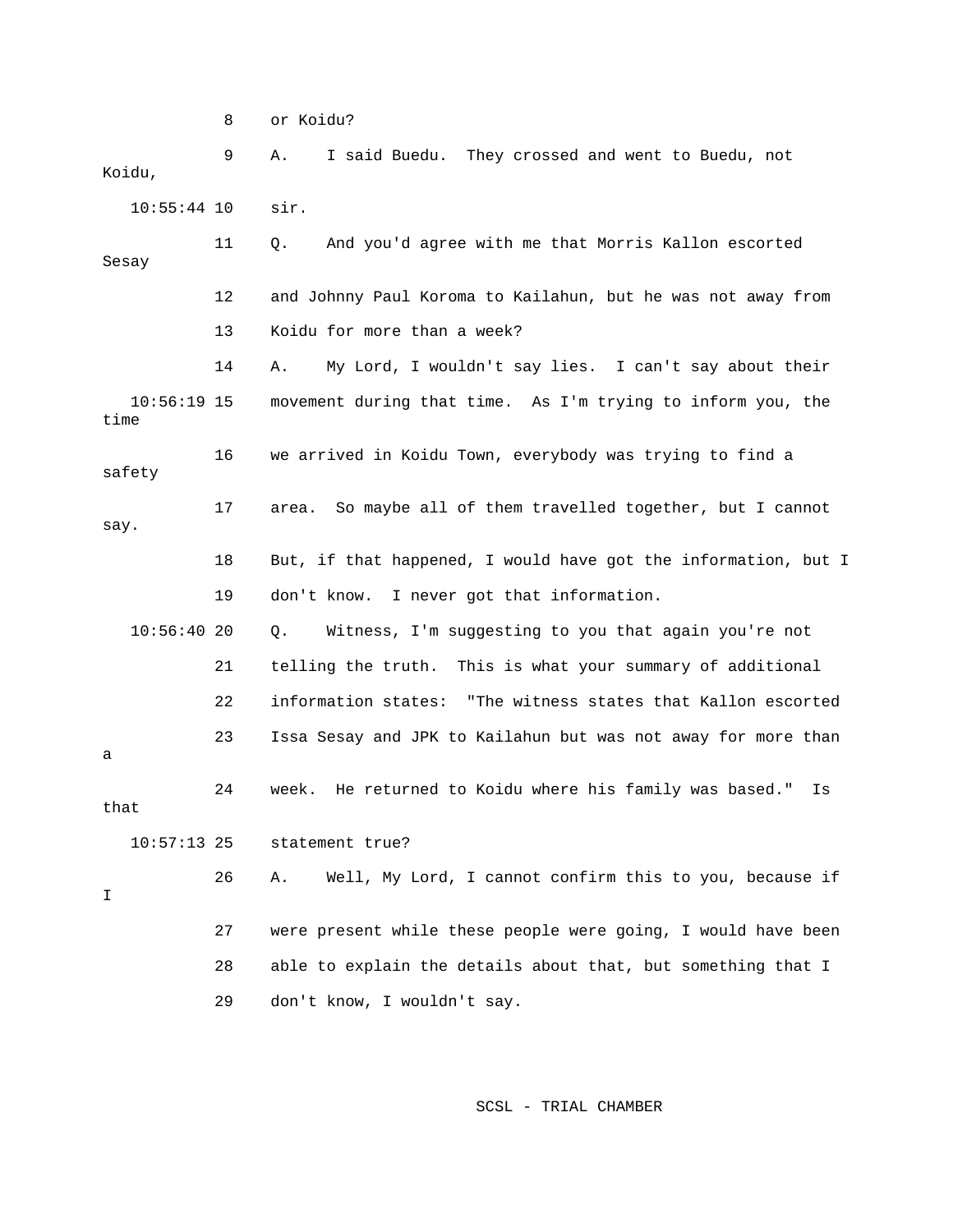8 or Koidu?

9 A. I said Buedu. They crossed and went to Buedu, not Koidu,

10:55:44 10 sir.

11 Q. And you'd agree with me that Morris Kallon escorted Sesay

12 and Johnny Paul Koroma to Kailahun, but he was not away from

13 Koidu for more than a week?

14 A. My Lord, I wouldn't say lies. I can't say about their

10:56:19 15 movement during that time. As I'm trying to inform you, the time

16 we arrived in Koidu Town, everybody was trying to find a safety

17 area. So maybe all of them travelled together, but I cannot say.

18 But, if that happened, I would have got the information, but I

19 don't know. I never got that information.

10:56:40 20 Q. Witness, I'm suggesting to you that again you're not

21 telling the truth. This is what your summary of additional

22 information states: "The witness states that Kallon escorted

23 Issa Sesay and JPK to Kailahun but was not away for more than a

24 week. He returned to Koidu where his family was based." Is that

10:57:13 25 statement true?

26 A. Well, My Lord, I cannot confirm this to you, because if I

27 were present while these people were going, I would have been

28 able to explain the details about that, but something that I

29 don't know, I wouldn't say.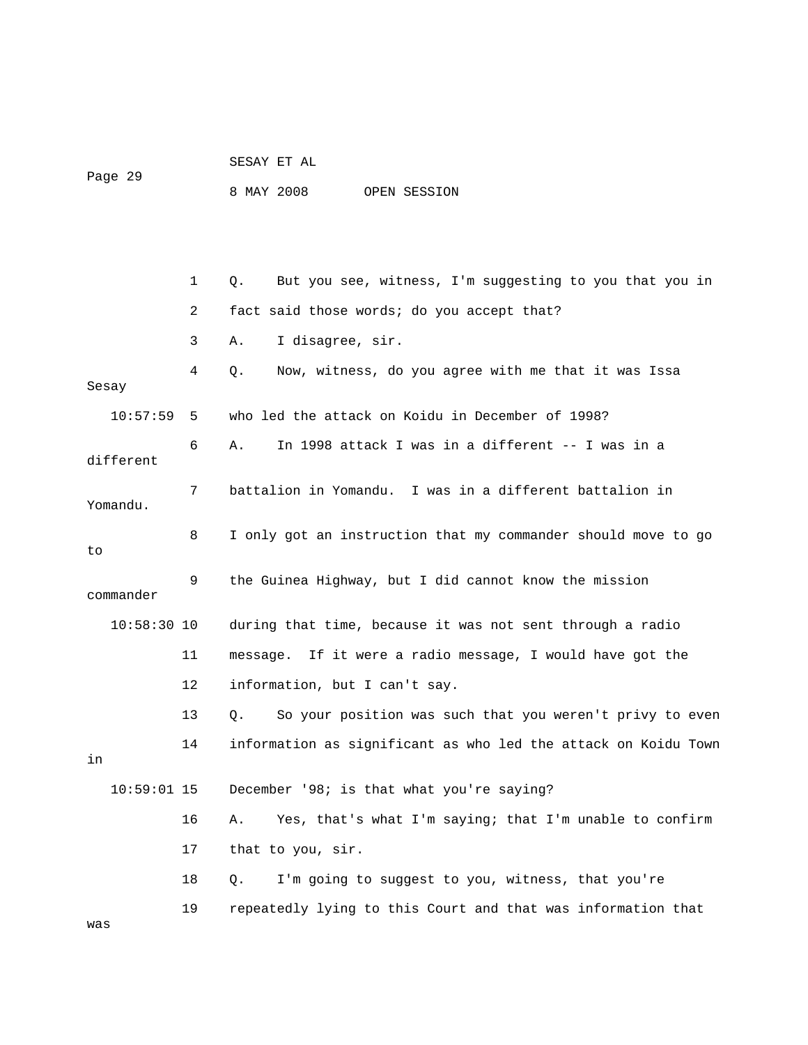Q. But you see, witness, I'm suggesting to you that you in fact said those words; do you accept that?

A. I disagree, sir.

Q. Now, witness, do you agree with me that it was Issa Sesay who led the attack on Koidu in December of 1998?

A. In 1998 attack I was in a different -- I was in a different battalion in Yomandu. I was in a different battalion in Yomandu. I only got an instruction that my commander should move to go to the Guinea Highway, but I did cannot know the mission commander during that time, because it was not sent through a radio message. If it were a radio message, I would have got the information, but I can't say.

Q. So your position was such that you weren't privy to even information as significant as who led the attack on Koidu Town in December '98; is that what you're saying?

A. Yes, that's what I'm saying; that I'm unable to confirm that to you, sir.

Q. I'm going to suggest to you, witness, that you're repeatedly lying to this Court and that was information that was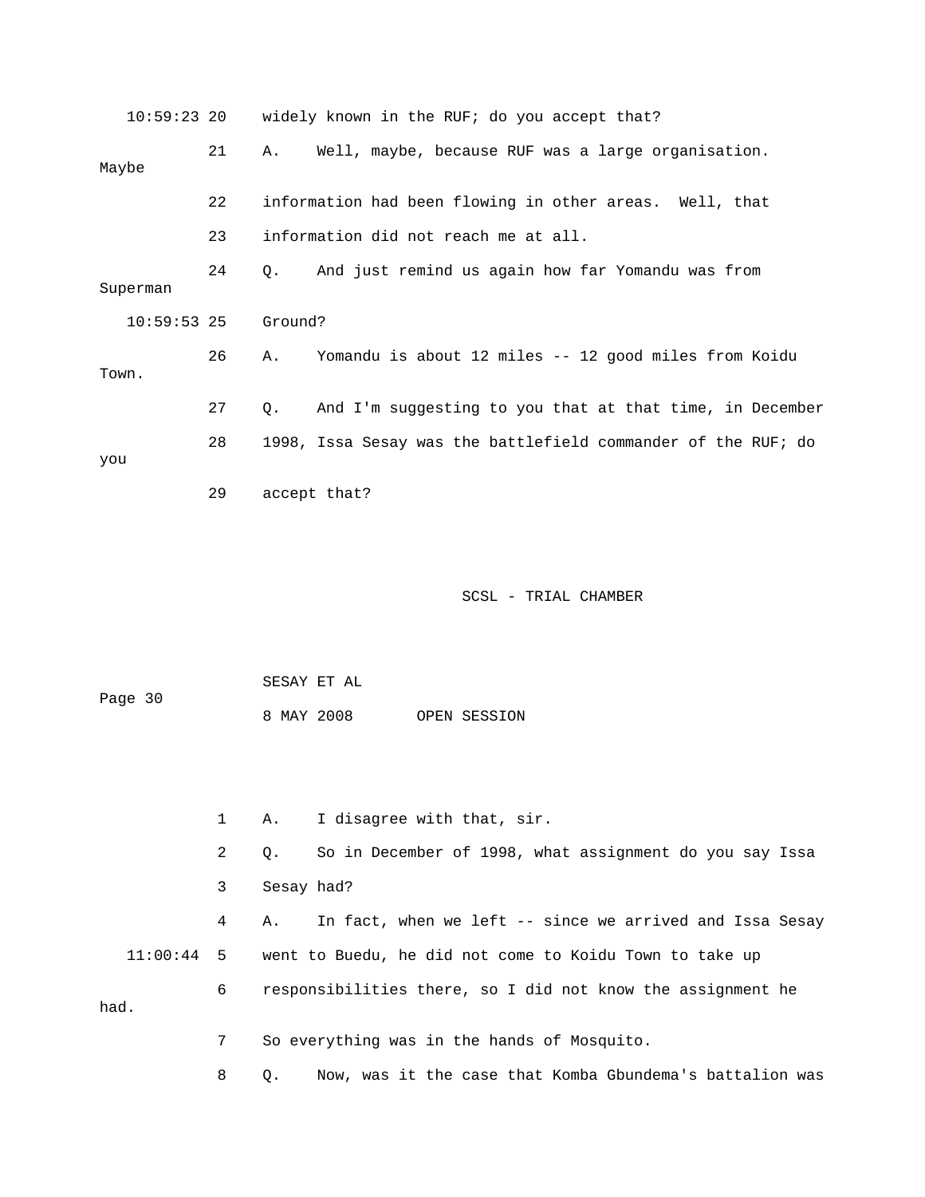10:59:23 20 widely known in the RUF; do you accept that?

21 A. Well, maybe, because RUF was a large organisation. Maybe

22 information had been flowing in other areas. Well, that

23 information did not reach me at all.

24 Q. And just remind us again how far Yomandu was from Superman

10:59:53 25 Ground?

26 A. Yomandu is about 12 miles -- 12 good miles from Koidu Town.

27 Q. And I'm suggesting to you that at that time, in December

28 1998, Issa Sesay was the battlefield commander of the RUF; do you

29 accept that?

1 A. I disagree with that, sir.

2 Q. So in December of 1998, what assignment do you say Issa

3 Sesay had?

4 A. In fact, when we left -- since we arrived and Issa Sesay

11:00:44 5 went to Buedu, he did not come to Koidu Town to take up

6 responsibilities there, so I did not know the assignment he had.

7 So everything was in the hands of Mosquito.

8 Q. Now, was it the case that Komba Gbundema's battalion was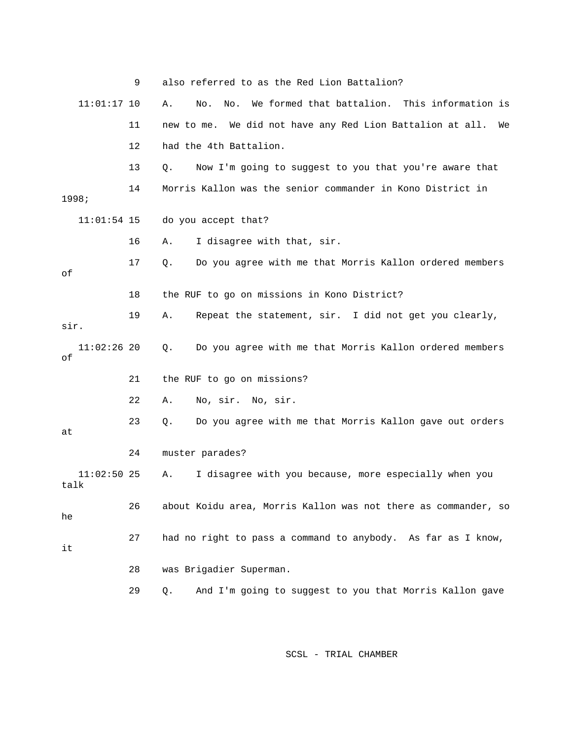```
             9    also referred to as the Red Lion Battalion?
   11:01:17 10    A.    No.  No.  We formed that battalion.  This information is
            11    new to me.  We did not have any Red Lion Battalion at all.  We
            12    had the 4th Battalion.
            13    Q.    Now I'm going to suggest to you that you're aware that
            14    Morris Kallon was the senior commander in Kono District in
1998;
   11:01:54 15    do you accept that?
            16    A.    I disagree with that, sir.
            17    Q.    Do you agree with me that Morris Kallon ordered members
of
            18    the RUF to go on missions in Kono District?
            19    A.    Repeat the statement, sir.  I did not get you clearly,
sir.
   11:02:26 20    Q.    Do you agree with me that Morris Kallon ordered members
of
            21    the RUF to go on missions?
            22    A.    No, sir.  No, sir.
            23    Q.    Do you agree with me that Morris Kallon gave out orders
at
            24    muster parades?
   11:02:50 25    A.    I disagree with you because, more especially when you
talk
            26    about Koidu area, Morris Kallon was not there as commander, so
he
            27    had no right to pass a command to anybody.  As far as I know,
it
            28    was Brigadier Superman.
            29    Q.    And I'm going to suggest to you that Morris Kallon gave
```

SCSL - TRIAL CHAMBER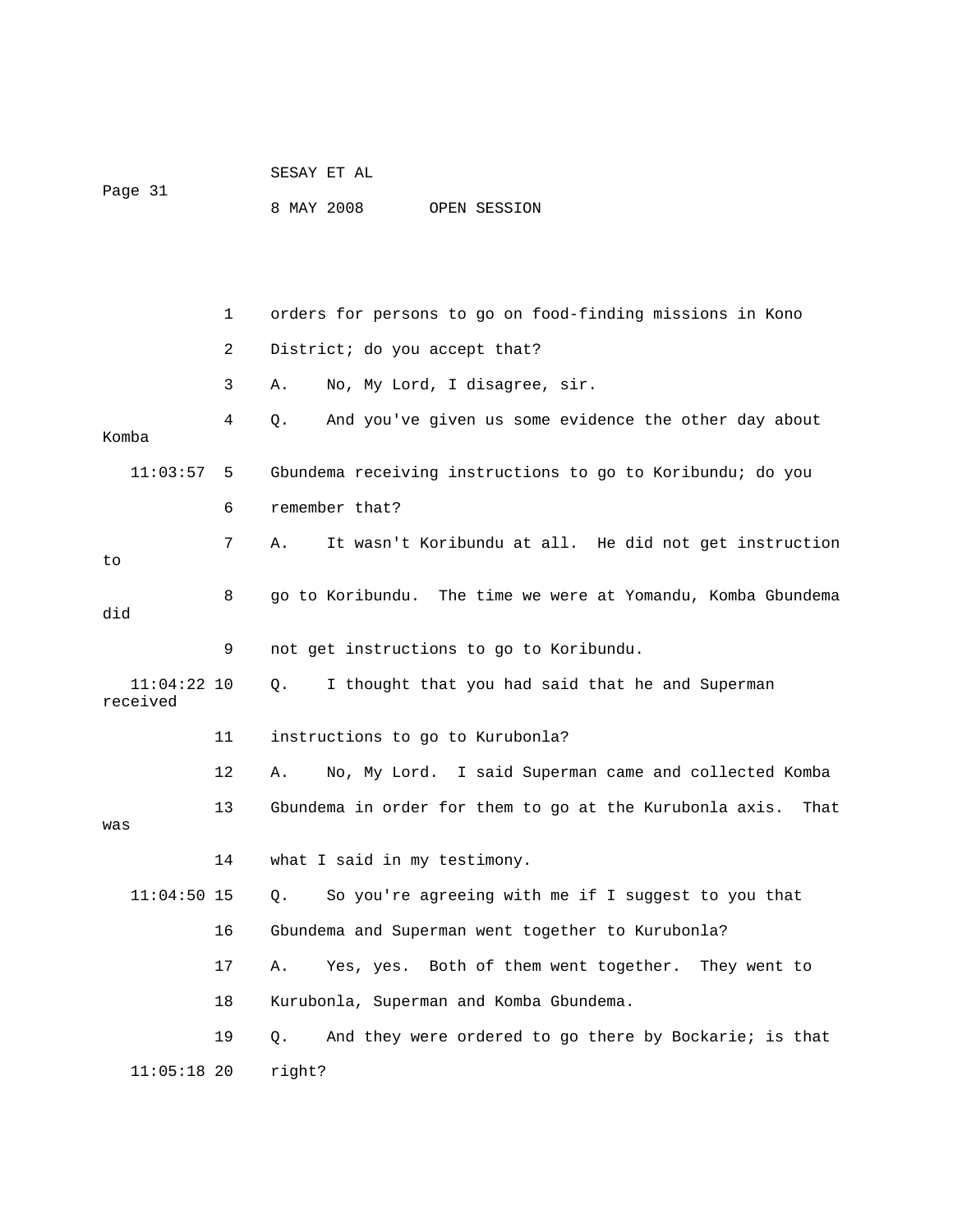1 orders for persons to go on food-finding missions in Kono

2 District; do you accept that?

3 A. No, My Lord, I disagree, sir.

4 Q. And you've given us some evidence the other day about Komba

11:03:57 5 Gbundema receiving instructions to go to Koribundu; do you

6 remember that?

7 A. It wasn't Koribundu at all. He did not get instruction to

8 go to Koribundu. The time we were at Yomandu, Komba Gbundema did

9 not get instructions to go to Koribundu.

11:04:22 10 Q. I thought that you had said that he and Superman received

11 instructions to go to Kurubonla?

12 A. No, My Lord. I said Superman came and collected Komba

13 Gbundema in order for them to go at the Kurubonla axis. That was

14 what I said in my testimony.

11:04:50 15 Q. So you're agreeing with me if I suggest to you that

16 Gbundema and Superman went together to Kurubonla?

17 A. Yes, yes. Both of them went together. They went to

18 Kurubonla, Superman and Komba Gbundema.

19 Q. And they were ordered to go there by Bockarie; is that

11:05:18 20 right?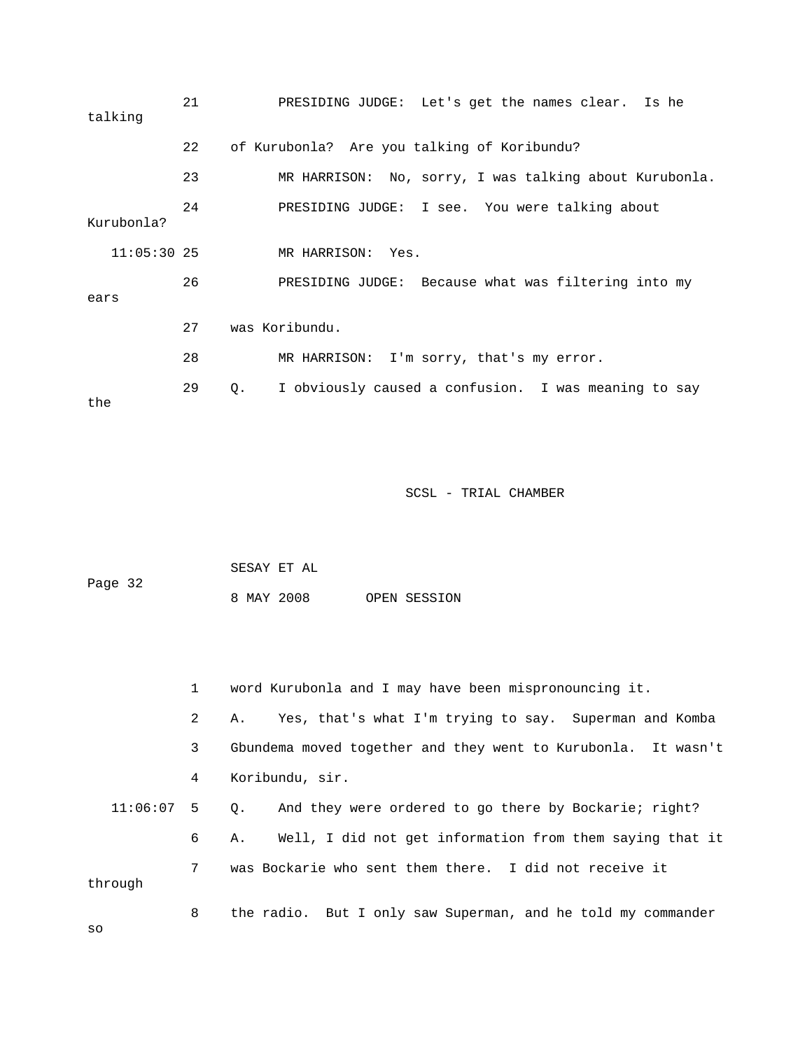21 PRESIDING JUDGE: Let's get the names clear. Is he talking

22 of Kurubonla? Are you talking of Koribundu?

23 MR HARRISON: No, sorry, I was talking about Kurubonla.

24 PRESIDING JUDGE: I see. You were talking about Kurubonla?

11:05:30 25 MR HARRISON: Yes.

26 PRESIDING JUDGE: Because what was filtering into my ears

27 was Koribundu.

28 MR HARRISON: I'm sorry, that's my error.

29 Q. I obviously caused a confusion. I was meaning to say the

1 word Kurubonla and I may have been mispronouncing it.

2 A. Yes, that's what I'm trying to say. Superman and Komba

3 Gbundema moved together and they went to Kurubonla. It wasn't

4 Koribundu, sir.

11:06:07 5 Q. And they were ordered to go there by Bockarie; right?

6 A. Well, I did not get information from them saying that it

7 was Bockarie who sent them there. I did not receive it through

8 the radio. But I only saw Superman, and he told my commander so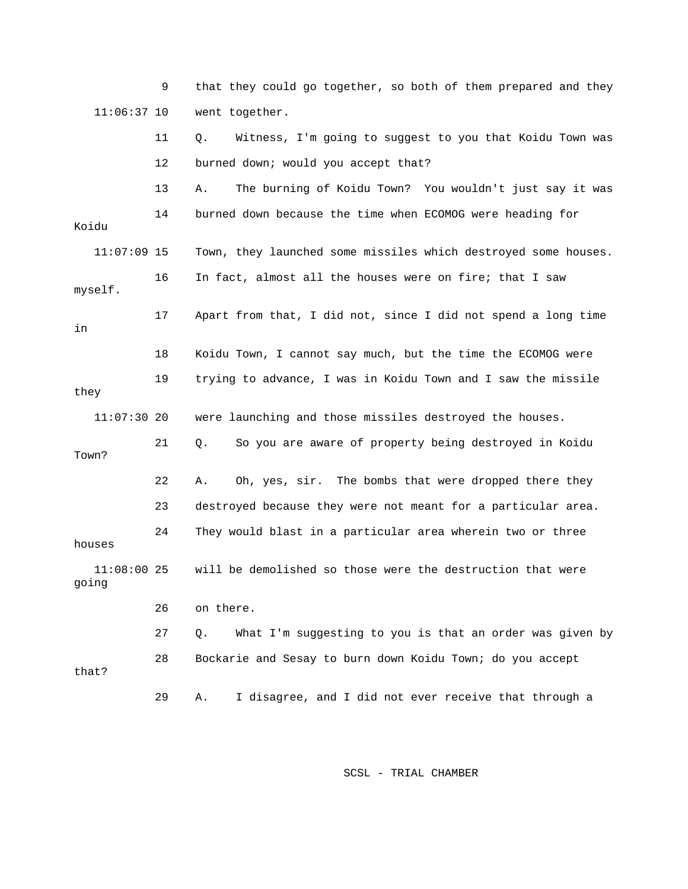9 that they could go together, so both of them prepared and they

11:06:37 10 went together.

11 Q. Witness, I'm going to suggest to you that Koidu Town was

12 burned down; would you accept that?

13 A. The burning of Koidu Town? You wouldn't just say it was

14 burned down because the time when ECOMOG were heading for Koidu

11:07:09 15 Town, they launched some missiles which destroyed some houses.

16 In fact, almost all the houses were on fire; that I saw myself.

17 Apart from that, I did not, since I did not spend a long time in

18 Koidu Town, I cannot say much, but the time the ECOMOG were

19 trying to advance, I was in Koidu Town and I saw the missile they

11:07:30 20 were launching and those missiles destroyed the houses.

21 Q. So you are aware of property being destroyed in Koidu Town?

22 A. Oh, yes, sir. The bombs that were dropped there they

23 destroyed because they were not meant for a particular area.

24 They would blast in a particular area wherein two or three houses

11:08:00 25 will be demolished so those were the destruction that were going

26 on there.

27 Q. What I'm suggesting to you is that an order was given by

28 Bockarie and Sesay to burn down Koidu Town; do you accept that?

29 A. I disagree, and I did not ever receive that through a

SCSL - TRIAL CHAMBER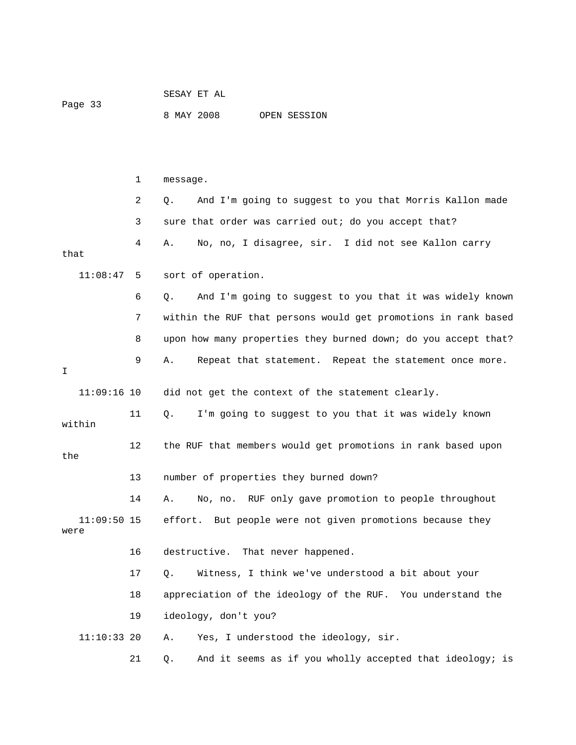1 message.

2 Q. And I'm going to suggest to you that Morris Kallon made

3 sure that order was carried out; do you accept that?

4 A. No, no, I disagree, sir. I did not see Kallon carry that

11:08:47 5 sort of operation.

6 Q. And I'm going to suggest to you that it was widely known

7 within the RUF that persons would get promotions in rank based

8 upon how many properties they burned down; do you accept that?

9 A. Repeat that statement. Repeat the statement once more. I

11:09:16 10 did not get the context of the statement clearly.

11 Q. I'm going to suggest to you that it was widely known within

12 the RUF that members would get promotions in rank based upon the

13 number of properties they burned down?

14 A. No, no. RUF only gave promotion to people throughout

11:09:50 15 effort. But people were not given promotions because they were

16 destructive. That never happened.

17 Q. Witness, I think we've understood a bit about your

18 appreciation of the ideology of the RUF. You understand the

19 ideology, don't you?

11:10:33 20 A. Yes, I understood the ideology, sir.

21 Q. And it seems as if you wholly accepted that ideology; is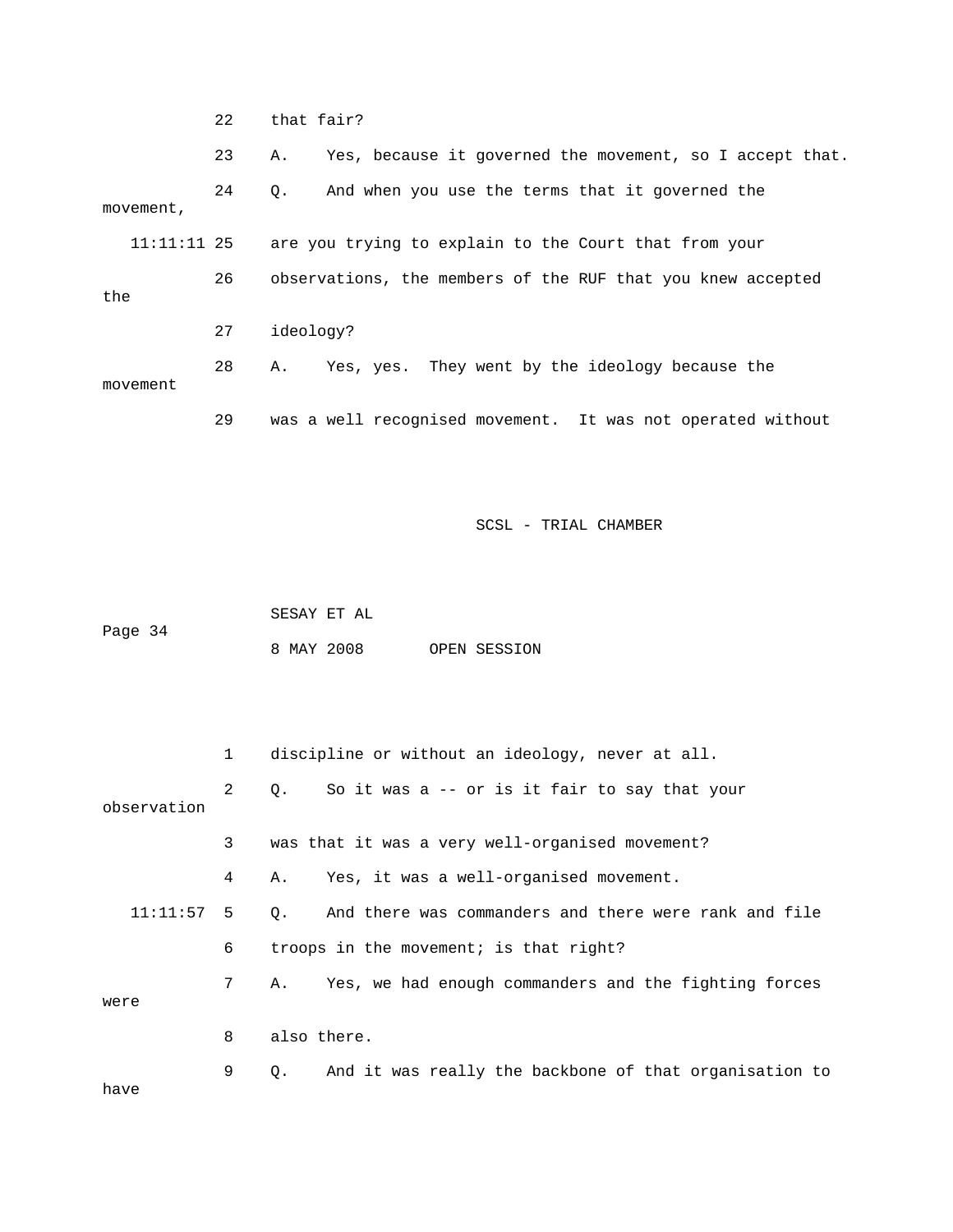22 that fair?

23 A. Yes, because it governed the movement, so I accept that.

24 Q. And when you use the terms that it governed the movement,

11:11:11 25 are you trying to explain to the Court that from your

26 observations, the members of the RUF that you knew accepted the

27 ideology?

28 A. Yes, yes. They went by the ideology because the movement

29 was a well recognised movement. It was not operated without

1 discipline or without an ideology, never at all.

2 Q. So it was a -- or is it fair to say that your observation

3 was that it was a very well-organised movement?

4 A. Yes, it was a well-organised movement.

11:11:57 5 Q. And there was commanders and there were rank and file

6 troops in the movement; is that right?

7 A. Yes, we had enough commanders and the fighting forces were

8 also there.

9 Q. And it was really the backbone of that organisation to have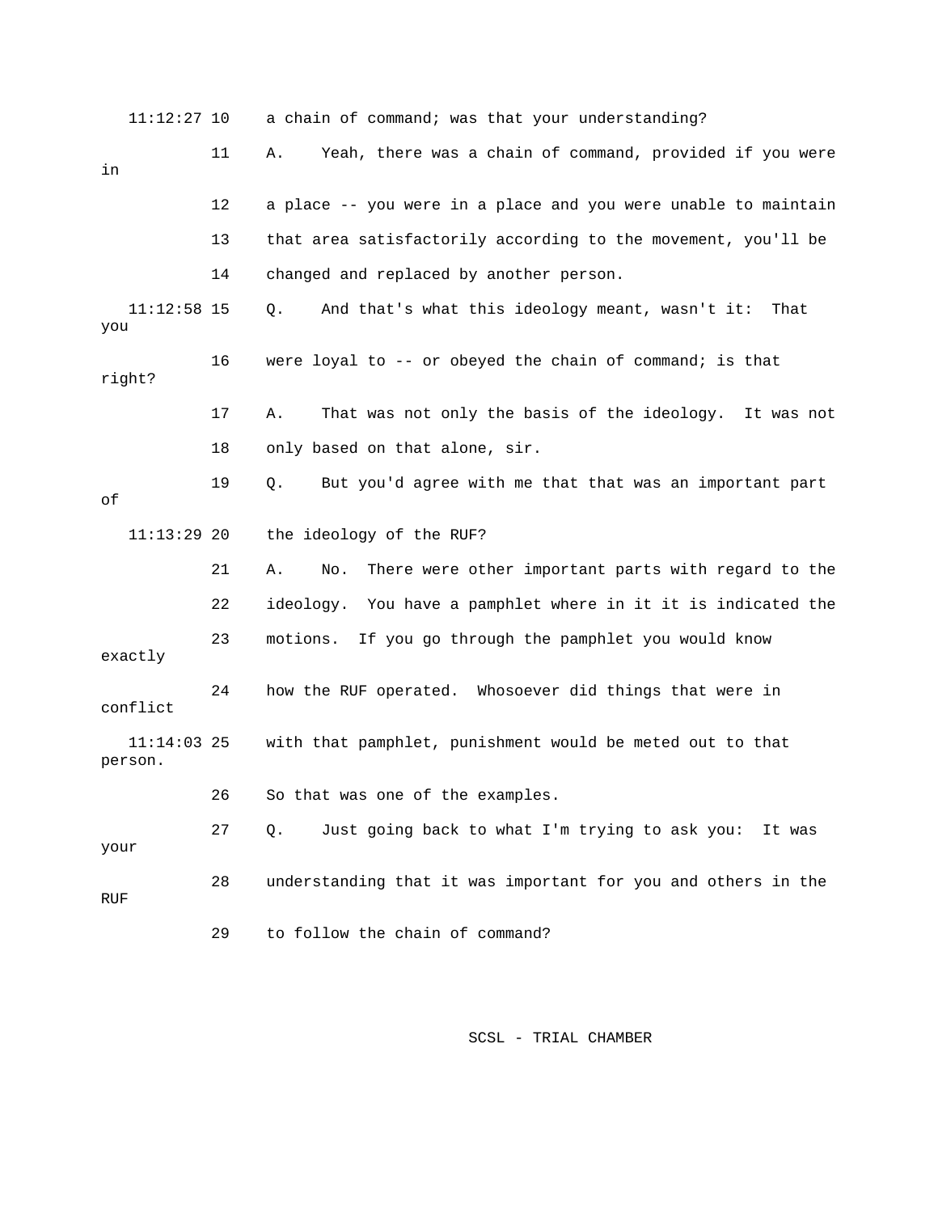11:12:27 10 a chain of command; was that your understanding?

11 A. Yeah, there was a chain of command, provided if you were in

12 a place -- you were in a place and you were unable to maintain

13 that area satisfactorily according to the movement, you'll be

14 changed and replaced by another person.

11:12:58 15 Q. And that's what this ideology meant, wasn't it: That you

16 were loyal to -- or obeyed the chain of command; is that right?

17 A. That was not only the basis of the ideology. It was not

18 only based on that alone, sir.

19 Q. But you'd agree with me that that was an important part of

11:13:29 20 the ideology of the RUF?

21 A. No. There were other important parts with regard to the

22 ideology. You have a pamphlet where in it it is indicated the

23 motions. If you go through the pamphlet you would know exactly

24 how the RUF operated. Whosoever did things that were in conflict

11:14:03 25 with that pamphlet, punishment would be meted out to that person.

26 So that was one of the examples.

27 Q. Just going back to what I'm trying to ask you: It was your

28 understanding that it was important for you and others in the RUF

29 to follow the chain of command?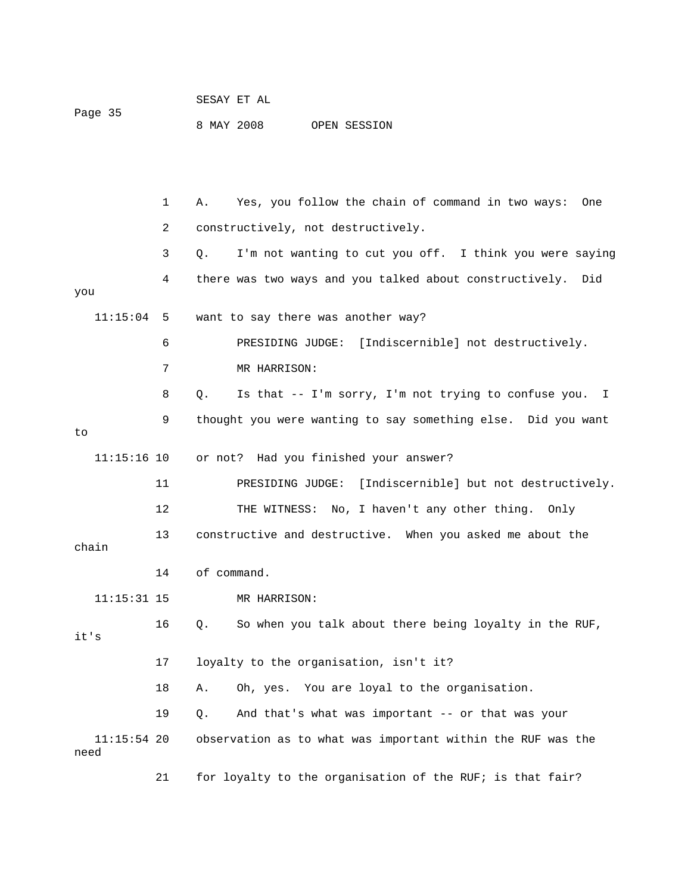1 A. Yes, you follow the chain of command in two ways: One

2 constructively, not destructively.

3 Q. I'm not wanting to cut you off. I think you were saying

4 there was two ways and you talked about constructively. Did you

11:15:04 5 want to say there was another way?

6 PRESIDING JUDGE: [Indiscernible] not destructively.

7 MR HARRISON:

8 Q. Is that -- I'm sorry, I'm not trying to confuse you. I

9 thought you were wanting to say something else. Did you want to

11:15:16 10 or not? Had you finished your answer?

11 PRESIDING JUDGE: [Indiscernible] but not destructively.

12 THE WITNESS: No, I haven't any other thing. Only

13 constructive and destructive. When you asked me about the chain

14 of command.

11:15:31 15 MR HARRISON:

16 Q. So when you talk about there being loyalty in the RUF, it's

17 loyalty to the organisation, isn't it?

18 A. Oh, yes. You are loyal to the organisation.

19 Q. And that's what was important -- or that was your

11:15:54 20 observation as to what was important within the RUF was the need

21 for loyalty to the organisation of the RUF; is that fair?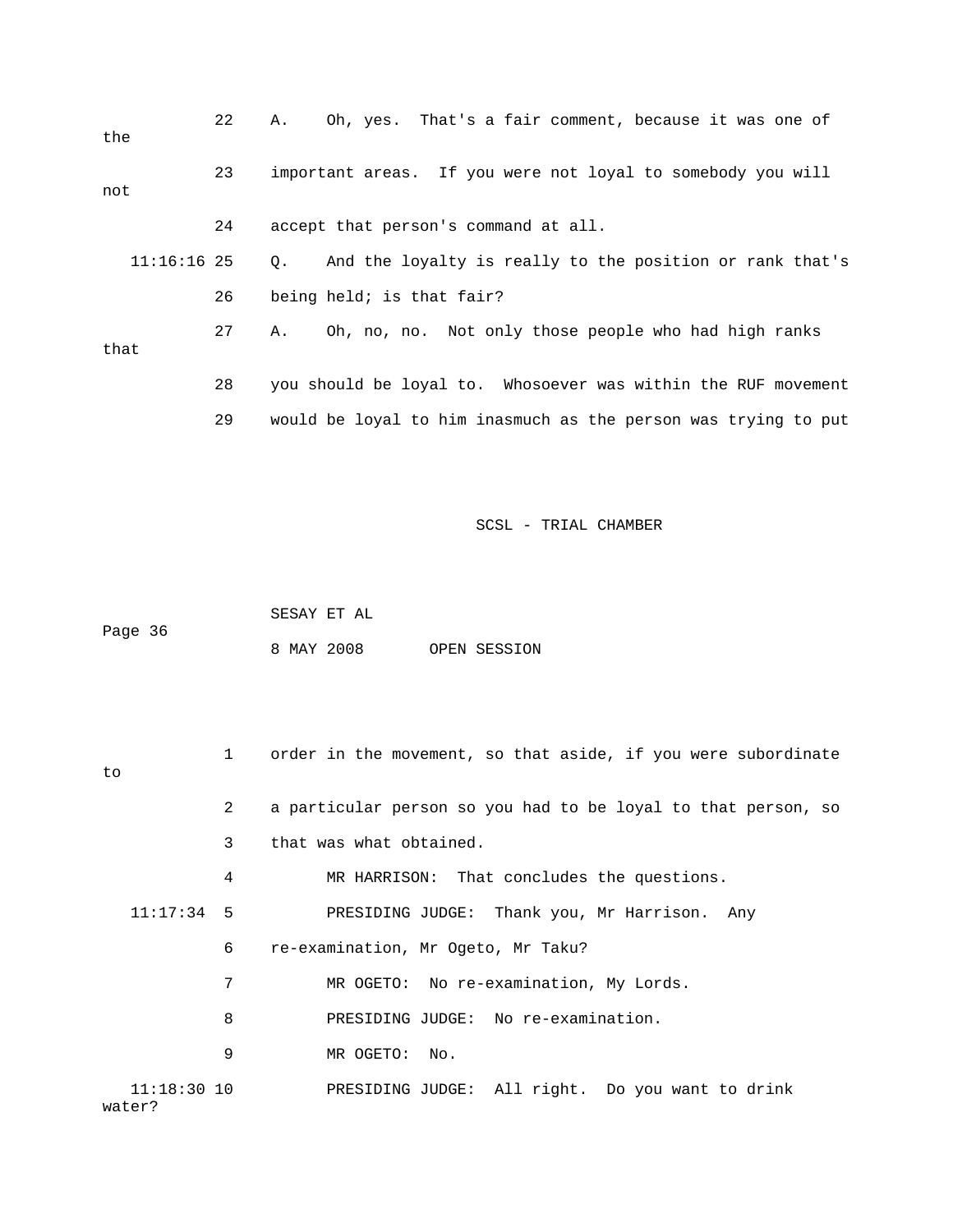22 A. Oh, yes. That's a fair comment, because it was one of the

23 important areas. If you were not loyal to somebody you will not

24 accept that person's command at all.

11:16:16 25 Q. And the loyalty is really to the position or rank that's

26 being held; is that fair?

27 A. Oh, no, no. Not only those people who had high ranks that

28 you should be loyal to. Whosoever was within the RUF movement

29 would be loyal to him inasmuch as the person was trying to put

1 order in the movement, so that aside, if you were subordinate to

2 a particular person so you had to be loyal to that person, so

3 that was what obtained.

4 MR HARRISON: That concludes the questions.

11:17:34 5 PRESIDING JUDGE: Thank you, Mr Harrison. Any

6 re-examination, Mr Ogeto, Mr Taku?

7 MR OGETO: No re-examination, My Lords.

8 PRESIDING JUDGE: No re-examination.

9 MR OGETO: No.

11:18:30 10 PRESIDING JUDGE: All right. Do you want to drink water?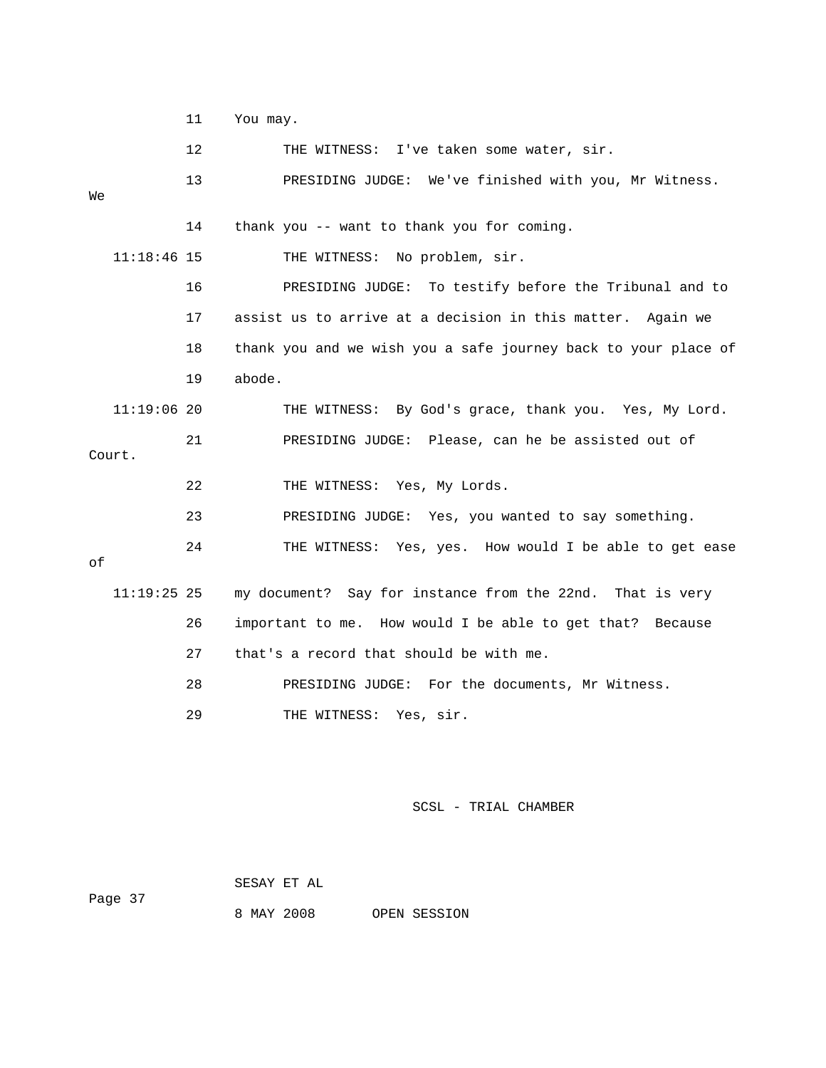11 You may.

12 THE WITNESS: I've taken some water, sir.

13 PRESIDING JUDGE: We've finished with you, Mr Witness. We

14 thank you -- want to thank you for coming.

11:18:46 15 THE WITNESS: No problem, sir.

16 PRESIDING JUDGE: To testify before the Tribunal and to

17 assist us to arrive at a decision in this matter. Again we

18 thank you and we wish you a safe journey back to your place of

19 abode.

11:19:06 20 THE WITNESS: By God's grace, thank you. Yes, My Lord.

21 PRESIDING JUDGE: Please, can he be assisted out of Court.

22 THE WITNESS: Yes, My Lords.

23 PRESIDING JUDGE: Yes, you wanted to say something.

24 THE WITNESS: Yes, yes. How would I be able to get ease of

11:19:25 25 my document? Say for instance from the 22nd. That is very

26 important to me. How would I be able to get that? Because

27 that's a record that should be with me.

28 PRESIDING JUDGE: For the documents, Mr Witness.

29 THE WITNESS: Yes, sir.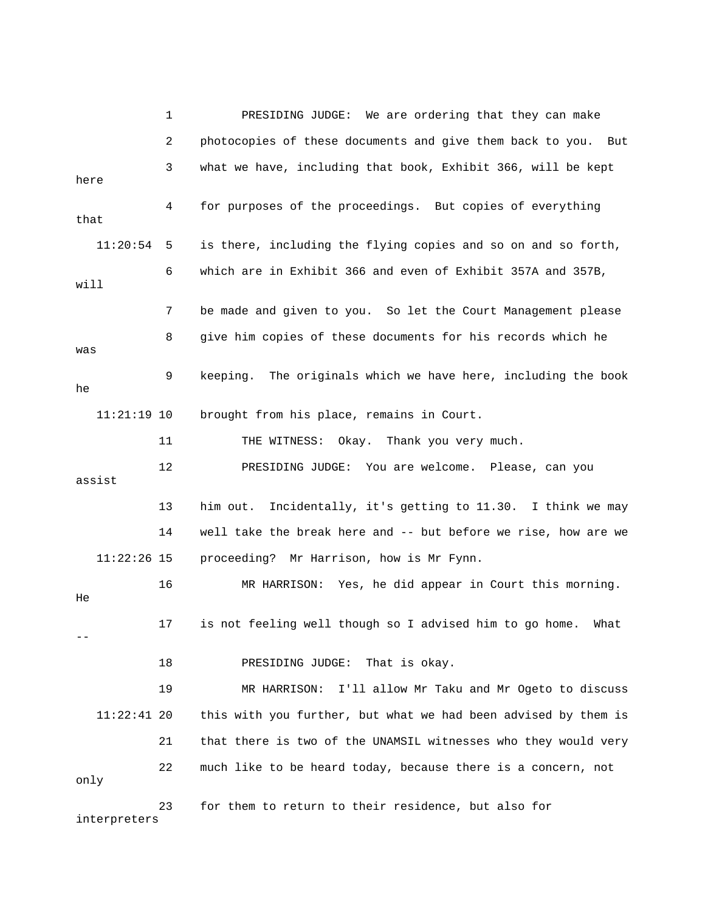1 PRESIDING JUDGE: We are ordering that they can make
2 photocopies of these documents and give them back to you. But
3 what we have, including that book, Exhibit 366, will be kept here
4 for purposes of the proceedings. But copies of everything that
11:20:54 5 is there, including the flying copies and so on and so forth,
6 which are in Exhibit 366 and even of Exhibit 357A and 357B, will
7 be made and given to you. So let the Court Management please
8 give him copies of these documents for his records which he was
9 keeping. The originals which we have here, including the book he
11:21:19 10 brought from his place, remains in Court.
11 THE WITNESS: Okay. Thank you very much.
12 PRESIDING JUDGE: You are welcome. Please, can you assist
13 him out. Incidentally, it's getting to 11.30. I think we may
14 well take the break here and -- but before we rise, how are we
11:22:26 15 proceeding? Mr Harrison, how is Mr Fynn.
16 MR HARRISON: Yes, he did appear in Court this morning. He
17 is not feeling well though so I advised him to go home. What --
18 PRESIDING JUDGE: That is okay.
19 MR HARRISON: I'll allow Mr Taku and Mr Ogeto to discuss
11:22:41 20 this with you further, but what we had been advised by them is
21 that there is two of the UNAMSIL witnesses who they would very
22 much like to be heard today, because there is a concern, not only
23 for them to return to their residence, but also for interpreters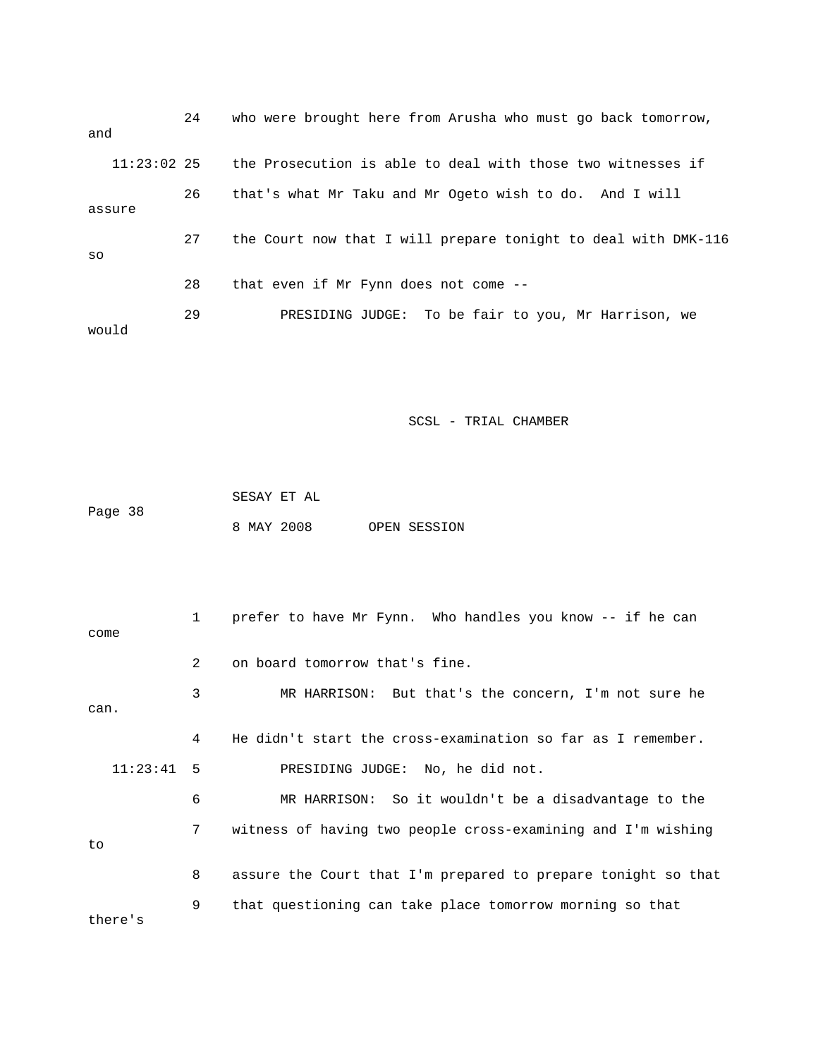24 who were brought here from Arusha who must go back tomorrow, and

11:23:02 25 the Prosecution is able to deal with those two witnesses if

26 that's what Mr Taku and Mr Ogeto wish to do. And I will assure

27 the Court now that I will prepare tonight to deal with DMK-116 so

28 that even if Mr Fynn does not come --

29 PRESIDING JUDGE: To be fair to you, Mr Harrison, we would

1 prefer to have Mr Fynn. Who handles you know -- if he can come

2 on board tomorrow that's fine.

3 MR HARRISON: But that's the concern, I'm not sure he can.

4 He didn't start the cross-examination so far as I remember.

11:23:41 5 PRESIDING JUDGE: No, he did not.

6 MR HARRISON: So it wouldn't be a disadvantage to the

7 witness of having two people cross-examining and I'm wishing to

8 assure the Court that I'm prepared to prepare tonight so that

9 that questioning can take place tomorrow morning so that there's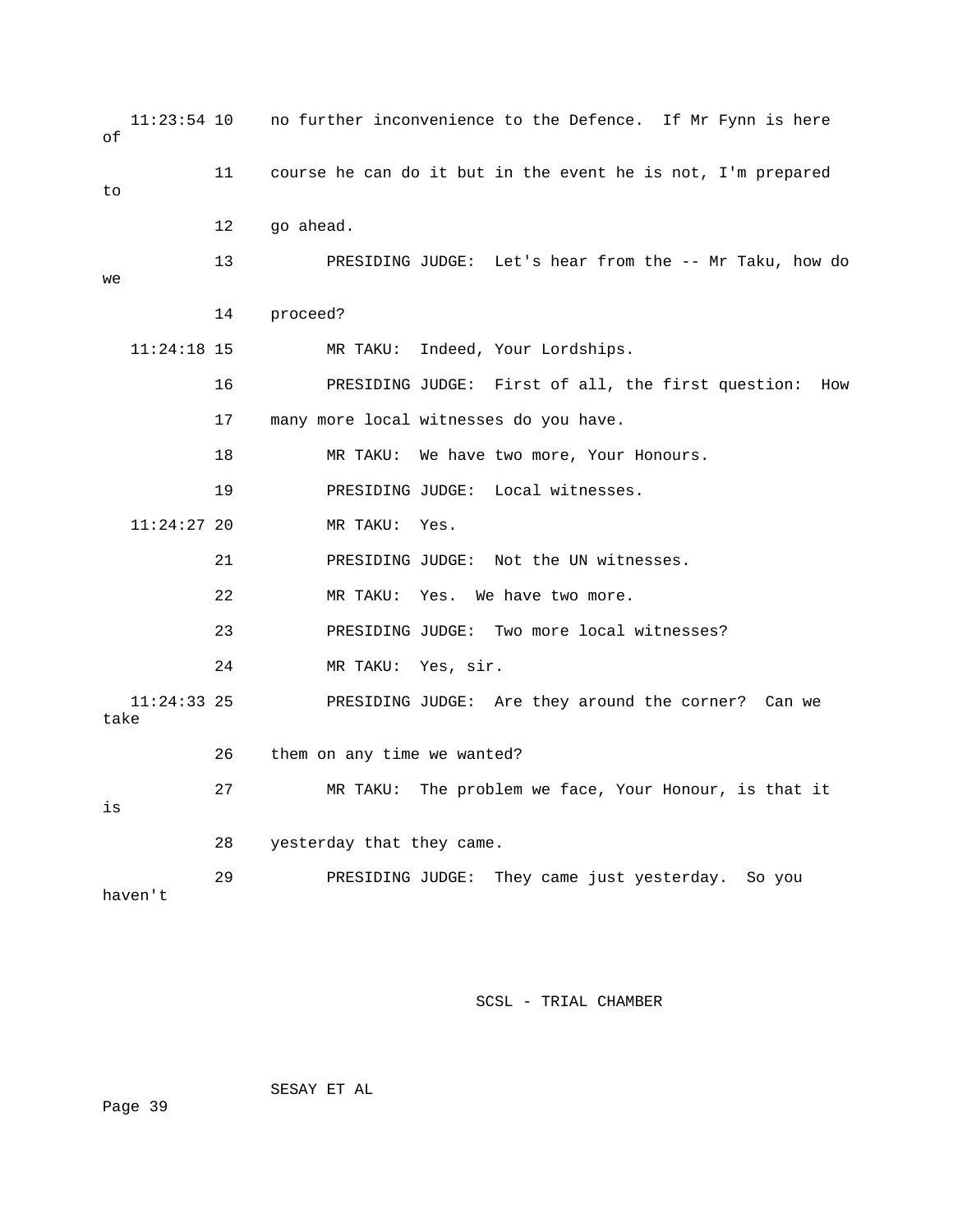11:23:54 10 no further inconvenience to the Defence. If Mr Fynn is here of

11 course he can do it but in the event he is not, I'm prepared to

12 go ahead.

13 PRESIDING JUDGE: Let's hear from the -- Mr Taku, how do we

14 proceed?

11:24:18 15 MR TAKU: Indeed, Your Lordships.

16 PRESIDING JUDGE: First of all, the first question: How

17 many more local witnesses do you have.

18 MR TAKU: We have two more, Your Honours.

19 PRESIDING JUDGE: Local witnesses.

11:24:27 20 MR TAKU: Yes.

21 PRESIDING JUDGE: Not the UN witnesses.

22 MR TAKU: Yes. We have two more.

23 PRESIDING JUDGE: Two more local witnesses?

24 MR TAKU: Yes, sir.

11:24:33 25 PRESIDING JUDGE: Are they around the corner? Can we take

26 them on any time we wanted?

27 MR TAKU: The problem we face, Your Honour, is that it is

28 yesterday that they came.

29 PRESIDING JUDGE: They came just yesterday. So you haven't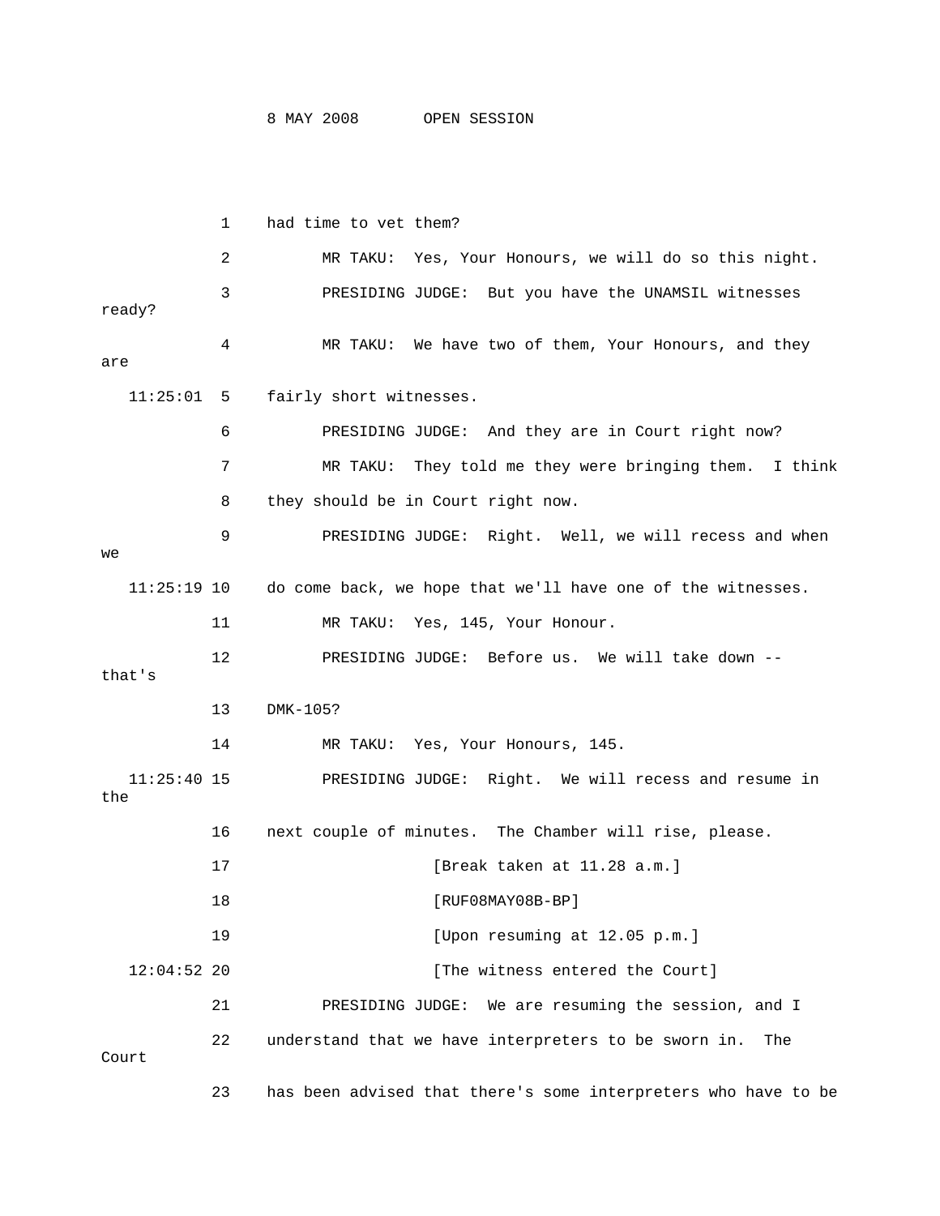1 had time to vet them?

2 MR TAKU: Yes, Your Honours, we will do so this night.

3 PRESIDING JUDGE: But you have the UNAMSIL witnesses ready?

4 MR TAKU: We have two of them, Your Honours, and they are

11:25:01 5 fairly short witnesses.

6 PRESIDING JUDGE: And they are in Court right now?

7 MR TAKU: They told me they were bringing them. I think

8 they should be in Court right now.

9 PRESIDING JUDGE: Right. Well, we will recess and when we

11:25:19 10 do come back, we hope that we'll have one of the witnesses.

11 MR TAKU: Yes, 145, Your Honour.

12 PRESIDING JUDGE: Before us. We will take down -- that's

13 DMK-105?

14 MR TAKU: Yes, Your Honours, 145.

11:25:40 15 PRESIDING JUDGE: Right. We will recess and resume in the

16 next couple of minutes. The Chamber will rise, please.

17 [Break taken at 11.28 a.m.]

18 [RUF08MAY08B-BP]

19 [Upon resuming at 12.05 p.m.]

12:04:52 20 [The witness entered the Court]

21 PRESIDING JUDGE: We are resuming the session, and I

22 understand that we have interpreters to be sworn in. The Court

23 has been advised that there's some interpreters who have to be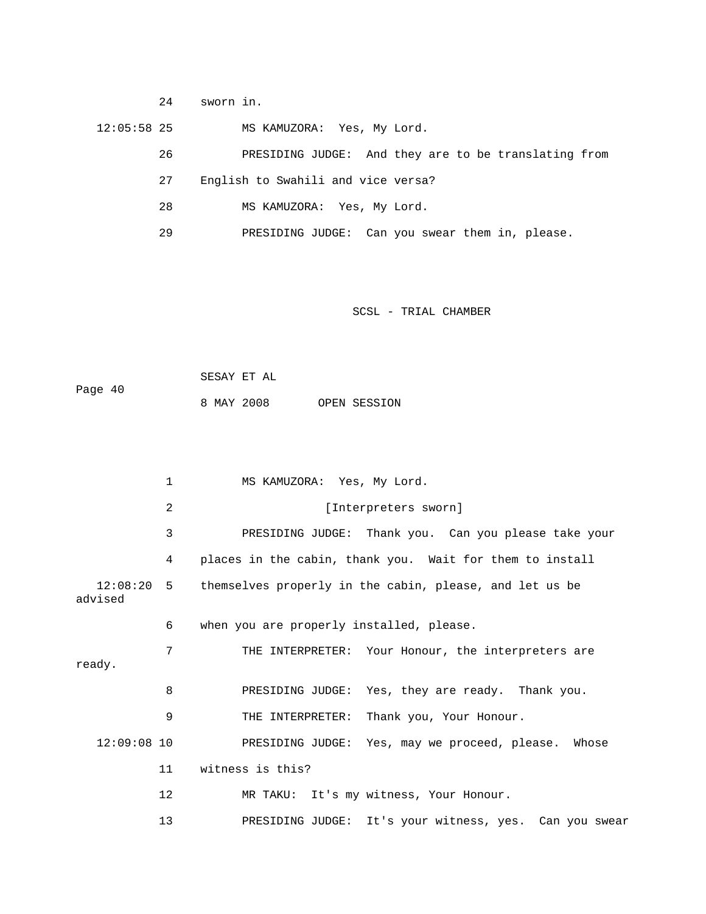24 sworn in.

12:05:58 25 MS KAMUZORA: Yes, My Lord.

26 PRESIDING JUDGE: And they are to be translating from

27 English to Swahili and vice versa?

28 MS KAMUZORA: Yes, My Lord.

29 PRESIDING JUDGE: Can you swear them in, please.

1 MS KAMUZORA: Yes, My Lord.

2 [Interpreters sworn]

3 PRESIDING JUDGE: Thank you. Can you please take your

4 places in the cabin, thank you. Wait for them to install

12:08:20 5 themselves properly in the cabin, please, and let us be advised

6 when you are properly installed, please.

7 THE INTERPRETER: Your Honour, the interpreters are ready.

8 PRESIDING JUDGE: Yes, they are ready. Thank you.

9 THE INTERPRETER: Thank you, Your Honour.

12:09:08 10 PRESIDING JUDGE: Yes, may we proceed, please. Whose

11 witness is this?

12 MR TAKU: It's my witness, Your Honour.

13 PRESIDING JUDGE: It's your witness, yes. Can you swear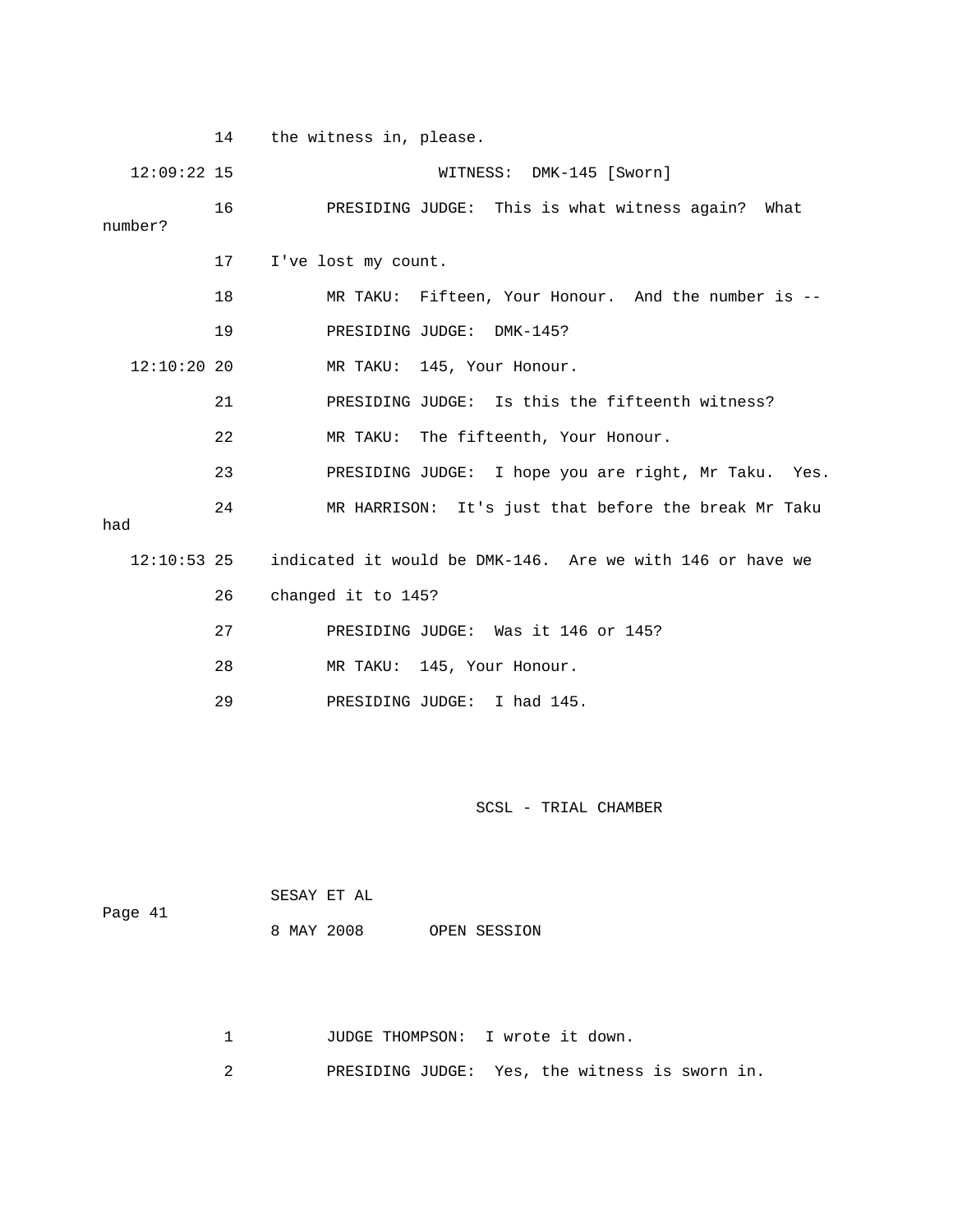14 the witness in, please.

12:09:22 15 WITNESS: DMK-145 [Sworn]

16 PRESIDING JUDGE: This is what witness again? What number?

17 I've lost my count.

18 MR TAKU: Fifteen, Your Honour. And the number is --

19 PRESIDING JUDGE: DMK-145?

12:10:20 20 MR TAKU: 145, Your Honour.

21 PRESIDING JUDGE: Is this the fifteenth witness?

22 MR TAKU: The fifteenth, Your Honour.

23 PRESIDING JUDGE: I hope you are right, Mr Taku. Yes.

24 MR HARRISON: It's just that before the break Mr Taku had

12:10:53 25 indicated it would be DMK-146. Are we with 146 or have we

26 changed it to 145?

27 PRESIDING JUDGE: Was it 146 or 145?

28 MR TAKU: 145, Your Honour.

29 PRESIDING JUDGE: I had 145.

SCSL - TRIAL CHAMBER

SESAY ET AL

8 MAY 2008 OPEN SESSION

1 JUDGE THOMPSON: I wrote it down.

2 PRESIDING JUDGE: Yes, the witness is sworn in.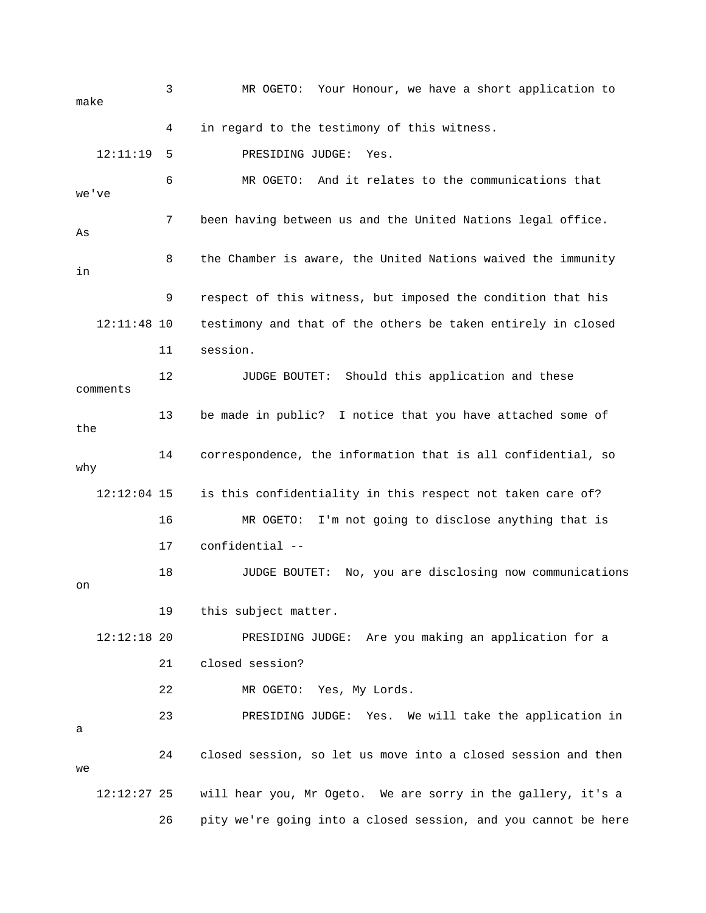3 MR OGETO: Your Honour, we have a short application to make

4 in regard to the testimony of this witness.

12:11:19 5 PRESIDING JUDGE: Yes.

6 MR OGETO: And it relates to the communications that we've

7 been having between us and the United Nations legal office. As

8 the Chamber is aware, the United Nations waived the immunity in

9 respect of this witness, but imposed the condition that his

12:11:48 10 testimony and that of the others be taken entirely in closed

11 session.

12 JUDGE BOUTET: Should this application and these comments

13 be made in public? I notice that you have attached some of the

14 correspondence, the information that is all confidential, so why

12:12:04 15 is this confidentiality in this respect not taken care of?

16 MR OGETO: I'm not going to disclose anything that is

17 confidential --

18 JUDGE BOUTET: No, you are disclosing now communications on

19 this subject matter.

12:12:18 20 PRESIDING JUDGE: Are you making an application for a

21 closed session?

22 MR OGETO: Yes, My Lords.

23 PRESIDING JUDGE: Yes. We will take the application in a

24 closed session, so let us move into a closed session and then we

12:12:27 25 will hear you, Mr Ogeto. We are sorry in the gallery, it's a

26 pity we're going into a closed session, and you cannot be here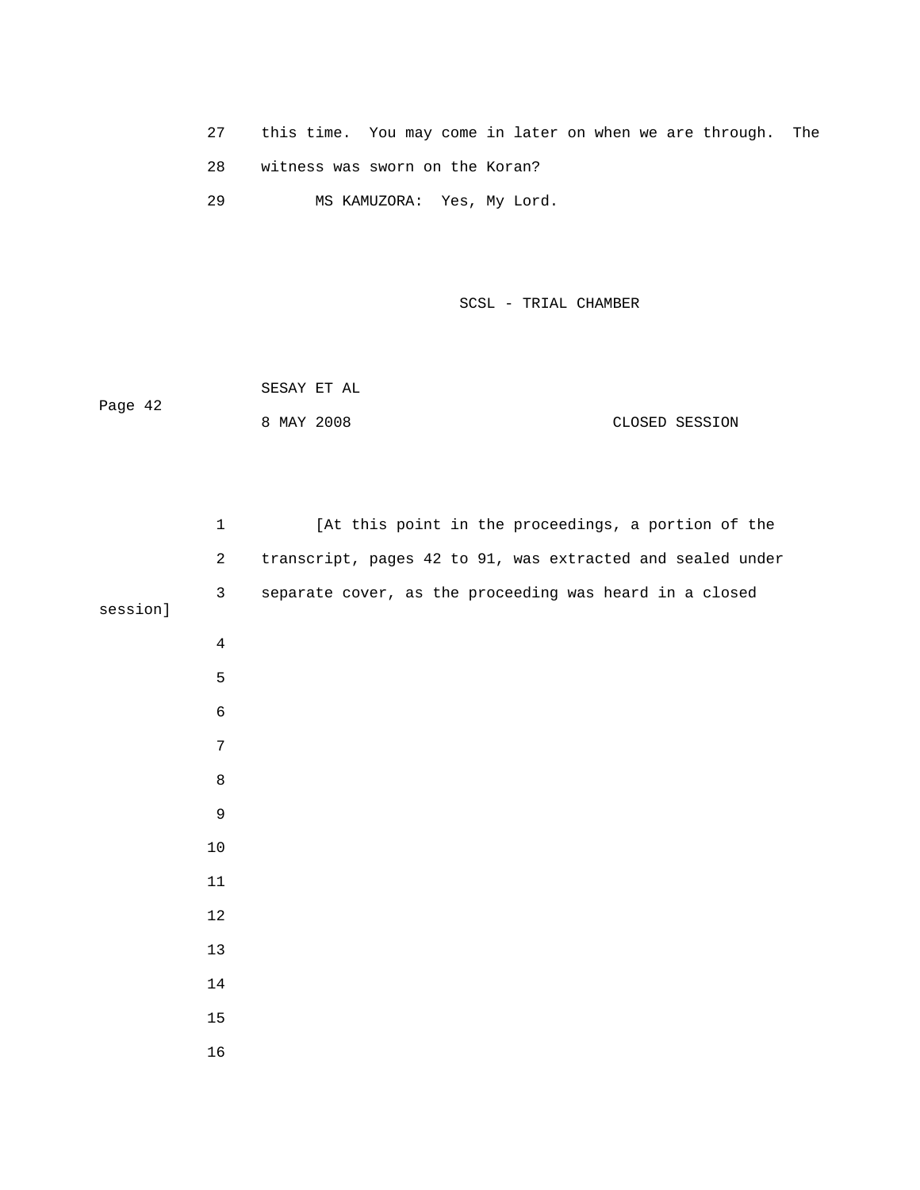27 this time. You may come in later on when we are through. The

28 witness was sworn on the Koran?

29 MS KAMUZORA: Yes, My Lord.

SCSL - TRIAL CHAMBER

SESAY ET AL

Page 42

8 MAY 2008 CLOSED SESSION

1 [At this point in the proceedings, a portion of the

2 transcript, pages 42 to 91, was extracted and sealed under

3 separate cover, as the proceeding was heard in a closed session]

4

5

6

7

8

9

10

11

12

13

14

15

16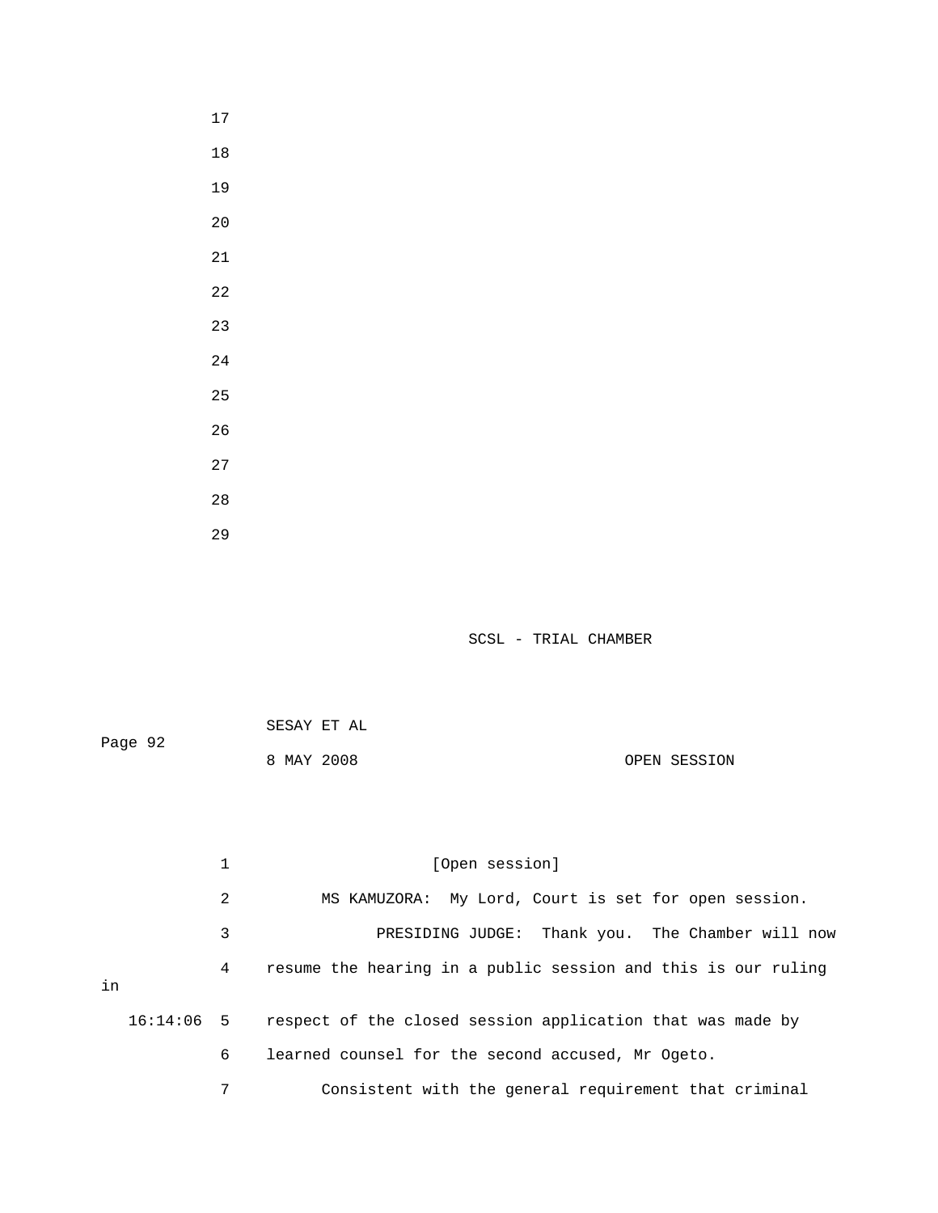[Open session]

MS KAMUZORA: My Lord, Court is set for open session.

PRESIDING JUDGE: Thank you. The Chamber will now resume the hearing in a public session and this is our ruling in respect of the closed session application that was made by learned counsel for the second accused, Mr Ogeto.

Consistent with the general requirement that criminal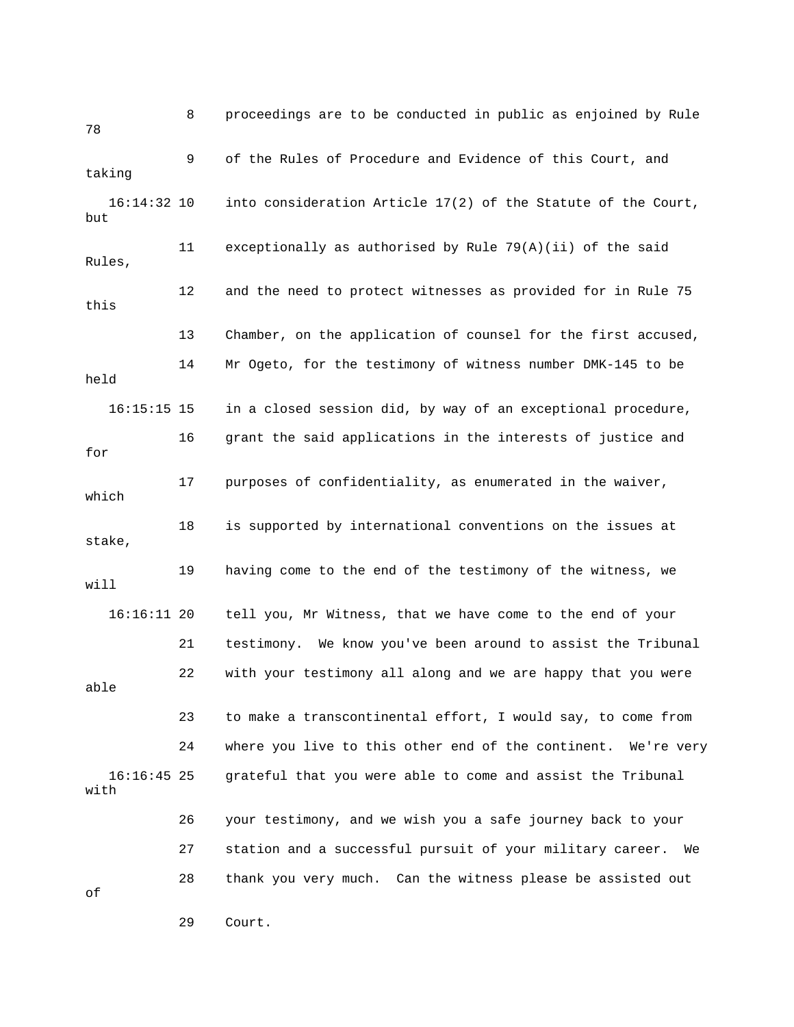8 proceedings are to be conducted in public as enjoined by Rule 78

9 of the Rules of Procedure and Evidence of this Court, and taking

16:14:32 10 into consideration Article 17(2) of the Statute of the Court, but

11 exceptionally as authorised by Rule 79(A)(ii) of the said Rules,

12 and the need to protect witnesses as provided for in Rule 75 this

13 Chamber, on the application of counsel for the first accused,

14 Mr Ogeto, for the testimony of witness number DMK-145 to be held

16:15:15 15 in a closed session did, by way of an exceptional procedure,

16 grant the said applications in the interests of justice and for

17 purposes of confidentiality, as enumerated in the waiver, which

18 is supported by international conventions on the issues at stake,

19 having come to the end of the testimony of the witness, we will

16:16:11 20 tell you, Mr Witness, that we have come to the end of your

21 testimony. We know you've been around to assist the Tribunal

22 with your testimony all along and we are happy that you were able

23 to make a transcontinental effort, I would say, to come from

24 where you live to this other end of the continent. We're very

16:16:45 25 grateful that you were able to come and assist the Tribunal with

26 your testimony, and we wish you a safe journey back to your

27 station and a successful pursuit of your military career. We

28 thank you very much. Can the witness please be assisted out of

29 Court.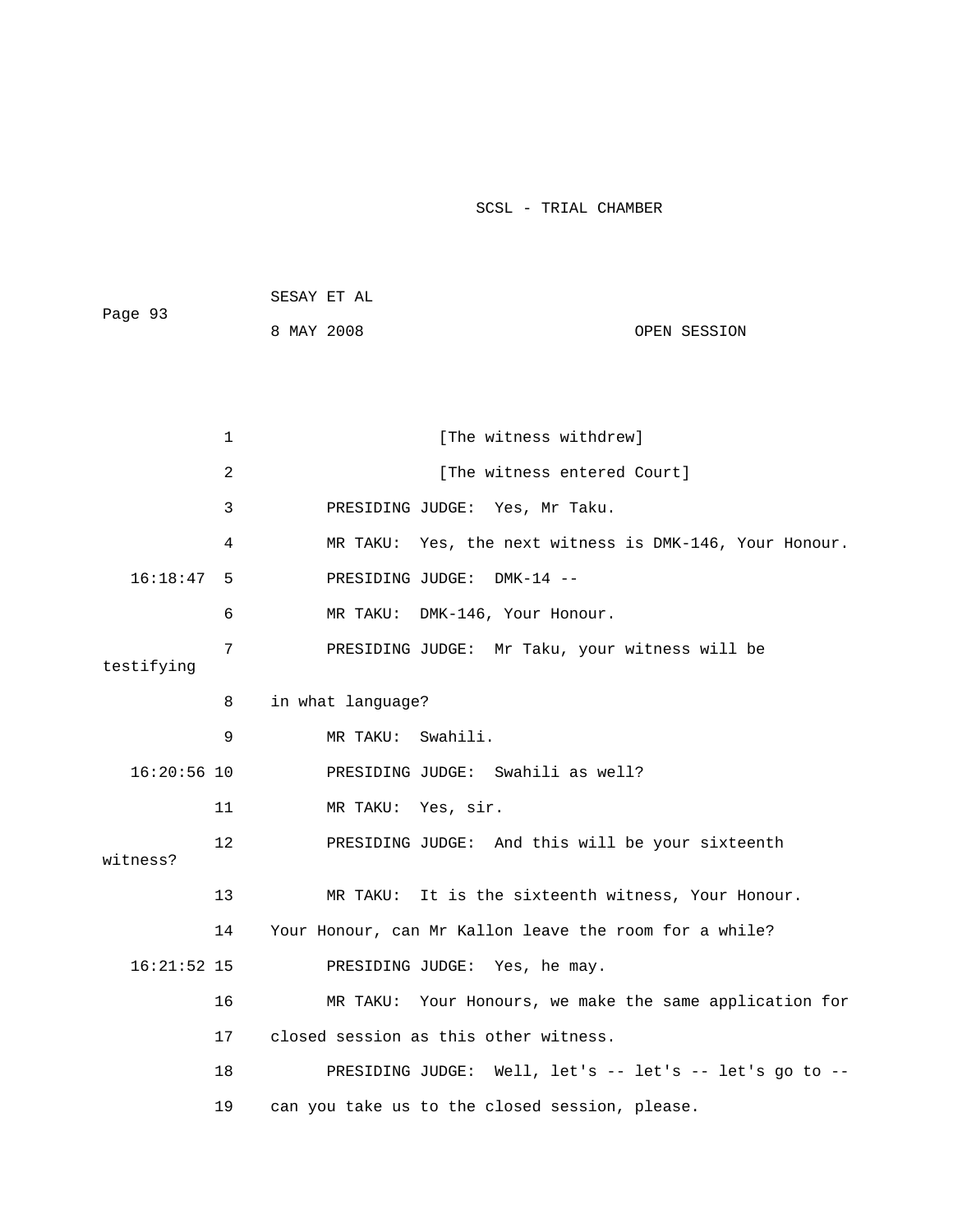[The witness withdrew]

[The witness entered Court]

PRESIDING JUDGE: Yes, Mr Taku.

MR TAKU: Yes, the next witness is DMK-146, Your Honour.

16:18:47 PRESIDING JUDGE: DMK-14 --

MR TAKU: DMK-146, Your Honour.

PRESIDING JUDGE: Mr Taku, your witness will be testifying in what language?

MR TAKU: Swahili.

16:20:56 PRESIDING JUDGE: Swahili as well?

MR TAKU: Yes, sir.

PRESIDING JUDGE: And this will be your sixteenth witness?

MR TAKU: It is the sixteenth witness, Your Honour. Your Honour, can Mr Kallon leave the room for a while?

16:21:52 PRESIDING JUDGE: Yes, he may.

MR TAKU: Your Honours, we make the same application for closed session as this other witness.

PRESIDING JUDGE: Well, let's -- let's -- let's go to -- can you take us to the closed session, please.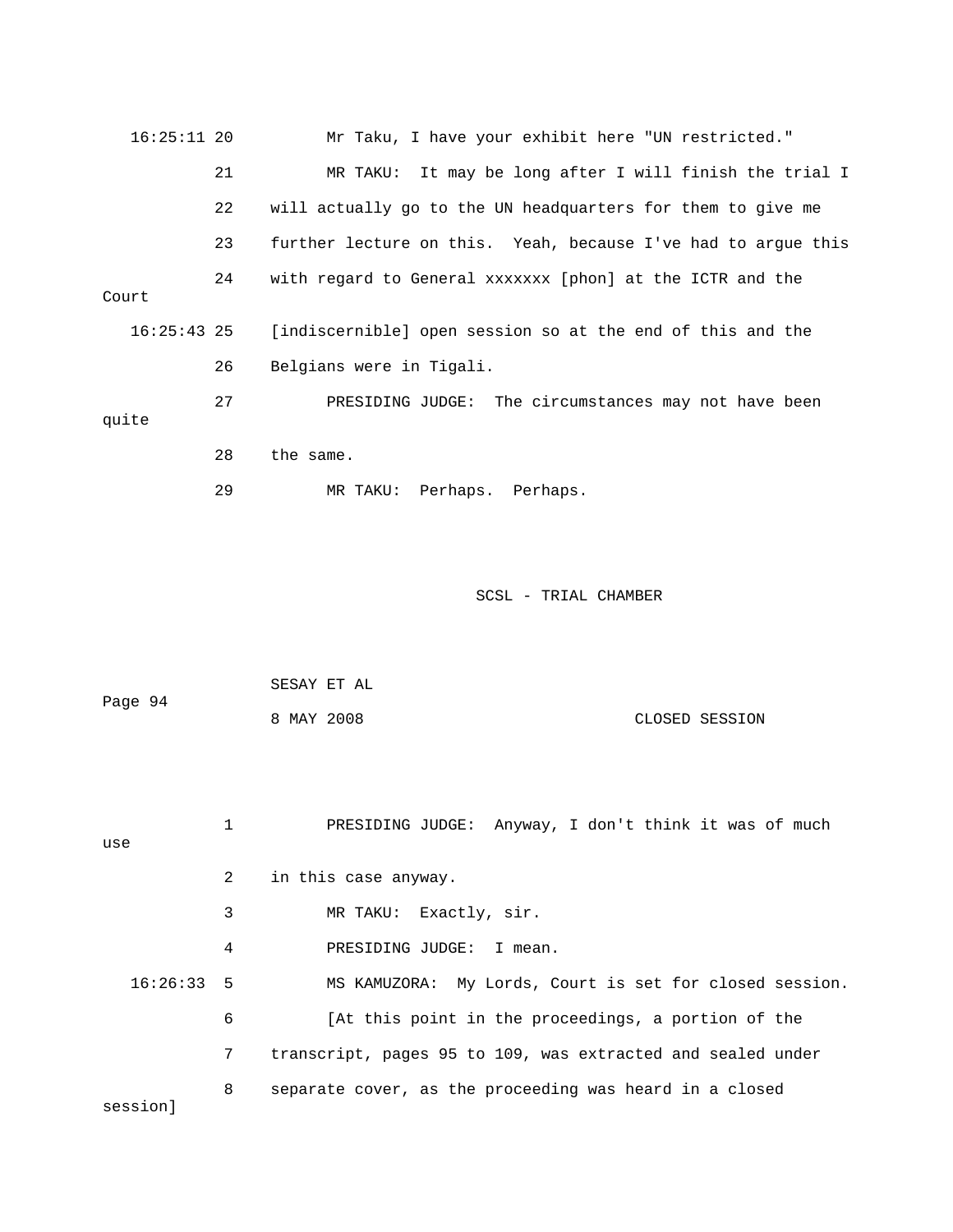16:25:11 20 Mr Taku, I have your exhibit here "UN restricted."

21 MR TAKU: It may be long after I will finish the trial I

22 will actually go to the UN headquarters for them to give me

23 further lecture on this. Yeah, because I've had to argue this

24 with regard to General xxxxxxx [phon] at the ICTR and the Court

16:25:43 25 [indiscernible] open session so at the end of this and the

26 Belgians were in Tigali.

27 PRESIDING JUDGE: The circumstances may not have been quite

28 the same.

29 MR TAKU: Perhaps. Perhaps.

SCSL - TRIAL CHAMBER

SESAY ET AL

8 MAY 2008 CLOSED SESSION

1 PRESIDING JUDGE: Anyway, I don't think it was of much use

2 in this case anyway.

3 MR TAKU: Exactly, sir.

4 PRESIDING JUDGE: I mean.

16:26:33 5 MS KAMUZORA: My Lords, Court is set for closed session.

6 [At this point in the proceedings, a portion of the

7 transcript, pages 95 to 109, was extracted and sealed under

8 separate cover, as the proceeding was heard in a closed session]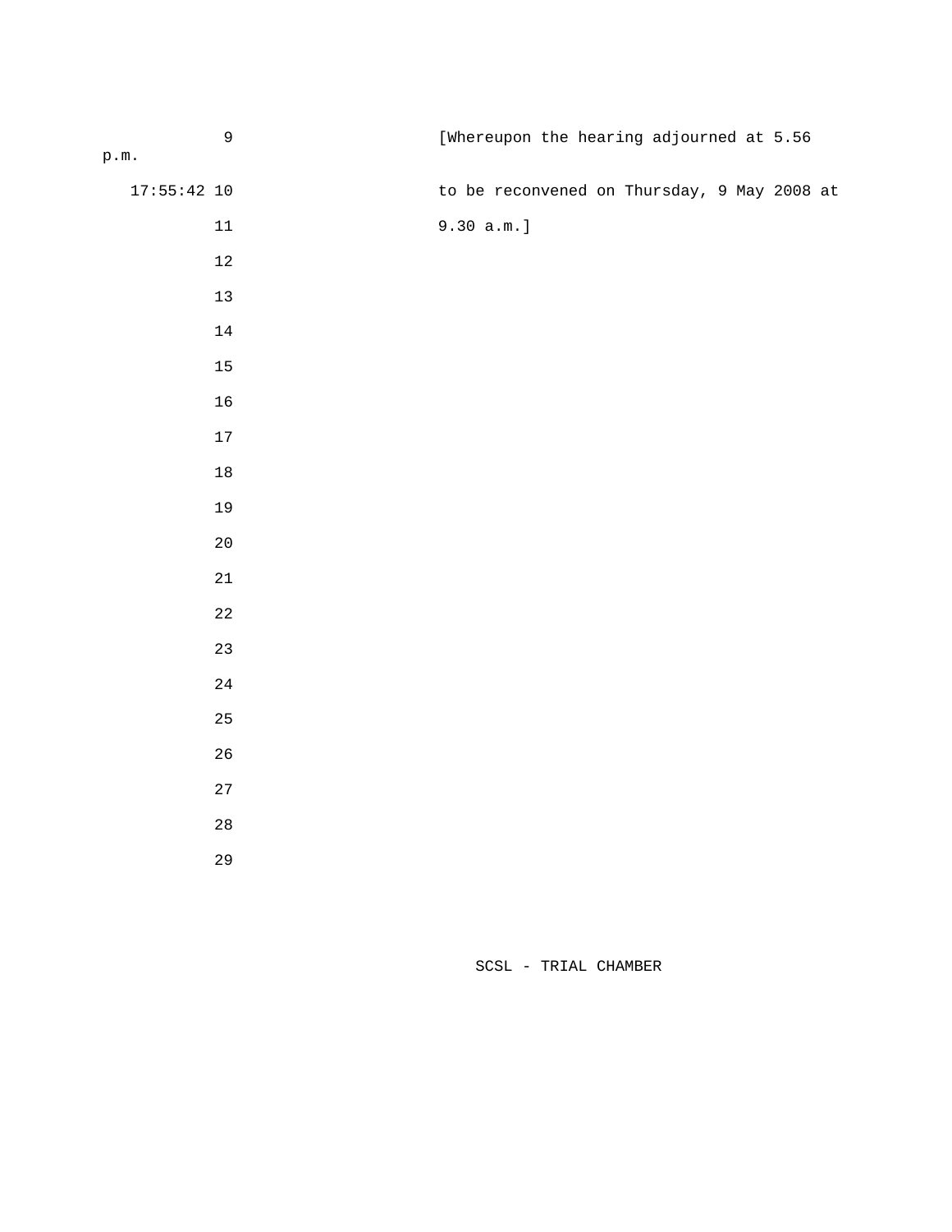[Whereupon the hearing adjourned at 5.56 p.m.

to be reconvened on Thursday, 9 May 2008 at

9.30 a.m.]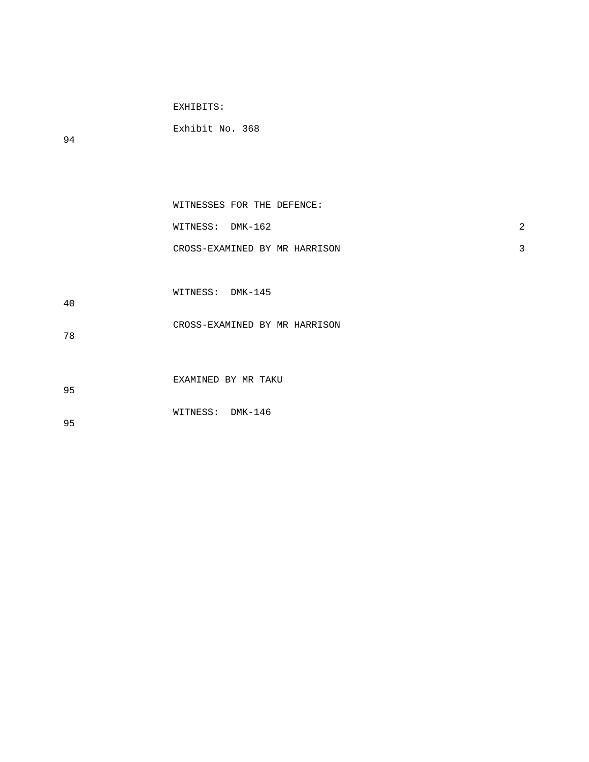EXHIBITS:

| | |
|---|---|
| Exhibit No. 368 | 94 |

WITNESSES FOR THE DEFENCE:

| | |
|---|---|
| WITNESS: DMK-162 | 2 |
| CROSS-EXAMINED BY MR HARRISON | 3 |
| WITNESS: DMK-145 | 40 |
| CROSS-EXAMINED BY MR HARRISON | 78 |
| EXAMINED BY MR TAKU | 95 |
| WITNESS: DMK-146 | 95 |